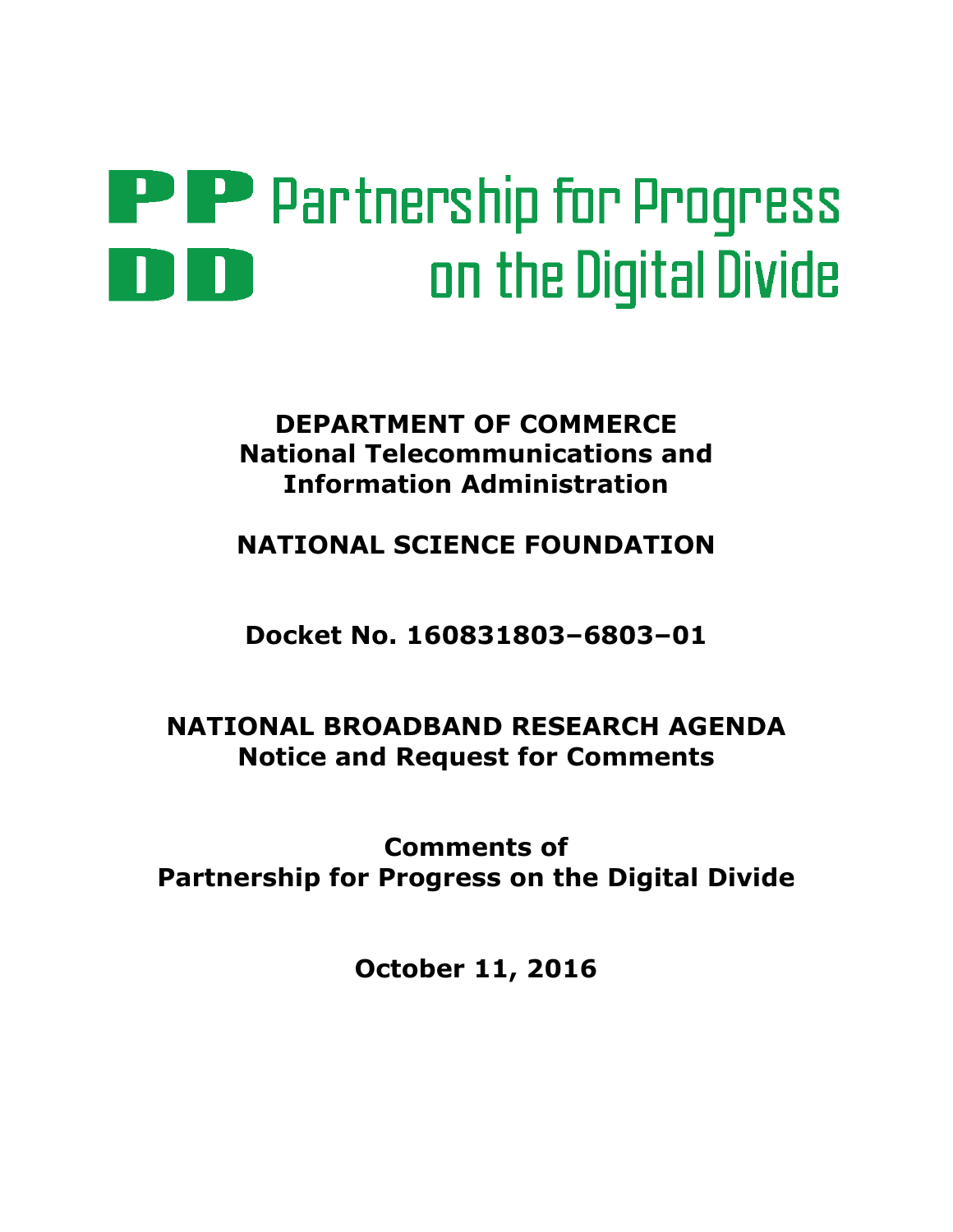**PP DD** Partnership for Progress on the Digital Divide

**DEPARTMENT OF COMMERCE**
**National Telecommunications and Information Administration**

**NATIONAL SCIENCE FOUNDATION**

**Docket No. 160831803–6803–01**

**NATIONAL BROADBAND RESEARCH AGENDA**
**Notice and Request for Comments**

**Comments of**
**Partnership for Progress on the Digital Divide**

**October 11, 2016**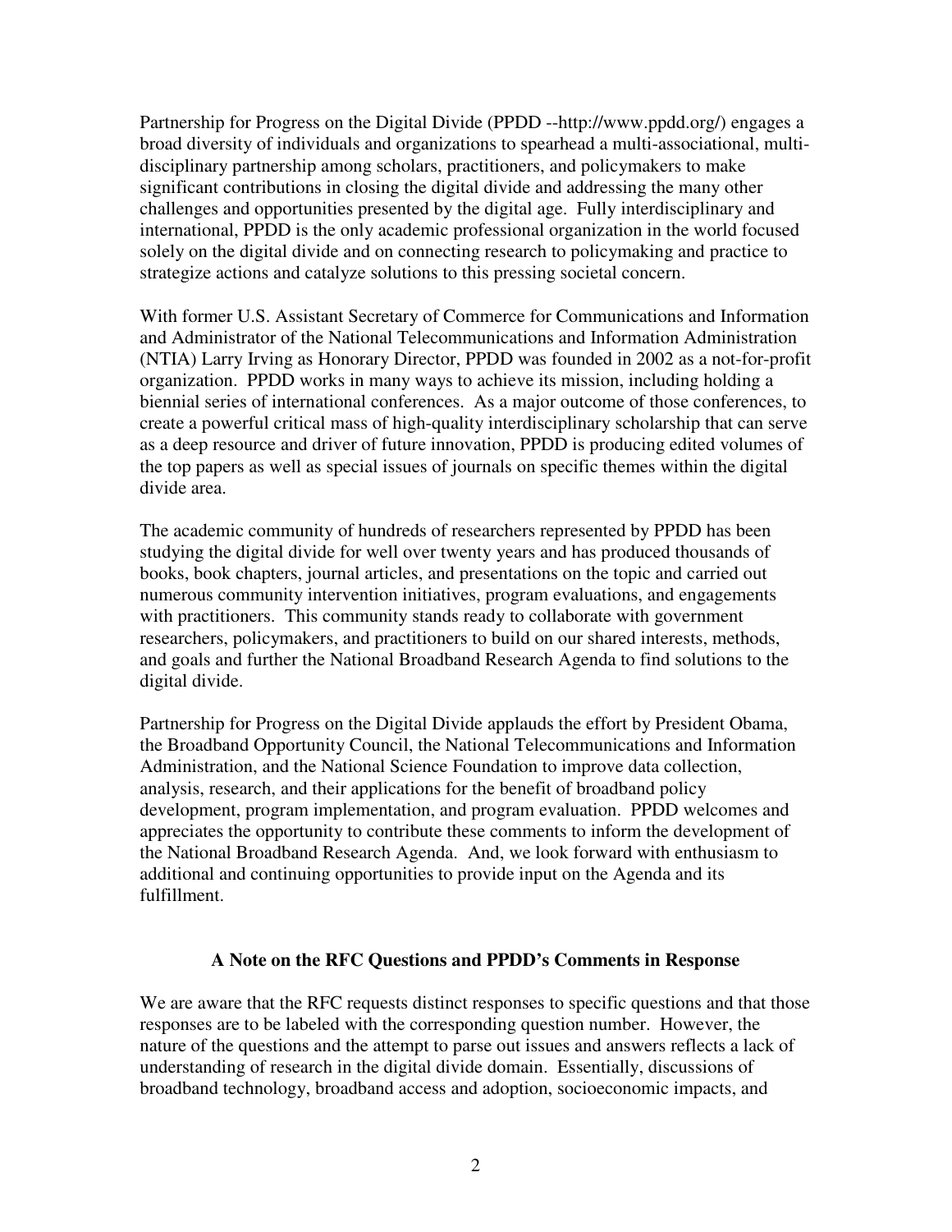Partnership for Progress on the Digital Divide (PPDD --http://www.ppdd.org/) engages a broad diversity of individuals and organizations to spearhead a multi-associational, multi-disciplinary partnership among scholars, practitioners, and policymakers to make significant contributions in closing the digital divide and addressing the many other challenges and opportunities presented by the digital age. Fully interdisciplinary and international, PPDD is the only academic professional organization in the world focused solely on the digital divide and on connecting research to policymaking and practice to strategize actions and catalyze solutions to this pressing societal concern.

With former U.S. Assistant Secretary of Commerce for Communications and Information and Administrator of the National Telecommunications and Information Administration (NTIA) Larry Irving as Honorary Director, PPDD was founded in 2002 as a not-for-profit organization. PPDD works in many ways to achieve its mission, including holding a biennial series of international conferences. As a major outcome of those conferences, to create a powerful critical mass of high-quality interdisciplinary scholarship that can serve as a deep resource and driver of future innovation, PPDD is producing edited volumes of the top papers as well as special issues of journals on specific themes within the digital divide area.

The academic community of hundreds of researchers represented by PPDD has been studying the digital divide for well over twenty years and has produced thousands of books, book chapters, journal articles, and presentations on the topic and carried out numerous community intervention initiatives, program evaluations, and engagements with practitioners. This community stands ready to collaborate with government researchers, policymakers, and practitioners to build on our shared interests, methods, and goals and further the National Broadband Research Agenda to find solutions to the digital divide.

Partnership for Progress on the Digital Divide applauds the effort by President Obama, the Broadband Opportunity Council, the National Telecommunications and Information Administration, and the National Science Foundation to improve data collection, analysis, research, and their applications for the benefit of broadband policy development, program implementation, and program evaluation. PPDD welcomes and appreciates the opportunity to contribute these comments to inform the development of the National Broadband Research Agenda. And, we look forward with enthusiasm to additional and continuing opportunities to provide input on the Agenda and its fulfillment.

### A Note on the RFC Questions and PPDD's Comments in Response

We are aware that the RFC requests distinct responses to specific questions and that those responses are to be labeled with the corresponding question number. However, the nature of the questions and the attempt to parse out issues and answers reflects a lack of understanding of research in the digital divide domain. Essentially, discussions of broadband technology, broadband access and adoption, socioeconomic impacts, and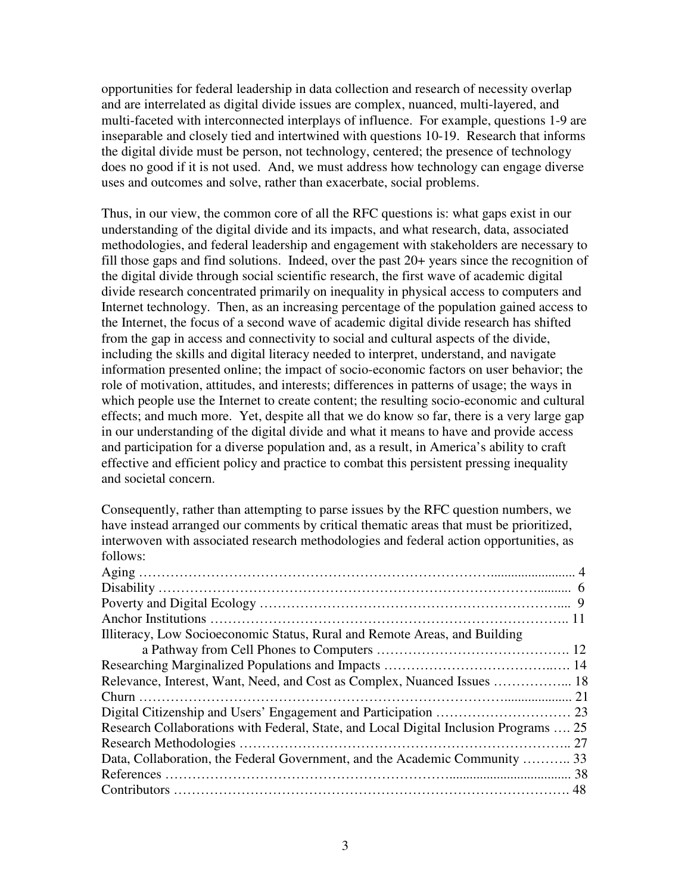opportunities for federal leadership in data collection and research of necessity overlap and are interrelated as digital divide issues are complex, nuanced, multi-layered, and multi-faceted with interconnected interplays of influence. For example, questions 1-9 are inseparable and closely tied and intertwined with questions 10-19. Research that informs the digital divide must be person, not technology, centered; the presence of technology does no good if it is not used. And, we must address how technology can engage diverse uses and outcomes and solve, rather than exacerbate, social problems.

Thus, in our view, the common core of all the RFC questions is: what gaps exist in our understanding of the digital divide and its impacts, and what research, data, associated methodologies, and federal leadership and engagement with stakeholders are necessary to fill those gaps and find solutions. Indeed, over the past 20+ years since the recognition of the digital divide through social scientific research, the first wave of academic digital divide research concentrated primarily on inequality in physical access to computers and Internet technology. Then, as an increasing percentage of the population gained access to the Internet, the focus of a second wave of academic digital divide research has shifted from the gap in access and connectivity to social and cultural aspects of the divide, including the skills and digital literacy needed to interpret, understand, and navigate information presented online; the impact of socio-economic factors on user behavior; the role of motivation, attitudes, and interests; differences in patterns of usage; the ways in which people use the Internet to create content; the resulting socio-economic and cultural effects; and much more. Yet, despite all that we do know so far, there is a very large gap in our understanding of the digital divide and what it means to have and provide access and participation for a diverse population and, as a result, in America's ability to craft effective and efficient policy and practice to combat this persistent pressing inequality and societal concern.

Consequently, rather than attempting to parse issues by the RFC question numbers, we have instead arranged our comments by critical thematic areas that must be prioritized, interwoven with associated research methodologies and federal action opportunities, as follows:

Aging …………………………………………………………………….......................... 4
Disability ………………………………………………………………………….......... 6
Poverty and Digital Ecology ……………………………………………………….... 9
Anchor Institutions ………………………………………………………………….. 11
Illiteracy, Low Socioeconomic Status, Rural and Remote Areas, and Building
a Pathway from Cell Phones to Computers ……………………………………. 12
Researching Marginalized Populations and Impacts ………………………………..… 14
Relevance, Interest, Want, Need, and Cost as Complex, Nuanced Issues ……………... 18
Churn ………………………………………………………………….................... 21
Digital Citizenship and Users' Engagement and Participation ………………………… 23
Research Collaborations with Federal, State, and Local Digital Inclusion Programs …. 25
Research Methodologies ……………………………………………………………….. 27
Data, Collaboration, the Federal Government, and the Academic Community ……….. 33
References ……………………………………………….................................... 38
Contributors ………………………………………………………………………. 48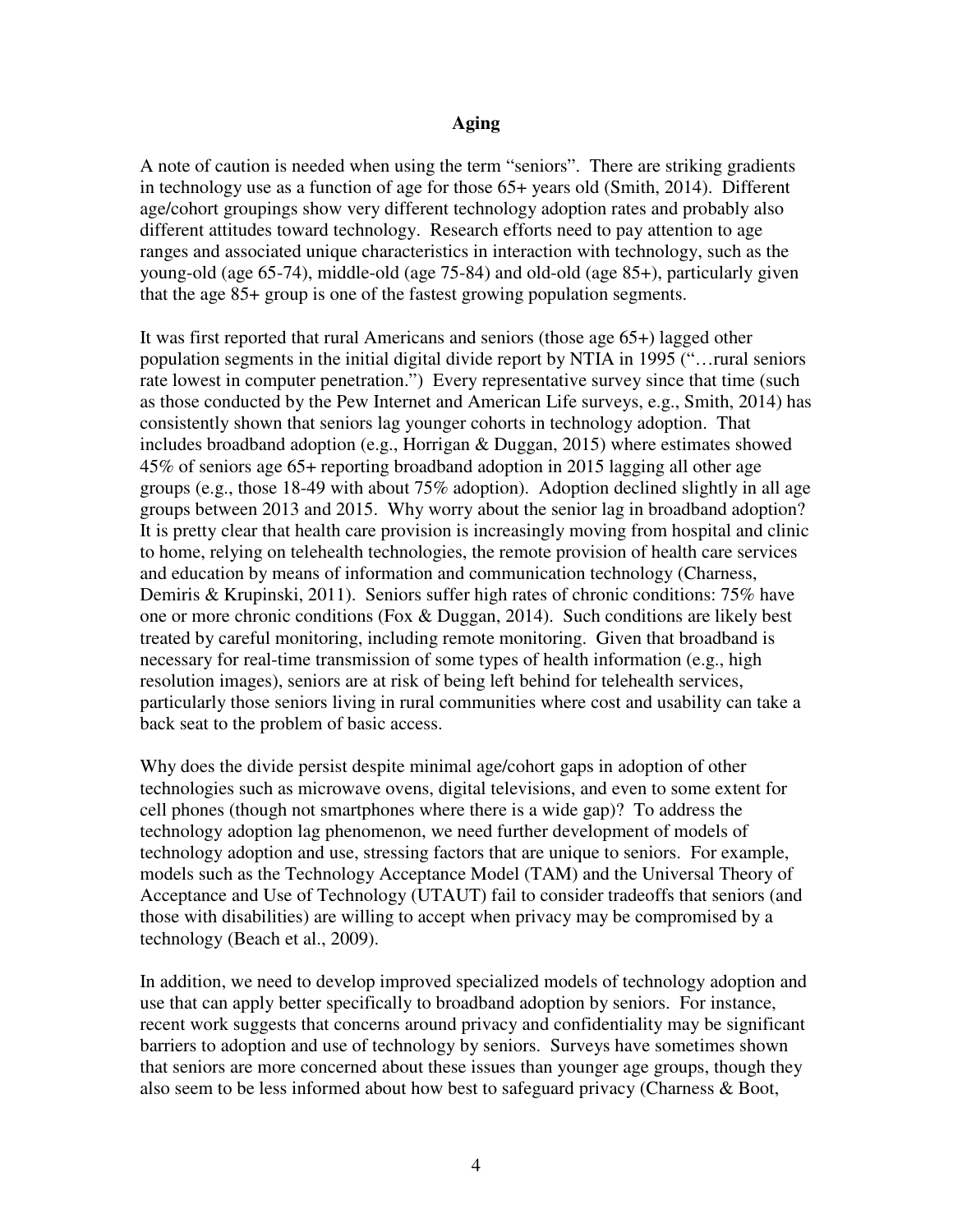## Aging

A note of caution is needed when using the term "seniors". There are striking gradients in technology use as a function of age for those 65+ years old (Smith, 2014). Different age/cohort groupings show very different technology adoption rates and probably also different attitudes toward technology. Research efforts need to pay attention to age ranges and associated unique characteristics in interaction with technology, such as the young-old (age 65-74), middle-old (age 75-84) and old-old (age 85+), particularly given that the age 85+ group is one of the fastest growing population segments.

It was first reported that rural Americans and seniors (those age 65+) lagged other population segments in the initial digital divide report by NTIA in 1995 ("…rural seniors rate lowest in computer penetration.") Every representative survey since that time (such as those conducted by the Pew Internet and American Life surveys, e.g., Smith, 2014) has consistently shown that seniors lag younger cohorts in technology adoption. That includes broadband adoption (e.g., Horrigan & Duggan, 2015) where estimates showed 45% of seniors age 65+ reporting broadband adoption in 2015 lagging all other age groups (e.g., those 18-49 with about 75% adoption). Adoption declined slightly in all age groups between 2013 and 2015. Why worry about the senior lag in broadband adoption? It is pretty clear that health care provision is increasingly moving from hospital and clinic to home, relying on telehealth technologies, the remote provision of health care services and education by means of information and communication technology (Charness, Demiris & Krupinski, 2011). Seniors suffer high rates of chronic conditions: 75% have one or more chronic conditions (Fox & Duggan, 2014). Such conditions are likely best treated by careful monitoring, including remote monitoring. Given that broadband is necessary for real-time transmission of some types of health information (e.g., high resolution images), seniors are at risk of being left behind for telehealth services, particularly those seniors living in rural communities where cost and usability can take a back seat to the problem of basic access.

Why does the divide persist despite minimal age/cohort gaps in adoption of other technologies such as microwave ovens, digital televisions, and even to some extent for cell phones (though not smartphones where there is a wide gap)? To address the technology adoption lag phenomenon, we need further development of models of technology adoption and use, stressing factors that are unique to seniors. For example, models such as the Technology Acceptance Model (TAM) and the Universal Theory of Acceptance and Use of Technology (UTAUT) fail to consider tradeoffs that seniors (and those with disabilities) are willing to accept when privacy may be compromised by a technology (Beach et al., 2009).

In addition, we need to develop improved specialized models of technology adoption and use that can apply better specifically to broadband adoption by seniors. For instance, recent work suggests that concerns around privacy and confidentiality may be significant barriers to adoption and use of technology by seniors. Surveys have sometimes shown that seniors are more concerned about these issues than younger age groups, though they also seem to be less informed about how best to safeguard privacy (Charness & Boot,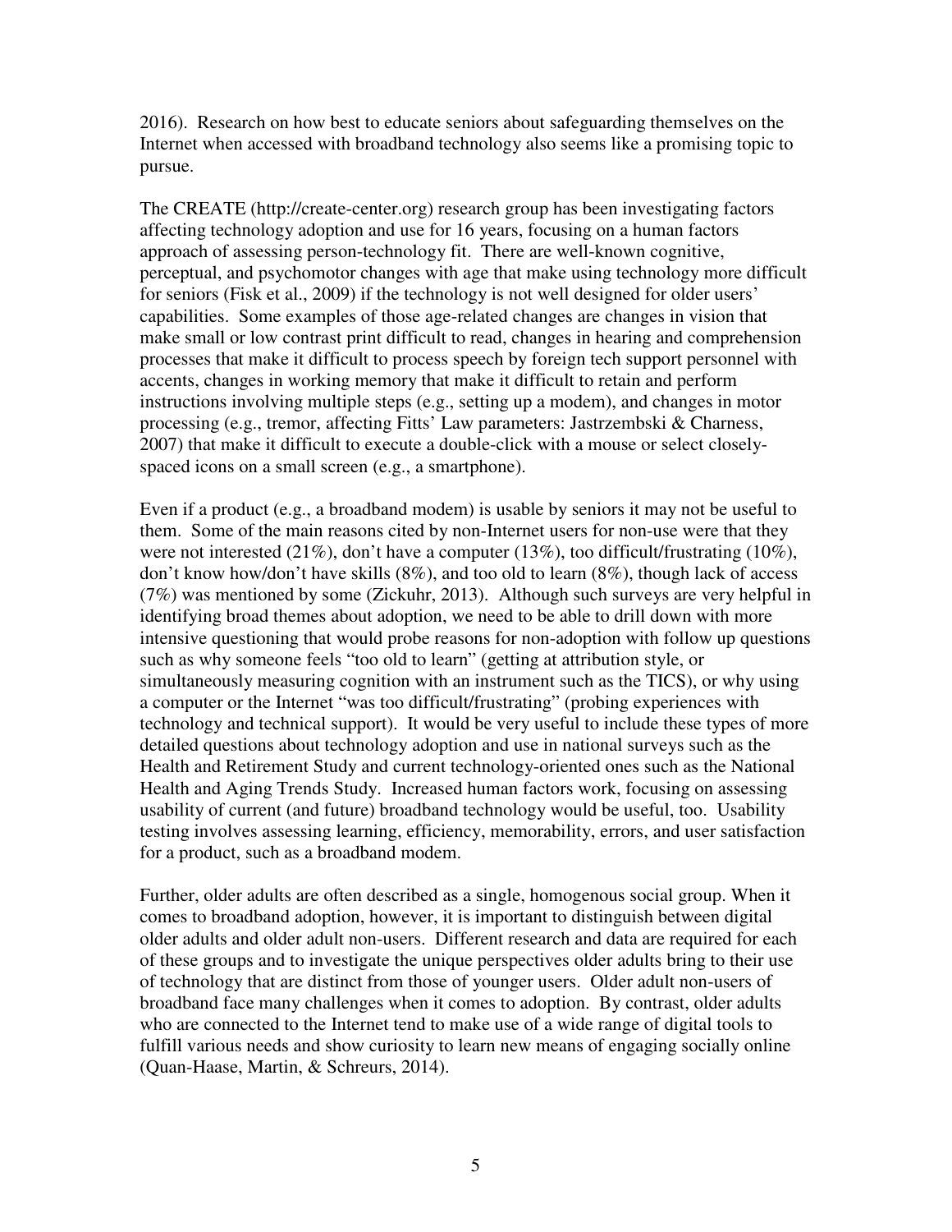2016). Research on how best to educate seniors about safeguarding themselves on the Internet when accessed with broadband technology also seems like a promising topic to pursue.

The CREATE (http://create-center.org) research group has been investigating factors affecting technology adoption and use for 16 years, focusing on a human factors approach of assessing person-technology fit. There are well-known cognitive, perceptual, and psychomotor changes with age that make using technology more difficult for seniors (Fisk et al., 2009) if the technology is not well designed for older users' capabilities. Some examples of those age-related changes are changes in vision that make small or low contrast print difficult to read, changes in hearing and comprehension processes that make it difficult to process speech by foreign tech support personnel with accents, changes in working memory that make it difficult to retain and perform instructions involving multiple steps (e.g., setting up a modem), and changes in motor processing (e.g., tremor, affecting Fitts' Law parameters: Jastrzembski & Charness, 2007) that make it difficult to execute a double-click with a mouse or select closely-spaced icons on a small screen (e.g., a smartphone).

Even if a product (e.g., a broadband modem) is usable by seniors it may not be useful to them. Some of the main reasons cited by non-Internet users for non-use were that they were not interested (21%), don't have a computer (13%), too difficult/frustrating (10%), don't know how/don't have skills (8%), and too old to learn (8%), though lack of access (7%) was mentioned by some (Zickuhr, 2013). Although such surveys are very helpful in identifying broad themes about adoption, we need to be able to drill down with more intensive questioning that would probe reasons for non-adoption with follow up questions such as why someone feels "too old to learn" (getting at attribution style, or simultaneously measuring cognition with an instrument such as the TICS), or why using a computer or the Internet "was too difficult/frustrating" (probing experiences with technology and technical support). It would be very useful to include these types of more detailed questions about technology adoption and use in national surveys such as the Health and Retirement Study and current technology-oriented ones such as the National Health and Aging Trends Study. Increased human factors work, focusing on assessing usability of current (and future) broadband technology would be useful, too. Usability testing involves assessing learning, efficiency, memorability, errors, and user satisfaction for a product, such as a broadband modem.

Further, older adults are often described as a single, homogenous social group. When it comes to broadband adoption, however, it is important to distinguish between digital older adults and older adult non-users. Different research and data are required for each of these groups and to investigate the unique perspectives older adults bring to their use of technology that are distinct from those of younger users. Older adult non-users of broadband face many challenges when it comes to adoption. By contrast, older adults who are connected to the Internet tend to make use of a wide range of digital tools to fulfill various needs and show curiosity to learn new means of engaging socially online (Quan-Haase, Martin, & Schreurs, 2014).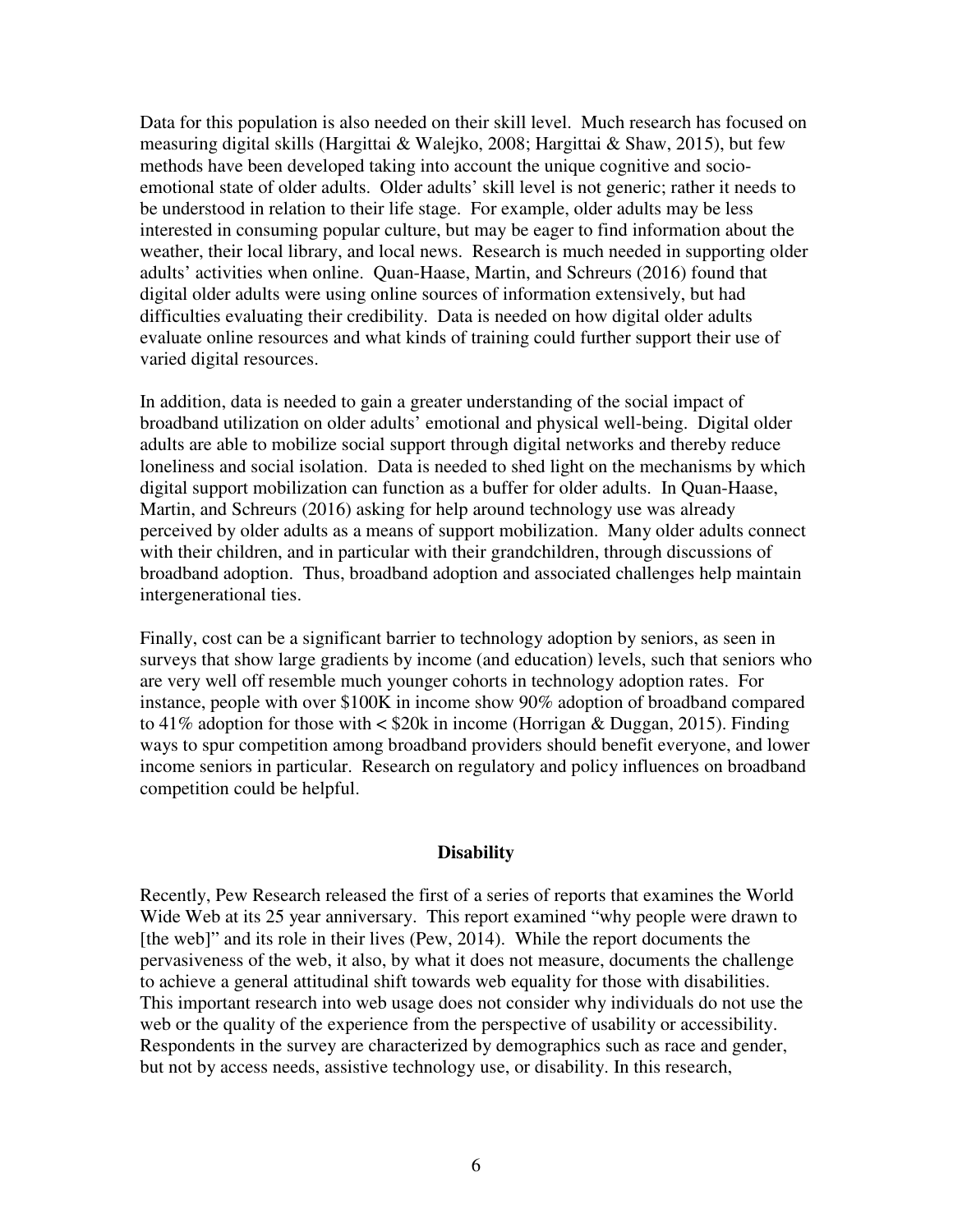Data for this population is also needed on their skill level. Much research has focused on measuring digital skills (Hargittai & Walejko, 2008; Hargittai & Shaw, 2015), but few methods have been developed taking into account the unique cognitive and socio-emotional state of older adults. Older adults' skill level is not generic; rather it needs to be understood in relation to their life stage. For example, older adults may be less interested in consuming popular culture, but may be eager to find information about the weather, their local library, and local news. Research is much needed in supporting older adults' activities when online. Quan-Haase, Martin, and Schreurs (2016) found that digital older adults were using online sources of information extensively, but had difficulties evaluating their credibility. Data is needed on how digital older adults evaluate online resources and what kinds of training could further support their use of varied digital resources.

In addition, data is needed to gain a greater understanding of the social impact of broadband utilization on older adults' emotional and physical well-being. Digital older adults are able to mobilize social support through digital networks and thereby reduce loneliness and social isolation. Data is needed to shed light on the mechanisms by which digital support mobilization can function as a buffer for older adults. In Quan-Haase, Martin, and Schreurs (2016) asking for help around technology use was already perceived by older adults as a means of support mobilization. Many older adults connect with their children, and in particular with their grandchildren, through discussions of broadband adoption. Thus, broadband adoption and associated challenges help maintain intergenerational ties.

Finally, cost can be a significant barrier to technology adoption by seniors, as seen in surveys that show large gradients by income (and education) levels, such that seniors who are very well off resemble much younger cohorts in technology adoption rates. For instance, people with over $100K in income show 90% adoption of broadband compared to 41% adoption for those with < $20k in income (Horrigan & Duggan, 2015). Finding ways to spur competition among broadband providers should benefit everyone, and lower income seniors in particular. Research on regulatory and policy influences on broadband competition could be helpful.

## Disability

Recently, Pew Research released the first of a series of reports that examines the World Wide Web at its 25 year anniversary. This report examined "why people were drawn to [the web]" and its role in their lives (Pew, 2014). While the report documents the pervasiveness of the web, it also, by what it does not measure, documents the challenge to achieve a general attitudinal shift towards web equality for those with disabilities. This important research into web usage does not consider why individuals do not use the web or the quality of the experience from the perspective of usability or accessibility. Respondents in the survey are characterized by demographics such as race and gender, but not by access needs, assistive technology use, or disability. In this research,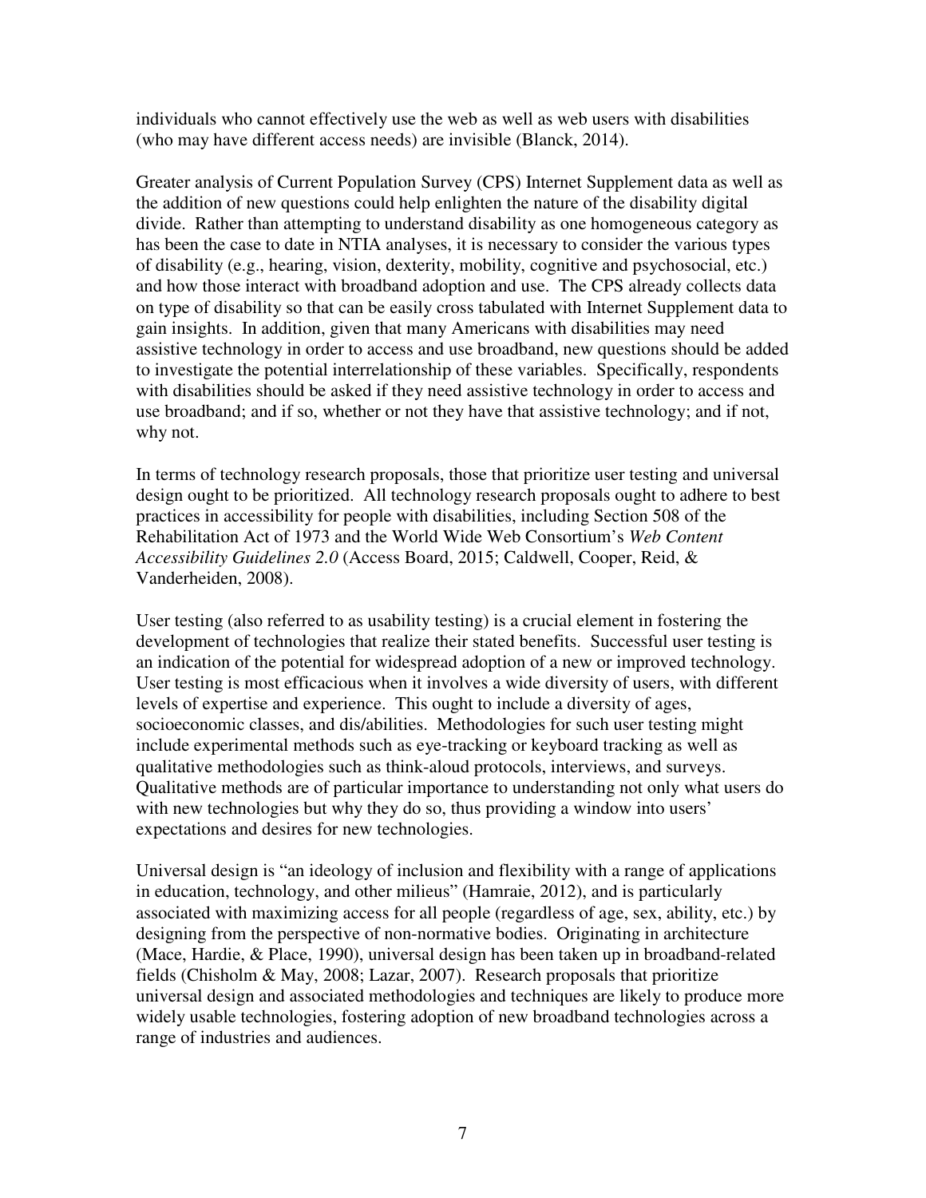individuals who cannot effectively use the web as well as web users with disabilities (who may have different access needs) are invisible (Blanck, 2014).

Greater analysis of Current Population Survey (CPS) Internet Supplement data as well as the addition of new questions could help enlighten the nature of the disability digital divide. Rather than attempting to understand disability as one homogeneous category as has been the case to date in NTIA analyses, it is necessary to consider the various types of disability (e.g., hearing, vision, dexterity, mobility, cognitive and psychosocial, etc.) and how those interact with broadband adoption and use. The CPS already collects data on type of disability so that can be easily cross tabulated with Internet Supplement data to gain insights. In addition, given that many Americans with disabilities may need assistive technology in order to access and use broadband, new questions should be added to investigate the potential interrelationship of these variables. Specifically, respondents with disabilities should be asked if they need assistive technology in order to access and use broadband; and if so, whether or not they have that assistive technology; and if not, why not.

In terms of technology research proposals, those that prioritize user testing and universal design ought to be prioritized. All technology research proposals ought to adhere to best practices in accessibility for people with disabilities, including Section 508 of the Rehabilitation Act of 1973 and the World Wide Web Consortium's *Web Content Accessibility Guidelines 2.0* (Access Board, 2015; Caldwell, Cooper, Reid, & Vanderheiden, 2008).

User testing (also referred to as usability testing) is a crucial element in fostering the development of technologies that realize their stated benefits. Successful user testing is an indication of the potential for widespread adoption of a new or improved technology. User testing is most efficacious when it involves a wide diversity of users, with different levels of expertise and experience. This ought to include a diversity of ages, socioeconomic classes, and dis/abilities. Methodologies for such user testing might include experimental methods such as eye-tracking or keyboard tracking as well as qualitative methodologies such as think-aloud protocols, interviews, and surveys. Qualitative methods are of particular importance to understanding not only what users do with new technologies but why they do so, thus providing a window into users' expectations and desires for new technologies.

Universal design is "an ideology of inclusion and flexibility with a range of applications in education, technology, and other milieus" (Hamraie, 2012), and is particularly associated with maximizing access for all people (regardless of age, sex, ability, etc.) by designing from the perspective of non-normative bodies. Originating in architecture (Mace, Hardie, & Place, 1990), universal design has been taken up in broadband-related fields (Chisholm & May, 2008; Lazar, 2007). Research proposals that prioritize universal design and associated methodologies and techniques are likely to produce more widely usable technologies, fostering adoption of new broadband technologies across a range of industries and audiences.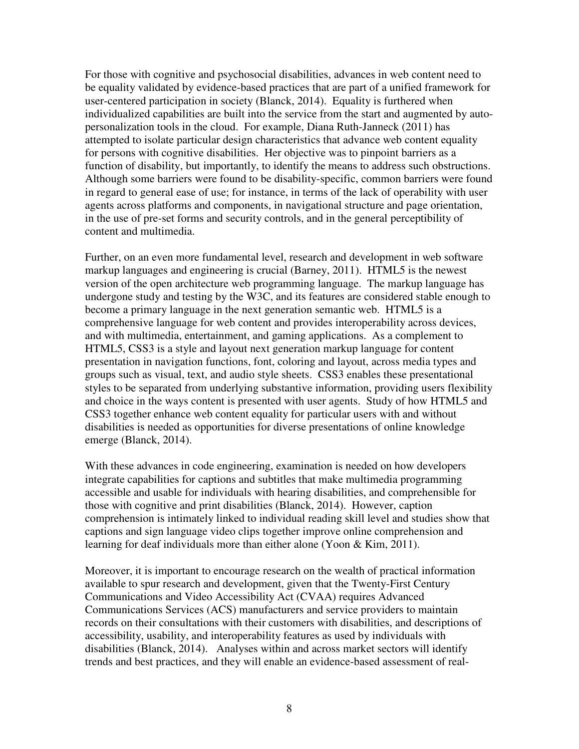For those with cognitive and psychosocial disabilities, advances in web content need to be equality validated by evidence-based practices that are part of a unified framework for user-centered participation in society (Blanck, 2014). Equality is furthered when individualized capabilities are built into the service from the start and augmented by auto-personalization tools in the cloud. For example, Diana Ruth-Janneck (2011) has attempted to isolate particular design characteristics that advance web content equality for persons with cognitive disabilities. Her objective was to pinpoint barriers as a function of disability, but importantly, to identify the means to address such obstructions. Although some barriers were found to be disability-specific, common barriers were found in regard to general ease of use; for instance, in terms of the lack of operability with user agents across platforms and components, in navigational structure and page orientation, in the use of pre-set forms and security controls, and in the general perceptibility of content and multimedia.

Further, on an even more fundamental level, research and development in web software markup languages and engineering is crucial (Barney, 2011). HTML5 is the newest version of the open architecture web programming language. The markup language has undergone study and testing by the W3C, and its features are considered stable enough to become a primary language in the next generation semantic web. HTML5 is a comprehensive language for web content and provides interoperability across devices, and with multimedia, entertainment, and gaming applications. As a complement to HTML5, CSS3 is a style and layout next generation markup language for content presentation in navigation functions, font, coloring and layout, across media types and groups such as visual, text, and audio style sheets. CSS3 enables these presentational styles to be separated from underlying substantive information, providing users flexibility and choice in the ways content is presented with user agents. Study of how HTML5 and CSS3 together enhance web content equality for particular users with and without disabilities is needed as opportunities for diverse presentations of online knowledge emerge (Blanck, 2014).

With these advances in code engineering, examination is needed on how developers integrate capabilities for captions and subtitles that make multimedia programming accessible and usable for individuals with hearing disabilities, and comprehensible for those with cognitive and print disabilities (Blanck, 2014). However, caption comprehension is intimately linked to individual reading skill level and studies show that captions and sign language video clips together improve online comprehension and learning for deaf individuals more than either alone (Yoon & Kim, 2011).

Moreover, it is important to encourage research on the wealth of practical information available to spur research and development, given that the Twenty-First Century Communications and Video Accessibility Act (CVAA) requires Advanced Communications Services (ACS) manufacturers and service providers to maintain records on their consultations with their customers with disabilities, and descriptions of accessibility, usability, and interoperability features as used by individuals with disabilities (Blanck, 2014). Analyses within and across market sectors will identify trends and best practices, and they will enable an evidence-based assessment of real-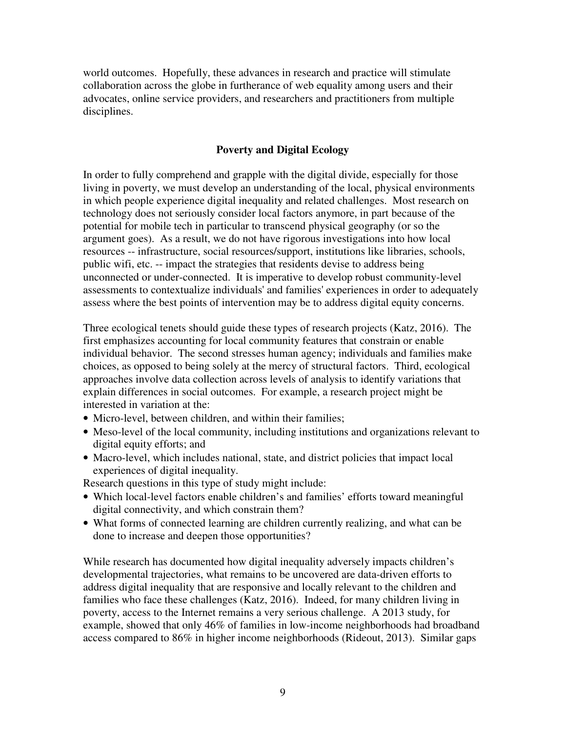world outcomes. Hopefully, these advances in research and practice will stimulate collaboration across the globe in furtherance of web equality among users and their advocates, online service providers, and researchers and practitioners from multiple disciplines.

## Poverty and Digital Ecology

In order to fully comprehend and grapple with the digital divide, especially for those living in poverty, we must develop an understanding of the local, physical environments in which people experience digital inequality and related challenges. Most research on technology does not seriously consider local factors anymore, in part because of the potential for mobile tech in particular to transcend physical geography (or so the argument goes). As a result, we do not have rigorous investigations into how local resources -- infrastructure, social resources/support, institutions like libraries, schools, public wifi, etc. -- impact the strategies that residents devise to address being unconnected or under-connected. It is imperative to develop robust community-level assessments to contextualize individuals' and families' experiences in order to adequately assess where the best points of intervention may be to address digital equity concerns.

Three ecological tenets should guide these types of research projects (Katz, 2016). The first emphasizes accounting for local community features that constrain or enable individual behavior. The second stresses human agency; individuals and families make choices, as opposed to being solely at the mercy of structural factors. Third, ecological approaches involve data collection across levels of analysis to identify variations that explain differences in social outcomes. For example, a research project might be interested in variation at the:

- Micro-level, between children, and within their families;
- Meso-level of the local community, including institutions and organizations relevant to digital equity efforts; and
- Macro-level, which includes national, state, and district policies that impact local experiences of digital inequality.

Research questions in this type of study might include:

- Which local-level factors enable children's and families' efforts toward meaningful digital connectivity, and which constrain them?
- What forms of connected learning are children currently realizing, and what can be done to increase and deepen those opportunities?

While research has documented how digital inequality adversely impacts children's developmental trajectories, what remains to be uncovered are data-driven efforts to address digital inequality that are responsive and locally relevant to the children and families who face these challenges (Katz, 2016). Indeed, for many children living in poverty, access to the Internet remains a very serious challenge. A 2013 study, for example, showed that only 46% of families in low-income neighborhoods had broadband access compared to 86% in higher income neighborhoods (Rideout, 2013). Similar gaps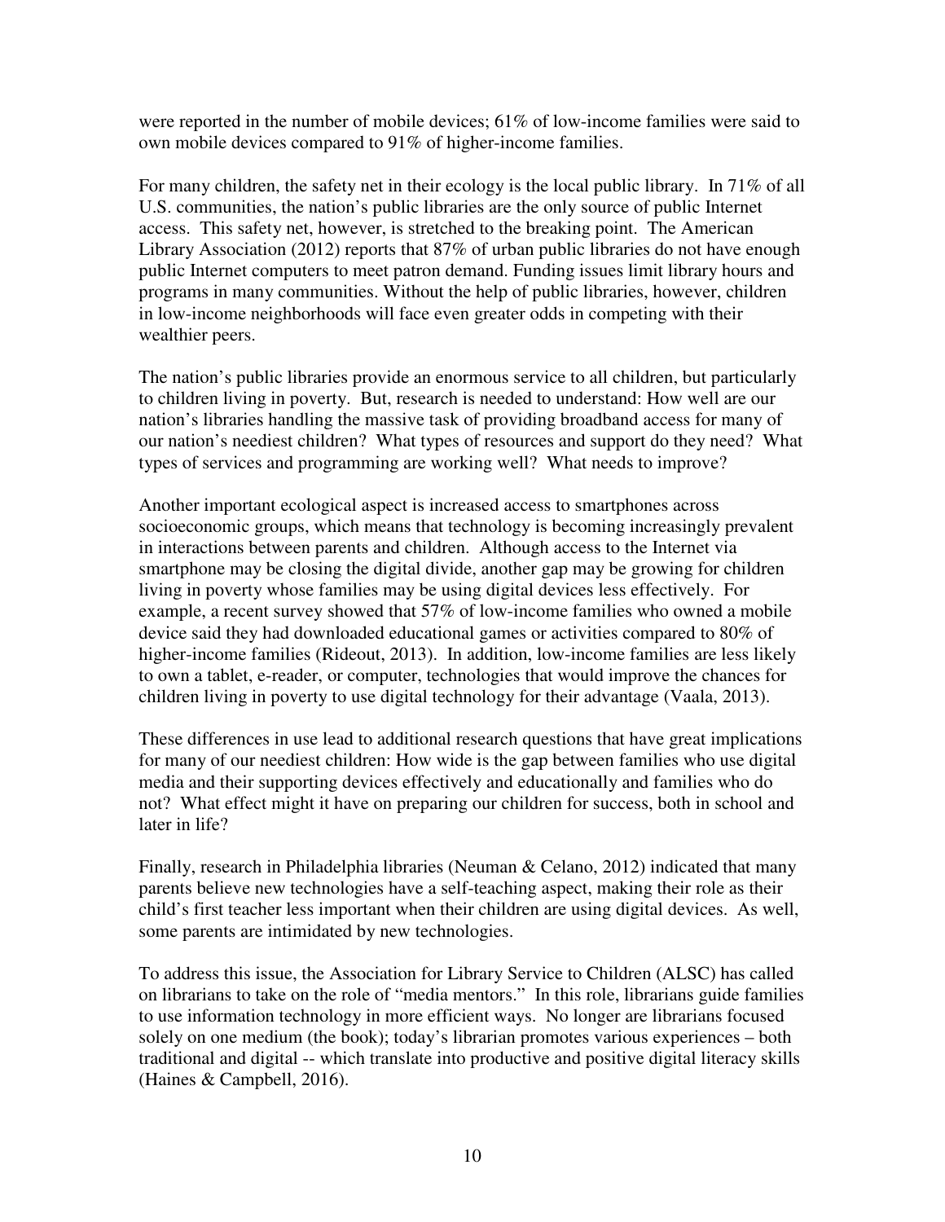were reported in the number of mobile devices; 61% of low-income families were said to own mobile devices compared to 91% of higher-income families.

For many children, the safety net in their ecology is the local public library. In 71% of all U.S. communities, the nation's public libraries are the only source of public Internet access. This safety net, however, is stretched to the breaking point. The American Library Association (2012) reports that 87% of urban public libraries do not have enough public Internet computers to meet patron demand. Funding issues limit library hours and programs in many communities. Without the help of public libraries, however, children in low-income neighborhoods will face even greater odds in competing with their wealthier peers.

The nation's public libraries provide an enormous service to all children, but particularly to children living in poverty. But, research is needed to understand: How well are our nation's libraries handling the massive task of providing broadband access for many of our nation's neediest children? What types of resources and support do they need? What types of services and programming are working well? What needs to improve?

Another important ecological aspect is increased access to smartphones across socioeconomic groups, which means that technology is becoming increasingly prevalent in interactions between parents and children. Although access to the Internet via smartphone may be closing the digital divide, another gap may be growing for children living in poverty whose families may be using digital devices less effectively. For example, a recent survey showed that 57% of low-income families who owned a mobile device said they had downloaded educational games or activities compared to 80% of higher-income families (Rideout, 2013). In addition, low-income families are less likely to own a tablet, e-reader, or computer, technologies that would improve the chances for children living in poverty to use digital technology for their advantage (Vaala, 2013).

These differences in use lead to additional research questions that have great implications for many of our neediest children: How wide is the gap between families who use digital media and their supporting devices effectively and educationally and families who do not? What effect might it have on preparing our children for success, both in school and later in life?

Finally, research in Philadelphia libraries (Neuman & Celano, 2012) indicated that many parents believe new technologies have a self-teaching aspect, making their role as their child's first teacher less important when their children are using digital devices. As well, some parents are intimidated by new technologies.

To address this issue, the Association for Library Service to Children (ALSC) has called on librarians to take on the role of "media mentors." In this role, librarians guide families to use information technology in more efficient ways. No longer are librarians focused solely on one medium (the book); today's librarian promotes various experiences – both traditional and digital -- which translate into productive and positive digital literacy skills (Haines & Campbell, 2016).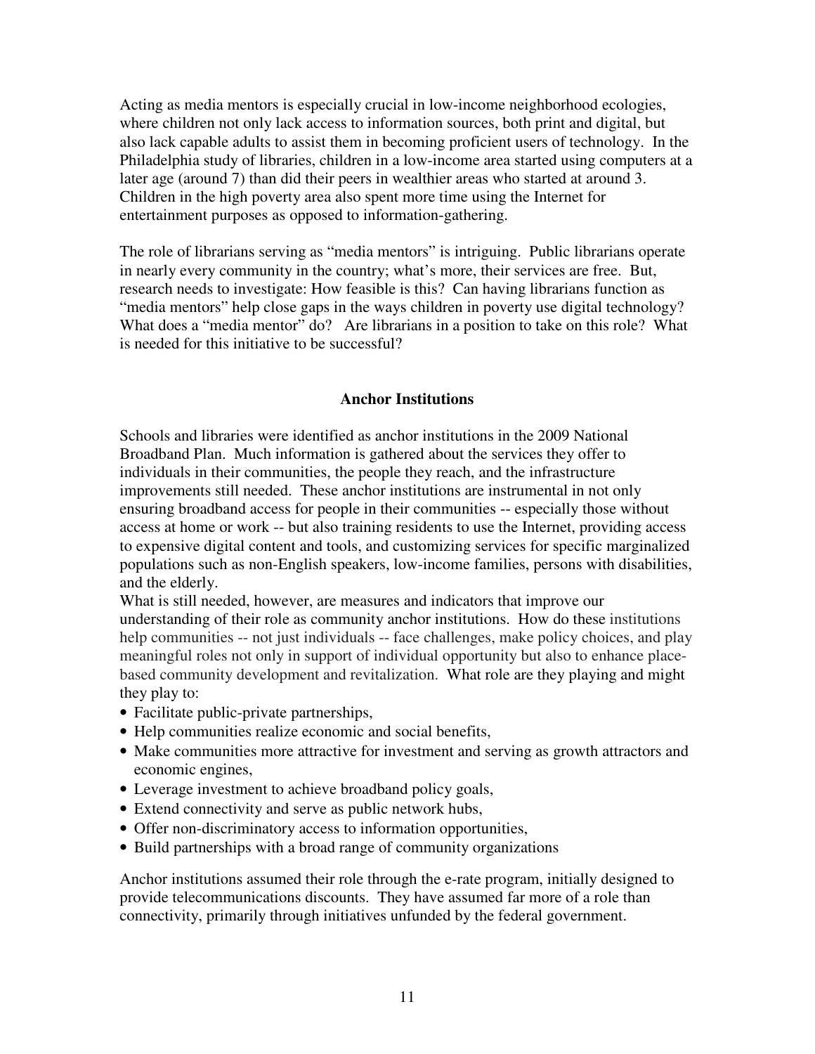Acting as media mentors is especially crucial in low-income neighborhood ecologies, where children not only lack access to information sources, both print and digital, but also lack capable adults to assist them in becoming proficient users of technology. In the Philadelphia study of libraries, children in a low-income area started using computers at a later age (around 7) than did their peers in wealthier areas who started at around 3. Children in the high poverty area also spent more time using the Internet for entertainment purposes as opposed to information-gathering.

The role of librarians serving as "media mentors" is intriguing. Public librarians operate in nearly every community in the country; what's more, their services are free. But, research needs to investigate: How feasible is this? Can having librarians function as "media mentors" help close gaps in the ways children in poverty use digital technology? What does a "media mentor" do? Are librarians in a position to take on this role? What is needed for this initiative to be successful?

## Anchor Institutions

Schools and libraries were identified as anchor institutions in the 2009 National Broadband Plan. Much information is gathered about the services they offer to individuals in their communities, the people they reach, and the infrastructure improvements still needed. These anchor institutions are instrumental in not only ensuring broadband access for people in their communities -- especially those without access at home or work -- but also training residents to use the Internet, providing access to expensive digital content and tools, and customizing services for specific marginalized populations such as non-English speakers, low-income families, persons with disabilities, and the elderly.

What is still needed, however, are measures and indicators that improve our understanding of their role as community anchor institutions. How do these institutions help communities -- not just individuals -- face challenges, make policy choices, and play meaningful roles not only in support of individual opportunity but also to enhance place-based community development and revitalization. What role are they playing and might they play to:

- Facilitate public-private partnerships,
- Help communities realize economic and social benefits,
- Make communities more attractive for investment and serving as growth attractors and economic engines,
- Leverage investment to achieve broadband policy goals,
- Extend connectivity and serve as public network hubs,
- Offer non-discriminatory access to information opportunities,
- Build partnerships with a broad range of community organizations

Anchor institutions assumed their role through the e-rate program, initially designed to provide telecommunications discounts. They have assumed far more of a role than connectivity, primarily through initiatives unfunded by the federal government.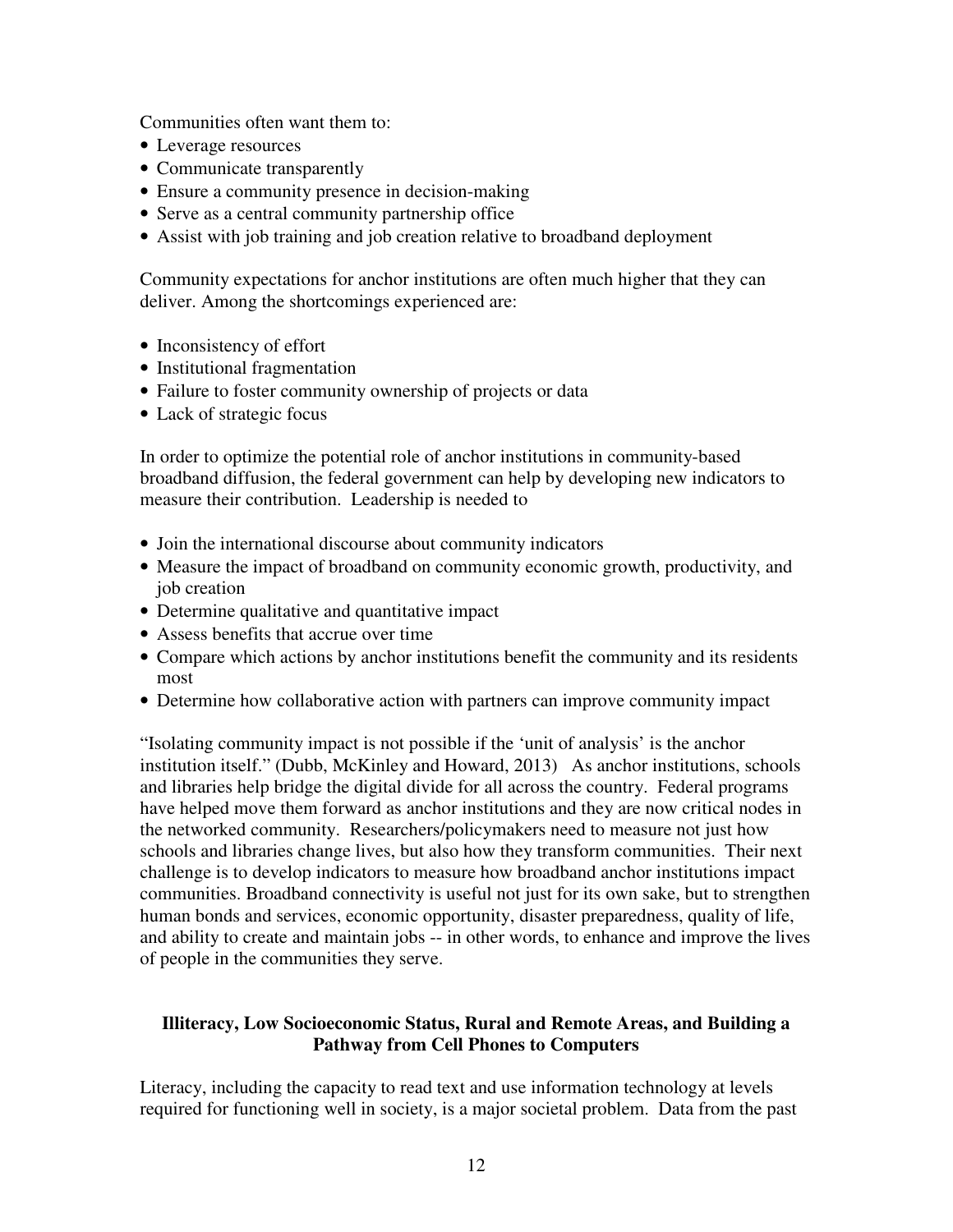Communities often want them to:

- Leverage resources
- Communicate transparently
- Ensure a community presence in decision-making
- Serve as a central community partnership office
- Assist with job training and job creation relative to broadband deployment

Community expectations for anchor institutions are often much higher that they can deliver. Among the shortcomings experienced are:

- Inconsistency of effort
- Institutional fragmentation
- Failure to foster community ownership of projects or data
- Lack of strategic focus

In order to optimize the potential role of anchor institutions in community-based broadband diffusion, the federal government can help by developing new indicators to measure their contribution. Leadership is needed to

- Join the international discourse about community indicators
- Measure the impact of broadband on community economic growth, productivity, and job creation
- Determine qualitative and quantitative impact
- Assess benefits that accrue over time
- Compare which actions by anchor institutions benefit the community and its residents most
- Determine how collaborative action with partners can improve community impact

"Isolating community impact is not possible if the 'unit of analysis' is the anchor institution itself." (Dubb, McKinley and Howard, 2013) As anchor institutions, schools and libraries help bridge the digital divide for all across the country. Federal programs have helped move them forward as anchor institutions and they are now critical nodes in the networked community. Researchers/policymakers need to measure not just how schools and libraries change lives, but also how they transform communities. Their next challenge is to develop indicators to measure how broadband anchor institutions impact communities. Broadband connectivity is useful not just for its own sake, but to strengthen human bonds and services, economic opportunity, disaster preparedness, quality of life, and ability to create and maintain jobs -- in other words, to enhance and improve the lives of people in the communities they serve.

## Illiteracy, Low Socioeconomic Status, Rural and Remote Areas, and Building a Pathway from Cell Phones to Computers

Literacy, including the capacity to read text and use information technology at levels required for functioning well in society, is a major societal problem. Data from the past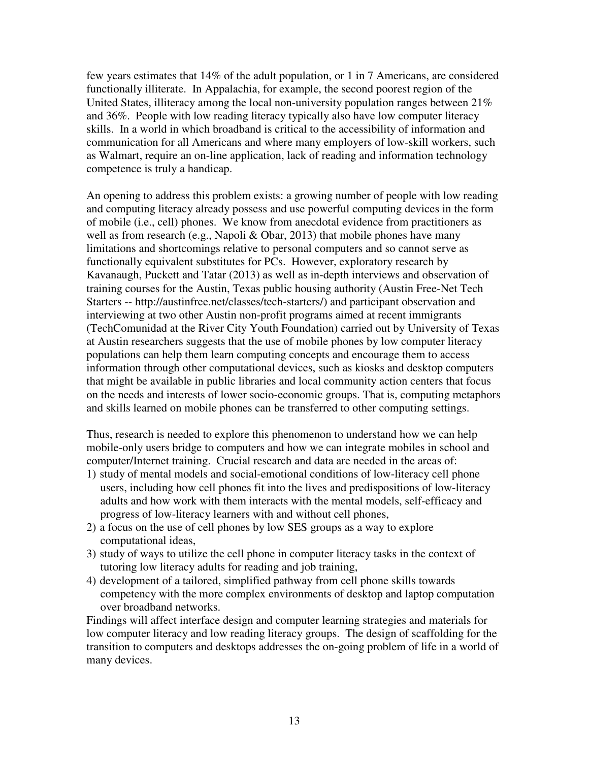few years estimates that 14% of the adult population, or 1 in 7 Americans, are considered functionally illiterate. In Appalachia, for example, the second poorest region of the United States, illiteracy among the local non-university population ranges between 21% and 36%. People with low reading literacy typically also have low computer literacy skills. In a world in which broadband is critical to the accessibility of information and communication for all Americans and where many employers of low-skill workers, such as Walmart, require an on-line application, lack of reading and information technology competence is truly a handicap.

An opening to address this problem exists: a growing number of people with low reading and computing literacy already possess and use powerful computing devices in the form of mobile (i.e., cell) phones. We know from anecdotal evidence from practitioners as well as from research (e.g., Napoli & Obar, 2013) that mobile phones have many limitations and shortcomings relative to personal computers and so cannot serve as functionally equivalent substitutes for PCs. However, exploratory research by Kavanaugh, Puckett and Tatar (2013) as well as in-depth interviews and observation of training courses for the Austin, Texas public housing authority (Austin Free-Net Tech Starters -- http://austinfree.net/classes/tech-starters/) and participant observation and interviewing at two other Austin non-profit programs aimed at recent immigrants (TechComunidad at the River City Youth Foundation) carried out by University of Texas at Austin researchers suggests that the use of mobile phones by low computer literacy populations can help them learn computing concepts and encourage them to access information through other computational devices, such as kiosks and desktop computers that might be available in public libraries and local community action centers that focus on the needs and interests of lower socio-economic groups. That is, computing metaphors and skills learned on mobile phones can be transferred to other computing settings.

Thus, research is needed to explore this phenomenon to understand how we can help mobile-only users bridge to computers and how we can integrate mobiles in school and computer/Internet training. Crucial research and data are needed in the areas of:

1) study of mental models and social-emotional conditions of low-literacy cell phone users, including how cell phones fit into the lives and predispositions of low-literacy adults and how work with them interacts with the mental models, self-efficacy and progress of low-literacy learners with and without cell phones,
2) a focus on the use of cell phones by low SES groups as a way to explore computational ideas,
3) study of ways to utilize the cell phone in computer literacy tasks in the context of tutoring low literacy adults for reading and job training,
4) development of a tailored, simplified pathway from cell phone skills towards competency with the more complex environments of desktop and laptop computation over broadband networks.

Findings will affect interface design and computer learning strategies and materials for low computer literacy and low reading literacy groups. The design of scaffolding for the transition to computers and desktops addresses the on-going problem of life in a world of many devices.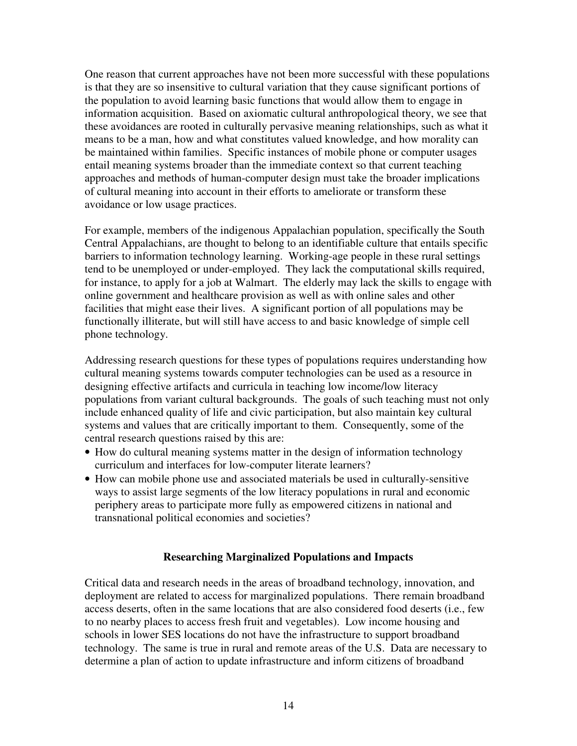One reason that current approaches have not been more successful with these populations is that they are so insensitive to cultural variation that they cause significant portions of the population to avoid learning basic functions that would allow them to engage in information acquisition. Based on axiomatic cultural anthropological theory, we see that these avoidances are rooted in culturally pervasive meaning relationships, such as what it means to be a man, how and what constitutes valued knowledge, and how morality can be maintained within families. Specific instances of mobile phone or computer usages entail meaning systems broader than the immediate context so that current teaching approaches and methods of human-computer design must take the broader implications of cultural meaning into account in their efforts to ameliorate or transform these avoidance or low usage practices.

For example, members of the indigenous Appalachian population, specifically the South Central Appalachians, are thought to belong to an identifiable culture that entails specific barriers to information technology learning. Working-age people in these rural settings tend to be unemployed or under-employed. They lack the computational skills required, for instance, to apply for a job at Walmart. The elderly may lack the skills to engage with online government and healthcare provision as well as with online sales and other facilities that might ease their lives. A significant portion of all populations may be functionally illiterate, but will still have access to and basic knowledge of simple cell phone technology.

Addressing research questions for these types of populations requires understanding how cultural meaning systems towards computer technologies can be used as a resource in designing effective artifacts and curricula in teaching low income/low literacy populations from variant cultural backgrounds. The goals of such teaching must not only include enhanced quality of life and civic participation, but also maintain key cultural systems and values that are critically important to them. Consequently, some of the central research questions raised by this are:

- How do cultural meaning systems matter in the design of information technology curriculum and interfaces for low-computer literate learners?
- How can mobile phone use and associated materials be used in culturally-sensitive ways to assist large segments of the low literacy populations in rural and economic periphery areas to participate more fully as empowered citizens in national and transnational political economies and societies?

## Researching Marginalized Populations and Impacts

Critical data and research needs in the areas of broadband technology, innovation, and deployment are related to access for marginalized populations. There remain broadband access deserts, often in the same locations that are also considered food deserts (i.e., few to no nearby places to access fresh fruit and vegetables). Low income housing and schools in lower SES locations do not have the infrastructure to support broadband technology. The same is true in rural and remote areas of the U.S. Data are necessary to determine a plan of action to update infrastructure and inform citizens of broadband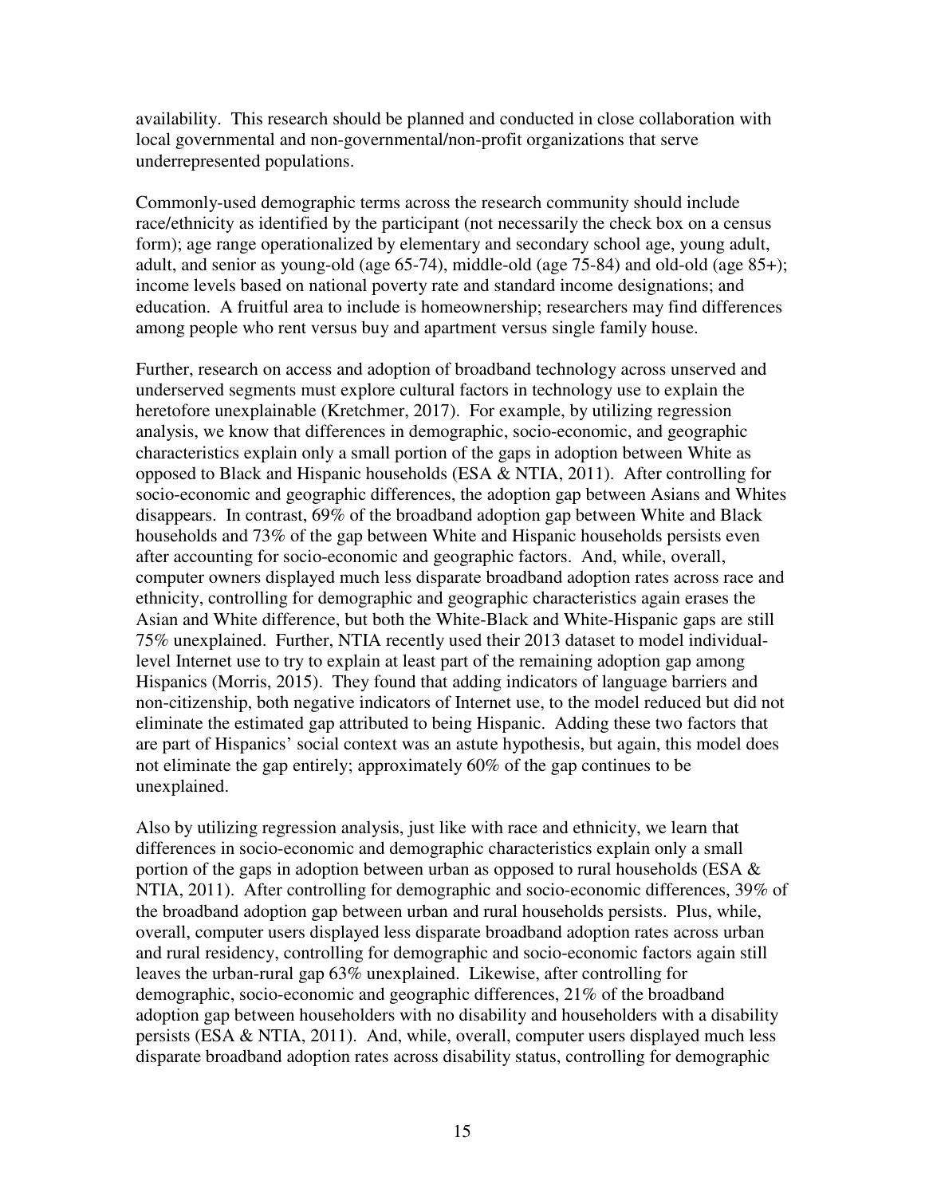availability. This research should be planned and conducted in close collaboration with local governmental and non-governmental/non-profit organizations that serve underrepresented populations.

Commonly-used demographic terms across the research community should include race/ethnicity as identified by the participant (not necessarily the check box on a census form); age range operationalized by elementary and secondary school age, young adult, adult, and senior as young-old (age 65-74), middle-old (age 75-84) and old-old (age 85+); income levels based on national poverty rate and standard income designations; and education. A fruitful area to include is homeownership; researchers may find differences among people who rent versus buy and apartment versus single family house.

Further, research on access and adoption of broadband technology across unserved and underserved segments must explore cultural factors in technology use to explain the heretofore unexplainable (Kretchmer, 2017). For example, by utilizing regression analysis, we know that differences in demographic, socio-economic, and geographic characteristics explain only a small portion of the gaps in adoption between White as opposed to Black and Hispanic households (ESA & NTIA, 2011). After controlling for socio-economic and geographic differences, the adoption gap between Asians and Whites disappears. In contrast, 69% of the broadband adoption gap between White and Black households and 73% of the gap between White and Hispanic households persists even after accounting for socio-economic and geographic factors. And, while, overall, computer owners displayed much less disparate broadband adoption rates across race and ethnicity, controlling for demographic and geographic characteristics again erases the Asian and White difference, but both the White-Black and White-Hispanic gaps are still 75% unexplained. Further, NTIA recently used their 2013 dataset to model individual-level Internet use to try to explain at least part of the remaining adoption gap among Hispanics (Morris, 2015). They found that adding indicators of language barriers and non-citizenship, both negative indicators of Internet use, to the model reduced but did not eliminate the estimated gap attributed to being Hispanic. Adding these two factors that are part of Hispanics' social context was an astute hypothesis, but again, this model does not eliminate the gap entirely; approximately 60% of the gap continues to be unexplained.

Also by utilizing regression analysis, just like with race and ethnicity, we learn that differences in socio-economic and demographic characteristics explain only a small portion of the gaps in adoption between urban as opposed to rural households (ESA & NTIA, 2011). After controlling for demographic and socio-economic differences, 39% of the broadband adoption gap between urban and rural households persists. Plus, while, overall, computer users displayed less disparate broadband adoption rates across urban and rural residency, controlling for demographic and socio-economic factors again still leaves the urban-rural gap 63% unexplained. Likewise, after controlling for demographic, socio-economic and geographic differences, 21% of the broadband adoption gap between householders with no disability and householders with a disability persists (ESA & NTIA, 2011). And, while, overall, computer users displayed much less disparate broadband adoption rates across disability status, controlling for demographic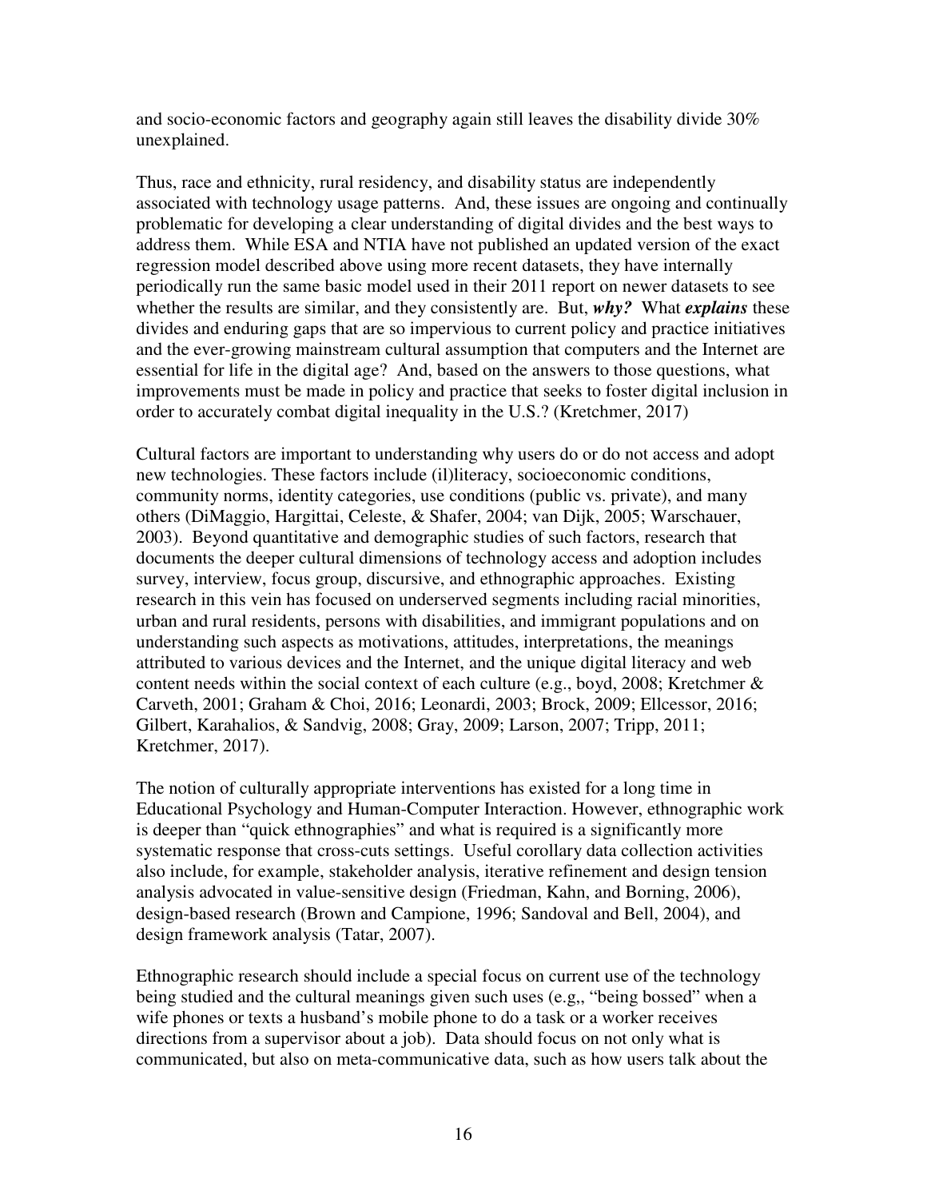and socio-economic factors and geography again still leaves the disability divide 30% unexplained.

Thus, race and ethnicity, rural residency, and disability status are independently associated with technology usage patterns. And, these issues are ongoing and continually problematic for developing a clear understanding of digital divides and the best ways to address them. While ESA and NTIA have not published an updated version of the exact regression model described above using more recent datasets, they have internally periodically run the same basic model used in their 2011 report on newer datasets to see whether the results are similar, and they consistently are. But, ***why?*** What ***explains*** these divides and enduring gaps that are so impervious to current policy and practice initiatives and the ever-growing mainstream cultural assumption that computers and the Internet are essential for life in the digital age? And, based on the answers to those questions, what improvements must be made in policy and practice that seeks to foster digital inclusion in order to accurately combat digital inequality in the U.S.? (Kretchmer, 2017)

Cultural factors are important to understanding why users do or do not access and adopt new technologies. These factors include (il)literacy, socioeconomic conditions, community norms, identity categories, use conditions (public vs. private), and many others (DiMaggio, Hargittai, Celeste, & Shafer, 2004; van Dijk, 2005; Warschauer, 2003). Beyond quantitative and demographic studies of such factors, research that documents the deeper cultural dimensions of technology access and adoption includes survey, interview, focus group, discursive, and ethnographic approaches. Existing research in this vein has focused on underserved segments including racial minorities, urban and rural residents, persons with disabilities, and immigrant populations and on understanding such aspects as motivations, attitudes, interpretations, the meanings attributed to various devices and the Internet, and the unique digital literacy and web content needs within the social context of each culture (e.g., boyd, 2008; Kretchmer & Carveth, 2001; Graham & Choi, 2016; Leonardi, 2003; Brock, 2009; Ellcessor, 2016; Gilbert, Karahalios, & Sandvig, 2008; Gray, 2009; Larson, 2007; Tripp, 2011; Kretchmer, 2017).

The notion of culturally appropriate interventions has existed for a long time in Educational Psychology and Human-Computer Interaction. However, ethnographic work is deeper than "quick ethnographies" and what is required is a significantly more systematic response that cross-cuts settings. Useful corollary data collection activities also include, for example, stakeholder analysis, iterative refinement and design tension analysis advocated in value-sensitive design (Friedman, Kahn, and Borning, 2006), design-based research (Brown and Campione, 1996; Sandoval and Bell, 2004), and design framework analysis (Tatar, 2007).

Ethnographic research should include a special focus on current use of the technology being studied and the cultural meanings given such uses (e.g,, "being bossed" when a wife phones or texts a husband's mobile phone to do a task or a worker receives directions from a supervisor about a job). Data should focus on not only what is communicated, but also on meta-communicative data, such as how users talk about the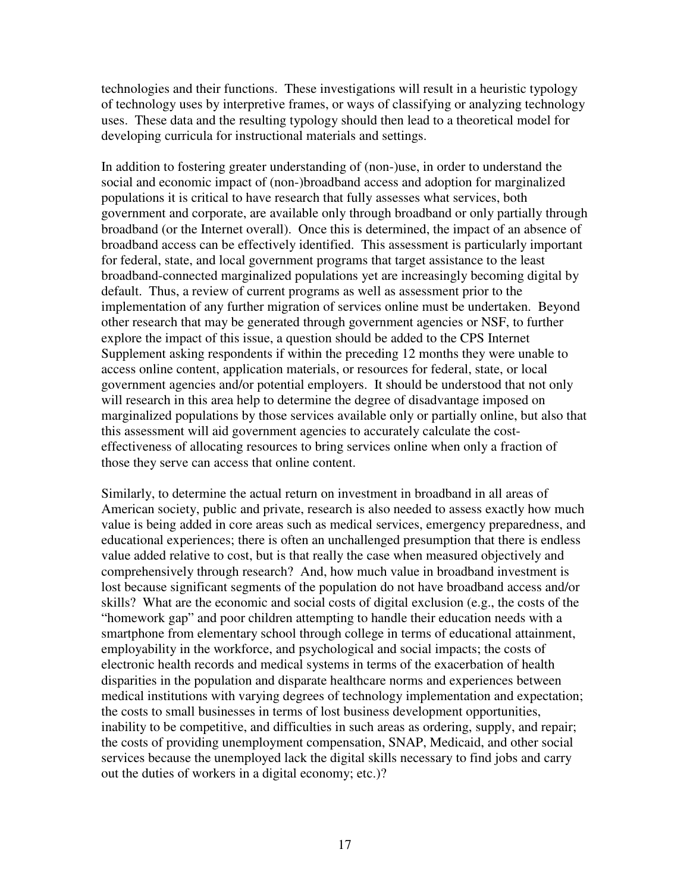technologies and their functions. These investigations will result in a heuristic typology of technology uses by interpretive frames, or ways of classifying or analyzing technology uses. These data and the resulting typology should then lead to a theoretical model for developing curricula for instructional materials and settings.

In addition to fostering greater understanding of (non-)use, in order to understand the social and economic impact of (non-)broadband access and adoption for marginalized populations it is critical to have research that fully assesses what services, both government and corporate, are available only through broadband or only partially through broadband (or the Internet overall). Once this is determined, the impact of an absence of broadband access can be effectively identified. This assessment is particularly important for federal, state, and local government programs that target assistance to the least broadband-connected marginalized populations yet are increasingly becoming digital by default. Thus, a review of current programs as well as assessment prior to the implementation of any further migration of services online must be undertaken. Beyond other research that may be generated through government agencies or NSF, to further explore the impact of this issue, a question should be added to the CPS Internet Supplement asking respondents if within the preceding 12 months they were unable to access online content, application materials, or resources for federal, state, or local government agencies and/or potential employers. It should be understood that not only will research in this area help to determine the degree of disadvantage imposed on marginalized populations by those services available only or partially online, but also that this assessment will aid government agencies to accurately calculate the cost-effectiveness of allocating resources to bring services online when only a fraction of those they serve can access that online content.

Similarly, to determine the actual return on investment in broadband in all areas of American society, public and private, research is also needed to assess exactly how much value is being added in core areas such as medical services, emergency preparedness, and educational experiences; there is often an unchallenged presumption that there is endless value added relative to cost, but is that really the case when measured objectively and comprehensively through research? And, how much value in broadband investment is lost because significant segments of the population do not have broadband access and/or skills? What are the economic and social costs of digital exclusion (e.g., the costs of the "homework gap" and poor children attempting to handle their education needs with a smartphone from elementary school through college in terms of educational attainment, employability in the workforce, and psychological and social impacts; the costs of electronic health records and medical systems in terms of the exacerbation of health disparities in the population and disparate healthcare norms and experiences between medical institutions with varying degrees of technology implementation and expectation; the costs to small businesses in terms of lost business development opportunities, inability to be competitive, and difficulties in such areas as ordering, supply, and repair; the costs of providing unemployment compensation, SNAP, Medicaid, and other social services because the unemployed lack the digital skills necessary to find jobs and carry out the duties of workers in a digital economy; etc.)?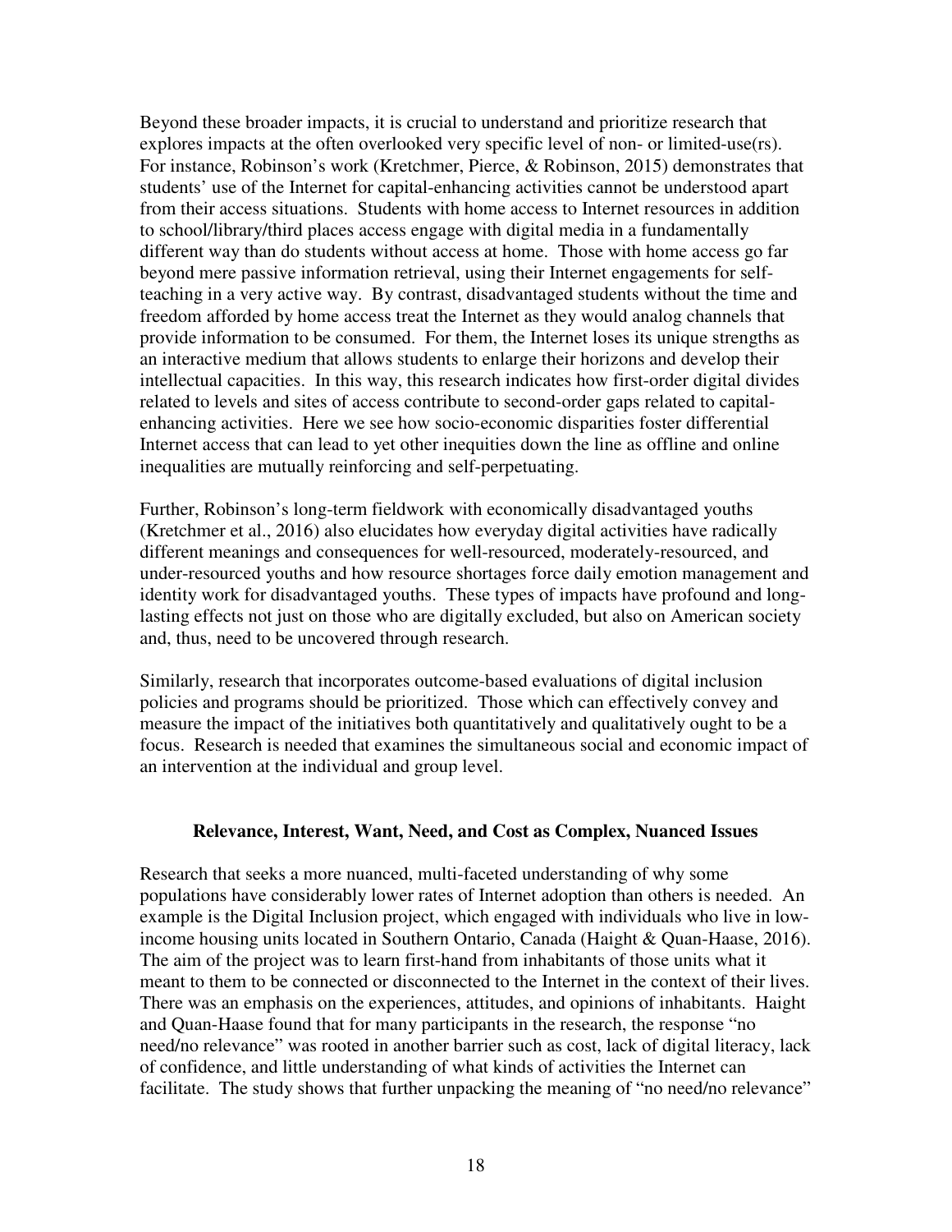Beyond these broader impacts, it is crucial to understand and prioritize research that explores impacts at the often overlooked very specific level of non- or limited-use(rs). For instance, Robinson's work (Kretchmer, Pierce, & Robinson, 2015) demonstrates that students' use of the Internet for capital-enhancing activities cannot be understood apart from their access situations. Students with home access to Internet resources in addition to school/library/third places access engage with digital media in a fundamentally different way than do students without access at home. Those with home access go far beyond mere passive information retrieval, using their Internet engagements for self-teaching in a very active way. By contrast, disadvantaged students without the time and freedom afforded by home access treat the Internet as they would analog channels that provide information to be consumed. For them, the Internet loses its unique strengths as an interactive medium that allows students to enlarge their horizons and develop their intellectual capacities. In this way, this research indicates how first-order digital divides related to levels and sites of access contribute to second-order gaps related to capital-enhancing activities. Here we see how socio-economic disparities foster differential Internet access that can lead to yet other inequities down the line as offline and online inequalities are mutually reinforcing and self-perpetuating.

Further, Robinson's long-term fieldwork with economically disadvantaged youths (Kretchmer et al., 2016) also elucidates how everyday digital activities have radically different meanings and consequences for well-resourced, moderately-resourced, and under-resourced youths and how resource shortages force daily emotion management and identity work for disadvantaged youths. These types of impacts have profound and long-lasting effects not just on those who are digitally excluded, but also on American society and, thus, need to be uncovered through research.

Similarly, research that incorporates outcome-based evaluations of digital inclusion policies and programs should be prioritized. Those which can effectively convey and measure the impact of the initiatives both quantitatively and qualitatively ought to be a focus. Research is needed that examines the simultaneous social and economic impact of an intervention at the individual and group level.

## Relevance, Interest, Want, Need, and Cost as Complex, Nuanced Issues

Research that seeks a more nuanced, multi-faceted understanding of why some populations have considerably lower rates of Internet adoption than others is needed. An example is the Digital Inclusion project, which engaged with individuals who live in low-income housing units located in Southern Ontario, Canada (Haight & Quan-Haase, 2016). The aim of the project was to learn first-hand from inhabitants of those units what it meant to them to be connected or disconnected to the Internet in the context of their lives. There was an emphasis on the experiences, attitudes, and opinions of inhabitants. Haight and Quan-Haase found that for many participants in the research, the response "no need/no relevance" was rooted in another barrier such as cost, lack of digital literacy, lack of confidence, and little understanding of what kinds of activities the Internet can facilitate. The study shows that further unpacking the meaning of "no need/no relevance"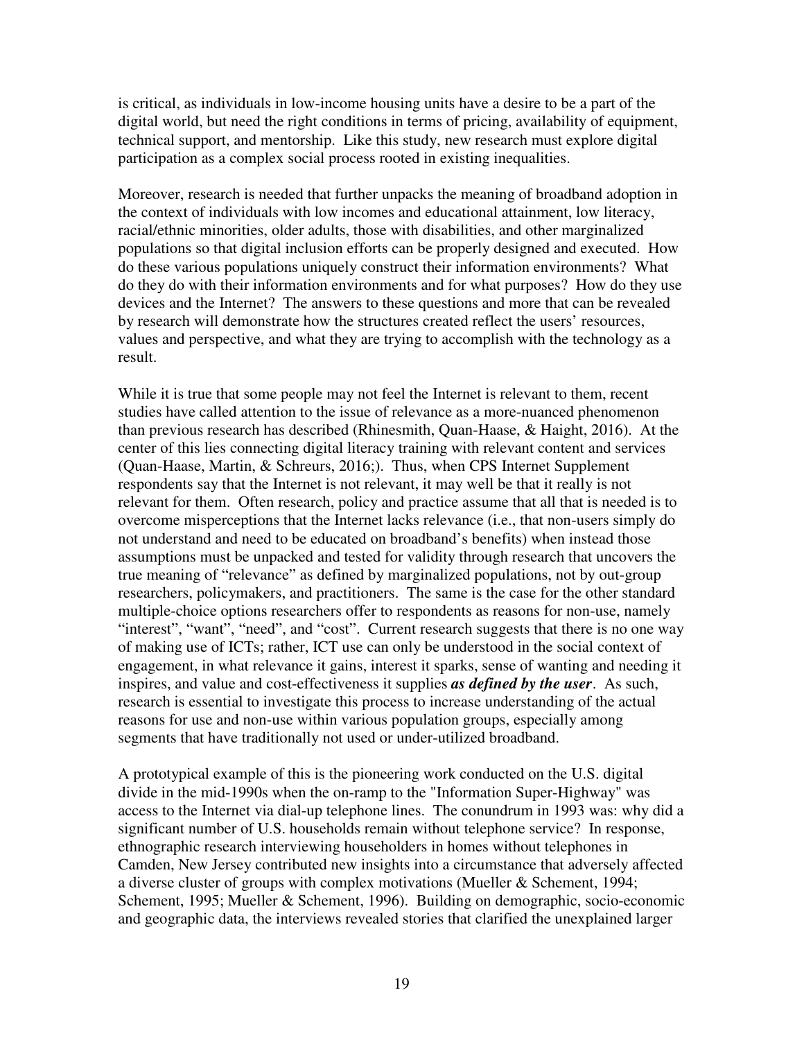is critical, as individuals in low-income housing units have a desire to be a part of the digital world, but need the right conditions in terms of pricing, availability of equipment, technical support, and mentorship. Like this study, new research must explore digital participation as a complex social process rooted in existing inequalities.

Moreover, research is needed that further unpacks the meaning of broadband adoption in the context of individuals with low incomes and educational attainment, low literacy, racial/ethnic minorities, older adults, those with disabilities, and other marginalized populations so that digital inclusion efforts can be properly designed and executed. How do these various populations uniquely construct their information environments? What do they do with their information environments and for what purposes? How do they use devices and the Internet? The answers to these questions and more that can be revealed by research will demonstrate how the structures created reflect the users' resources, values and perspective, and what they are trying to accomplish with the technology as a result.

While it is true that some people may not feel the Internet is relevant to them, recent studies have called attention to the issue of relevance as a more-nuanced phenomenon than previous research has described (Rhinesmith, Quan-Haase, & Haight, 2016). At the center of this lies connecting digital literacy training with relevant content and services (Quan-Haase, Martin, & Schreurs, 2016;). Thus, when CPS Internet Supplement respondents say that the Internet is not relevant, it may well be that it really is not relevant for them. Often research, policy and practice assume that all that is needed is to overcome misperceptions that the Internet lacks relevance (i.e., that non-users simply do not understand and need to be educated on broadband's benefits) when instead those assumptions must be unpacked and tested for validity through research that uncovers the true meaning of "relevance" as defined by marginalized populations, not by out-group researchers, policymakers, and practitioners. The same is the case for the other standard multiple-choice options researchers offer to respondents as reasons for non-use, namely "interest", "want", "need", and "cost". Current research suggests that there is no one way of making use of ICTs; rather, ICT use can only be understood in the social context of engagement, in what relevance it gains, interest it sparks, sense of wanting and needing it inspires, and value and cost-effectiveness it supplies ***as defined by the user***. As such, research is essential to investigate this process to increase understanding of the actual reasons for use and non-use within various population groups, especially among segments that have traditionally not used or under-utilized broadband.

A prototypical example of this is the pioneering work conducted on the U.S. digital divide in the mid-1990s when the on-ramp to the "Information Super-Highway" was access to the Internet via dial-up telephone lines. The conundrum in 1993 was: why did a significant number of U.S. households remain without telephone service? In response, ethnographic research interviewing householders in homes without telephones in Camden, New Jersey contributed new insights into a circumstance that adversely affected a diverse cluster of groups with complex motivations (Mueller & Schement, 1994; Schement, 1995; Mueller & Schement, 1996). Building on demographic, socio-economic and geographic data, the interviews revealed stories that clarified the unexplained larger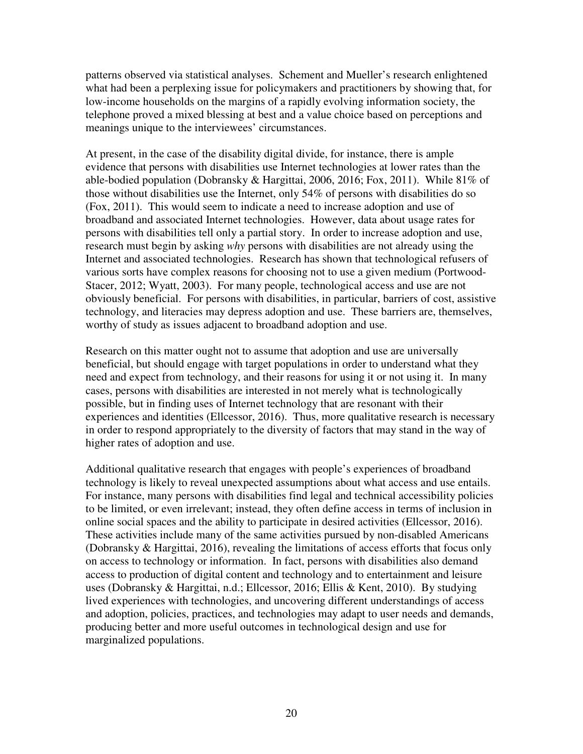patterns observed via statistical analyses. Schement and Mueller's research enlightened what had been a perplexing issue for policymakers and practitioners by showing that, for low-income households on the margins of a rapidly evolving information society, the telephone proved a mixed blessing at best and a value choice based on perceptions and meanings unique to the interviewees' circumstances.

At present, in the case of the disability digital divide, for instance, there is ample evidence that persons with disabilities use Internet technologies at lower rates than the able-bodied population (Dobransky & Hargittai, 2006, 2016; Fox, 2011). While 81% of those without disabilities use the Internet, only 54% of persons with disabilities do so (Fox, 2011). This would seem to indicate a need to increase adoption and use of broadband and associated Internet technologies. However, data about usage rates for persons with disabilities tell only a partial story. In order to increase adoption and use, research must begin by asking *why* persons with disabilities are not already using the Internet and associated technologies. Research has shown that technological refusers of various sorts have complex reasons for choosing not to use a given medium (Portwood-Stacer, 2012; Wyatt, 2003). For many people, technological access and use are not obviously beneficial. For persons with disabilities, in particular, barriers of cost, assistive technology, and literacies may depress adoption and use. These barriers are, themselves, worthy of study as issues adjacent to broadband adoption and use.

Research on this matter ought not to assume that adoption and use are universally beneficial, but should engage with target populations in order to understand what they need and expect from technology, and their reasons for using it or not using it. In many cases, persons with disabilities are interested in not merely what is technologically possible, but in finding uses of Internet technology that are resonant with their experiences and identities (Ellcessor, 2016). Thus, more qualitative research is necessary in order to respond appropriately to the diversity of factors that may stand in the way of higher rates of adoption and use.

Additional qualitative research that engages with people's experiences of broadband technology is likely to reveal unexpected assumptions about what access and use entails. For instance, many persons with disabilities find legal and technical accessibility policies to be limited, or even irrelevant; instead, they often define access in terms of inclusion in online social spaces and the ability to participate in desired activities (Ellcessor, 2016). These activities include many of the same activities pursued by non-disabled Americans (Dobransky & Hargittai, 2016), revealing the limitations of access efforts that focus only on access to technology or information. In fact, persons with disabilities also demand access to production of digital content and technology and to entertainment and leisure uses (Dobransky & Hargittai, n.d.; Ellcessor, 2016; Ellis & Kent, 2010). By studying lived experiences with technologies, and uncovering different understandings of access and adoption, policies, practices, and technologies may adapt to user needs and demands, producing better and more useful outcomes in technological design and use for marginalized populations.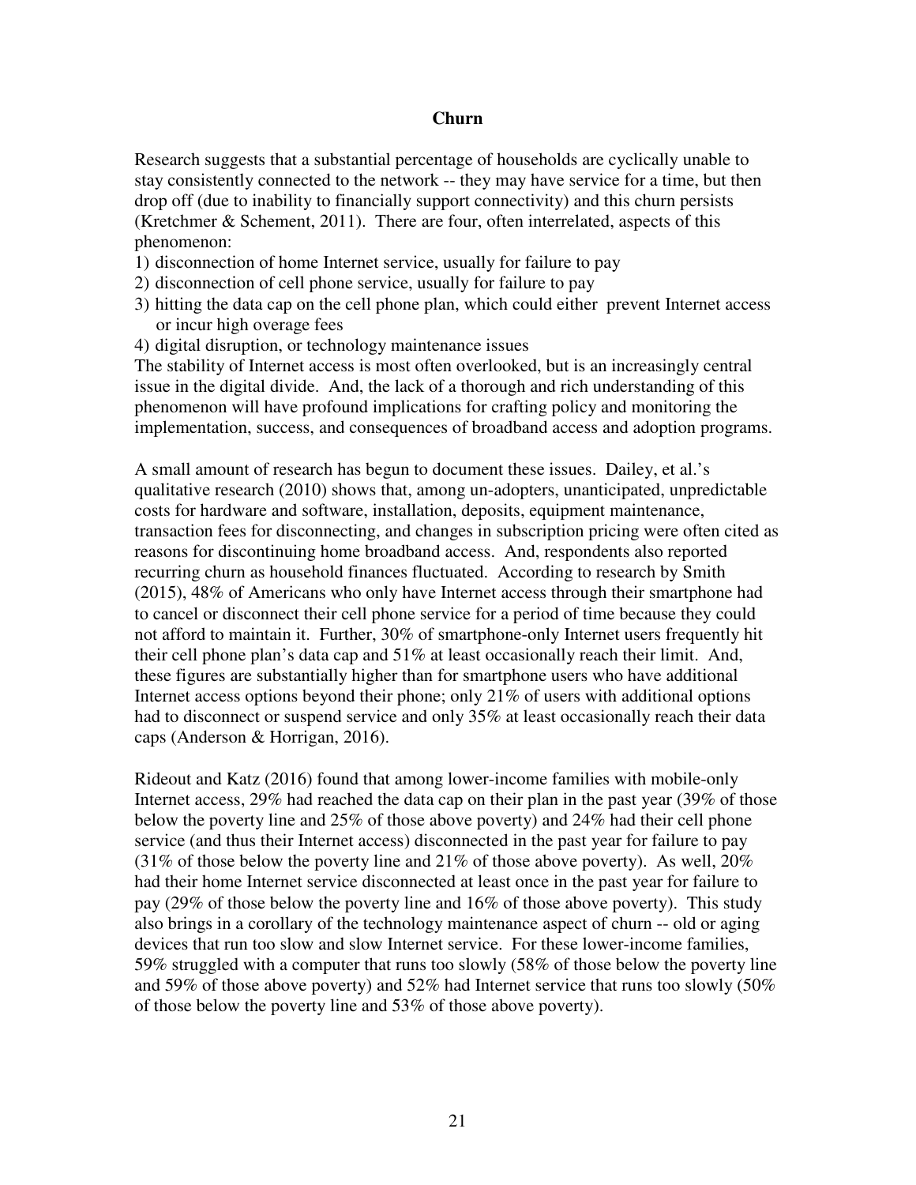## Churn

Research suggests that a substantial percentage of households are cyclically unable to stay consistently connected to the network -- they may have service for a time, but then drop off (due to inability to financially support connectivity) and this churn persists (Kretchmer & Schement, 2011). There are four, often interrelated, aspects of this phenomenon:

1) disconnection of home Internet service, usually for failure to pay
2) disconnection of cell phone service, usually for failure to pay
3) hitting the data cap on the cell phone plan, which could either prevent Internet access or incur high overage fees
4) digital disruption, or technology maintenance issues

The stability of Internet access is most often overlooked, but is an increasingly central issue in the digital divide. And, the lack of a thorough and rich understanding of this phenomenon will have profound implications for crafting policy and monitoring the implementation, success, and consequences of broadband access and adoption programs.

A small amount of research has begun to document these issues. Dailey, et al.'s qualitative research (2010) shows that, among un-adopters, unanticipated, unpredictable costs for hardware and software, installation, deposits, equipment maintenance, transaction fees for disconnecting, and changes in subscription pricing were often cited as reasons for discontinuing home broadband access. And, respondents also reported recurring churn as household finances fluctuated. According to research by Smith (2015), 48% of Americans who only have Internet access through their smartphone had to cancel or disconnect their cell phone service for a period of time because they could not afford to maintain it. Further, 30% of smartphone-only Internet users frequently hit their cell phone plan's data cap and 51% at least occasionally reach their limit. And, these figures are substantially higher than for smartphone users who have additional Internet access options beyond their phone; only 21% of users with additional options had to disconnect or suspend service and only 35% at least occasionally reach their data caps (Anderson & Horrigan, 2016).

Rideout and Katz (2016) found that among lower-income families with mobile-only Internet access, 29% had reached the data cap on their plan in the past year (39% of those below the poverty line and 25% of those above poverty) and 24% had their cell phone service (and thus their Internet access) disconnected in the past year for failure to pay (31% of those below the poverty line and 21% of those above poverty). As well, 20% had their home Internet service disconnected at least once in the past year for failure to pay (29% of those below the poverty line and 16% of those above poverty). This study also brings in a corollary of the technology maintenance aspect of churn -- old or aging devices that run too slow and slow Internet service. For these lower-income families, 59% struggled with a computer that runs too slowly (58% of those below the poverty line and 59% of those above poverty) and 52% had Internet service that runs too slowly (50% of those below the poverty line and 53% of those above poverty).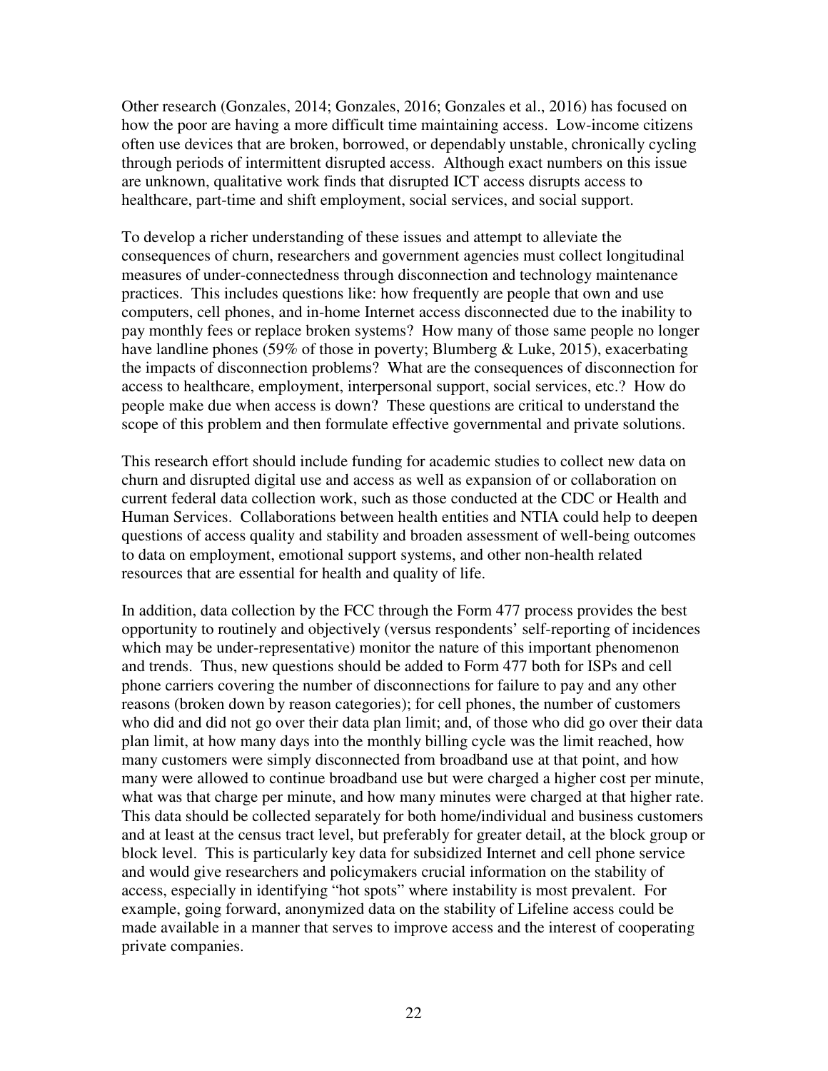Other research (Gonzales, 2014; Gonzales, 2016; Gonzales et al., 2016) has focused on how the poor are having a more difficult time maintaining access. Low-income citizens often use devices that are broken, borrowed, or dependably unstable, chronically cycling through periods of intermittent disrupted access. Although exact numbers on this issue are unknown, qualitative work finds that disrupted ICT access disrupts access to healthcare, part-time and shift employment, social services, and social support.

To develop a richer understanding of these issues and attempt to alleviate the consequences of churn, researchers and government agencies must collect longitudinal measures of under-connectedness through disconnection and technology maintenance practices. This includes questions like: how frequently are people that own and use computers, cell phones, and in-home Internet access disconnected due to the inability to pay monthly fees or replace broken systems? How many of those same people no longer have landline phones (59% of those in poverty; Blumberg & Luke, 2015), exacerbating the impacts of disconnection problems? What are the consequences of disconnection for access to healthcare, employment, interpersonal support, social services, etc.? How do people make due when access is down? These questions are critical to understand the scope of this problem and then formulate effective governmental and private solutions.

This research effort should include funding for academic studies to collect new data on churn and disrupted digital use and access as well as expansion of or collaboration on current federal data collection work, such as those conducted at the CDC or Health and Human Services. Collaborations between health entities and NTIA could help to deepen questions of access quality and stability and broaden assessment of well-being outcomes to data on employment, emotional support systems, and other non-health related resources that are essential for health and quality of life.

In addition, data collection by the FCC through the Form 477 process provides the best opportunity to routinely and objectively (versus respondents' self-reporting of incidences which may be under-representative) monitor the nature of this important phenomenon and trends. Thus, new questions should be added to Form 477 both for ISPs and cell phone carriers covering the number of disconnections for failure to pay and any other reasons (broken down by reason categories); for cell phones, the number of customers who did and did not go over their data plan limit; and, of those who did go over their data plan limit, at how many days into the monthly billing cycle was the limit reached, how many customers were simply disconnected from broadband use at that point, and how many were allowed to continue broadband use but were charged a higher cost per minute, what was that charge per minute, and how many minutes were charged at that higher rate. This data should be collected separately for both home/individual and business customers and at least at the census tract level, but preferably for greater detail, at the block group or block level. This is particularly key data for subsidized Internet and cell phone service and would give researchers and policymakers crucial information on the stability of access, especially in identifying "hot spots" where instability is most prevalent. For example, going forward, anonymized data on the stability of Lifeline access could be made available in a manner that serves to improve access and the interest of cooperating private companies.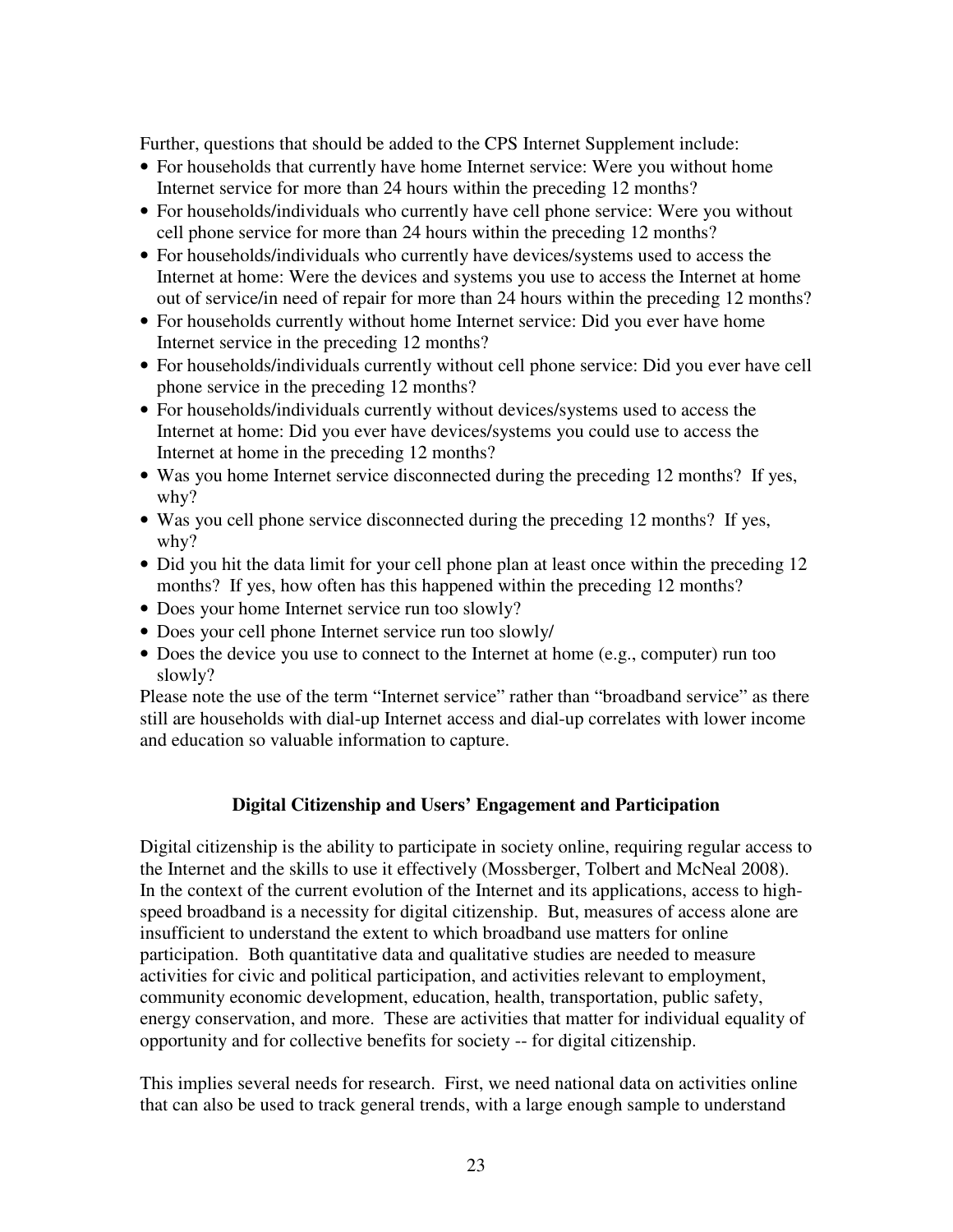Further, questions that should be added to the CPS Internet Supplement include:

- For households that currently have home Internet service: Were you without home Internet service for more than 24 hours within the preceding 12 months?
- For households/individuals who currently have cell phone service: Were you without cell phone service for more than 24 hours within the preceding 12 months?
- For households/individuals who currently have devices/systems used to access the Internet at home: Were the devices and systems you use to access the Internet at home out of service/in need of repair for more than 24 hours within the preceding 12 months?
- For households currently without home Internet service: Did you ever have home Internet service in the preceding 12 months?
- For households/individuals currently without cell phone service: Did you ever have cell phone service in the preceding 12 months?
- For households/individuals currently without devices/systems used to access the Internet at home: Did you ever have devices/systems you could use to access the Internet at home in the preceding 12 months?
- Was you home Internet service disconnected during the preceding 12 months? If yes, why?
- Was you cell phone service disconnected during the preceding 12 months? If yes, why?
- Did you hit the data limit for your cell phone plan at least once within the preceding 12 months? If yes, how often has this happened within the preceding 12 months?
- Does your home Internet service run too slowly?
- Does your cell phone Internet service run too slowly/
- Does the device you use to connect to the Internet at home (e.g., computer) run too slowly?

Please note the use of the term "Internet service" rather than "broadband service" as there still are households with dial-up Internet access and dial-up correlates with lower income and education so valuable information to capture.

## Digital Citizenship and Users' Engagement and Participation

Digital citizenship is the ability to participate in society online, requiring regular access to the Internet and the skills to use it effectively (Mossberger, Tolbert and McNeal 2008). In the context of the current evolution of the Internet and its applications, access to high-speed broadband is a necessity for digital citizenship. But, measures of access alone are insufficient to understand the extent to which broadband use matters for online participation. Both quantitative data and qualitative studies are needed to measure activities for civic and political participation, and activities relevant to employment, community economic development, education, health, transportation, public safety, energy conservation, and more. These are activities that matter for individual equality of opportunity and for collective benefits for society -- for digital citizenship.

This implies several needs for research. First, we need national data on activities online that can also be used to track general trends, with a large enough sample to understand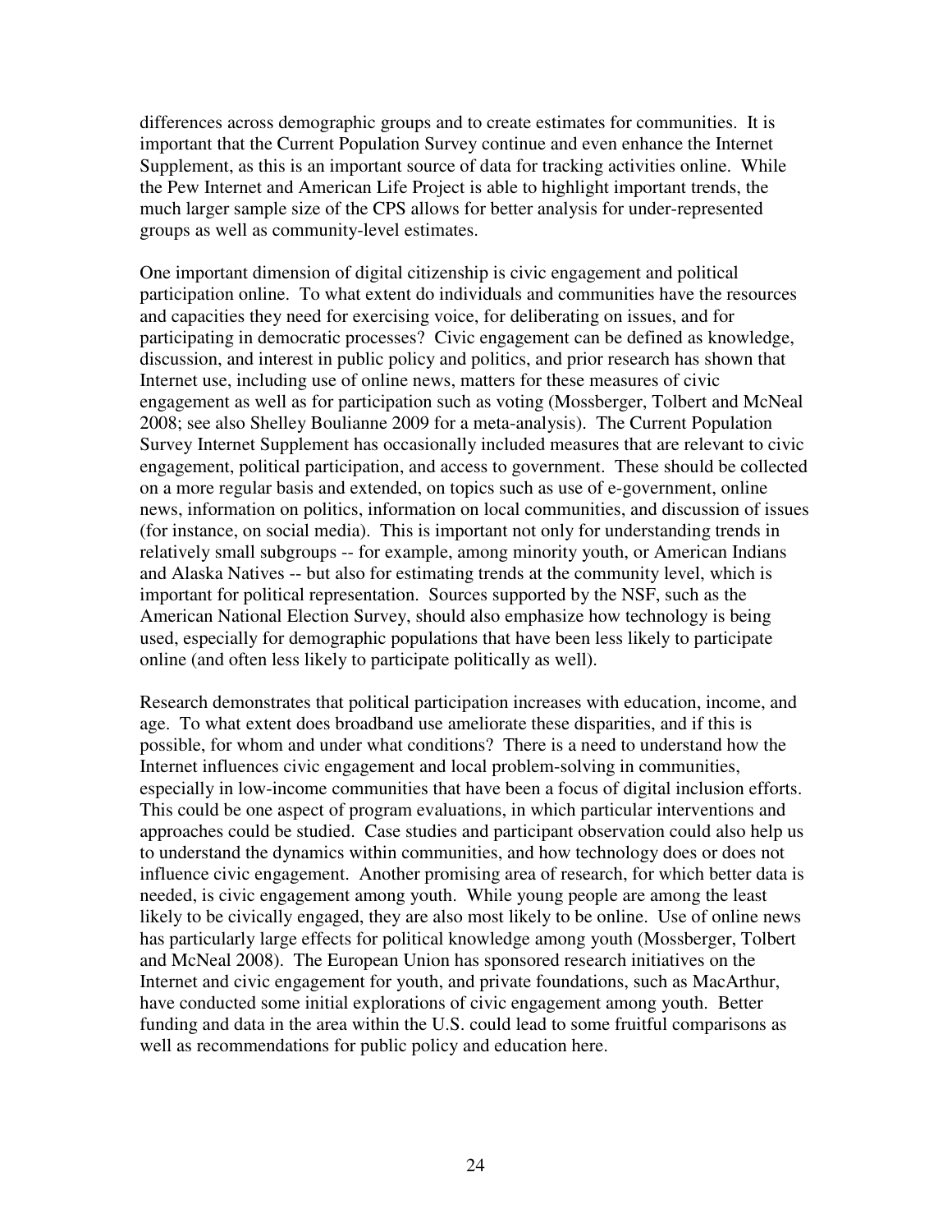differences across demographic groups and to create estimates for communities. It is important that the Current Population Survey continue and even enhance the Internet Supplement, as this is an important source of data for tracking activities online. While the Pew Internet and American Life Project is able to highlight important trends, the much larger sample size of the CPS allows for better analysis for under-represented groups as well as community-level estimates.

One important dimension of digital citizenship is civic engagement and political participation online. To what extent do individuals and communities have the resources and capacities they need for exercising voice, for deliberating on issues, and for participating in democratic processes? Civic engagement can be defined as knowledge, discussion, and interest in public policy and politics, and prior research has shown that Internet use, including use of online news, matters for these measures of civic engagement as well as for participation such as voting (Mossberger, Tolbert and McNeal 2008; see also Shelley Boulianne 2009 for a meta-analysis). The Current Population Survey Internet Supplement has occasionally included measures that are relevant to civic engagement, political participation, and access to government. These should be collected on a more regular basis and extended, on topics such as use of e-government, online news, information on politics, information on local communities, and discussion of issues (for instance, on social media). This is important not only for understanding trends in relatively small subgroups -- for example, among minority youth, or American Indians and Alaska Natives -- but also for estimating trends at the community level, which is important for political representation. Sources supported by the NSF, such as the American National Election Survey, should also emphasize how technology is being used, especially for demographic populations that have been less likely to participate online (and often less likely to participate politically as well).

Research demonstrates that political participation increases with education, income, and age. To what extent does broadband use ameliorate these disparities, and if this is possible, for whom and under what conditions? There is a need to understand how the Internet influences civic engagement and local problem-solving in communities, especially in low-income communities that have been a focus of digital inclusion efforts. This could be one aspect of program evaluations, in which particular interventions and approaches could be studied. Case studies and participant observation could also help us to understand the dynamics within communities, and how technology does or does not influence civic engagement. Another promising area of research, for which better data is needed, is civic engagement among youth. While young people are among the least likely to be civically engaged, they are also most likely to be online. Use of online news has particularly large effects for political knowledge among youth (Mossberger, Tolbert and McNeal 2008). The European Union has sponsored research initiatives on the Internet and civic engagement for youth, and private foundations, such as MacArthur, have conducted some initial explorations of civic engagement among youth. Better funding and data in the area within the U.S. could lead to some fruitful comparisons as well as recommendations for public policy and education here.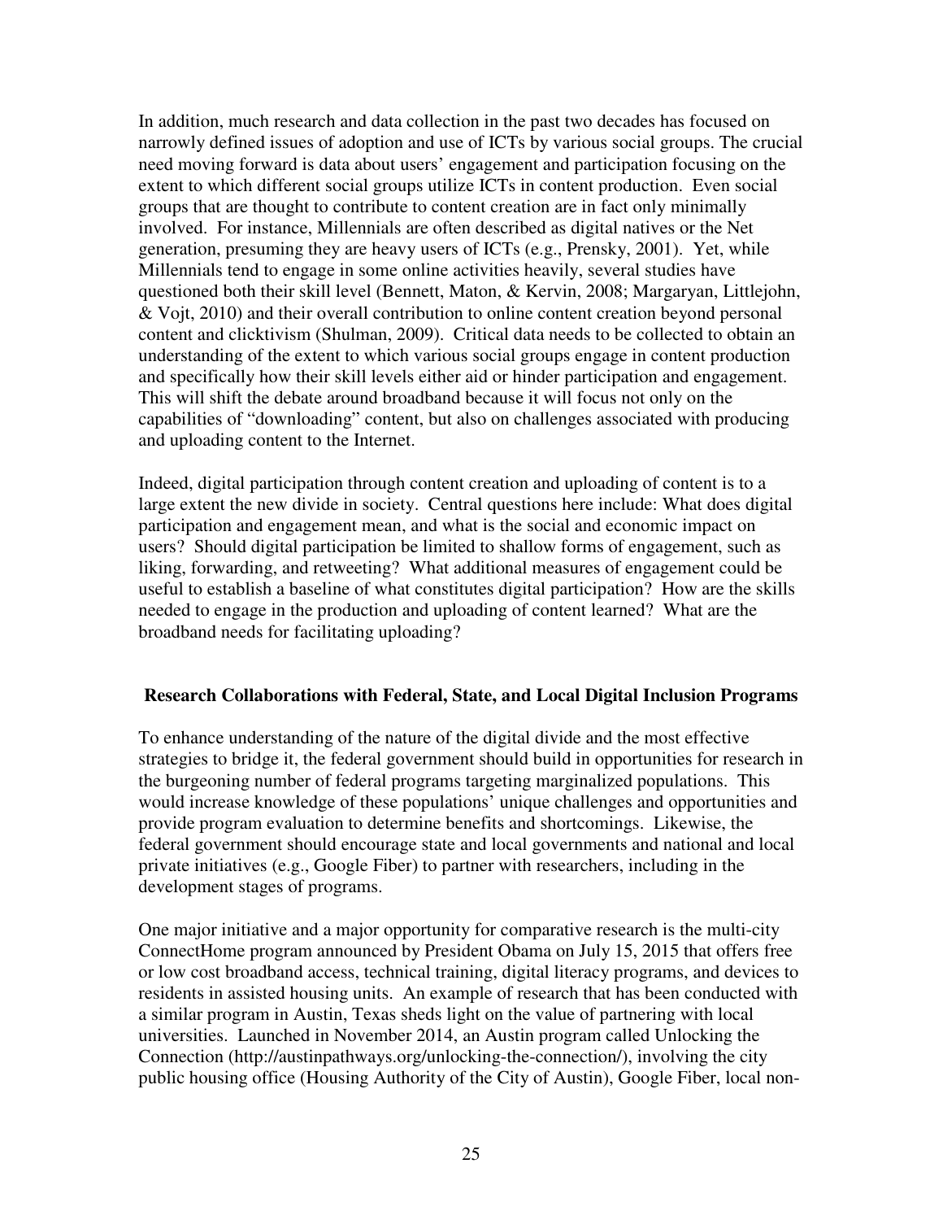In addition, much research and data collection in the past two decades has focused on narrowly defined issues of adoption and use of ICTs by various social groups. The crucial need moving forward is data about users' engagement and participation focusing on the extent to which different social groups utilize ICTs in content production. Even social groups that are thought to contribute to content creation are in fact only minimally involved. For instance, Millennials are often described as digital natives or the Net generation, presuming they are heavy users of ICTs (e.g., Prensky, 2001). Yet, while Millennials tend to engage in some online activities heavily, several studies have questioned both their skill level (Bennett, Maton, & Kervin, 2008; Margaryan, Littlejohn, & Vojt, 2010) and their overall contribution to online content creation beyond personal content and clicktivism (Shulman, 2009). Critical data needs to be collected to obtain an understanding of the extent to which various social groups engage in content production and specifically how their skill levels either aid or hinder participation and engagement. This will shift the debate around broadband because it will focus not only on the capabilities of "downloading" content, but also on challenges associated with producing and uploading content to the Internet.

Indeed, digital participation through content creation and uploading of content is to a large extent the new divide in society. Central questions here include: What does digital participation and engagement mean, and what is the social and economic impact on users? Should digital participation be limited to shallow forms of engagement, such as liking, forwarding, and retweeting? What additional measures of engagement could be useful to establish a baseline of what constitutes digital participation? How are the skills needed to engage in the production and uploading of content learned? What are the broadband needs for facilitating uploading?

**Research Collaborations with Federal, State, and Local Digital Inclusion Programs**

To enhance understanding of the nature of the digital divide and the most effective strategies to bridge it, the federal government should build in opportunities for research in the burgeoning number of federal programs targeting marginalized populations. This would increase knowledge of these populations' unique challenges and opportunities and provide program evaluation to determine benefits and shortcomings. Likewise, the federal government should encourage state and local governments and national and local private initiatives (e.g., Google Fiber) to partner with researchers, including in the development stages of programs.

One major initiative and a major opportunity for comparative research is the multi-city ConnectHome program announced by President Obama on July 15, 2015 that offers free or low cost broadband access, technical training, digital literacy programs, and devices to residents in assisted housing units. An example of research that has been conducted with a similar program in Austin, Texas sheds light on the value of partnering with local universities. Launched in November 2014, an Austin program called Unlocking the Connection (http://austinpathways.org/unlocking-the-connection/), involving the city public housing office (Housing Authority of the City of Austin), Google Fiber, local non-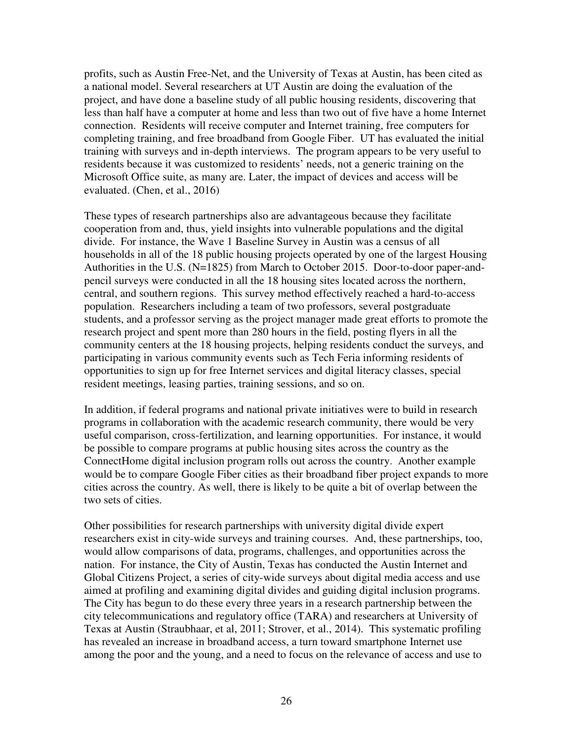profits, such as Austin Free-Net, and the University of Texas at Austin, has been cited as a national model. Several researchers at UT Austin are doing the evaluation of the project, and have done a baseline study of all public housing residents, discovering that less than half have a computer at home and less than two out of five have a home Internet connection. Residents will receive computer and Internet training, free computers for completing training, and free broadband from Google Fiber. UT has evaluated the initial training with surveys and in-depth interviews. The program appears to be very useful to residents because it was customized to residents' needs, not a generic training on the Microsoft Office suite, as many are. Later, the impact of devices and access will be evaluated. (Chen, et al., 2016)

These types of research partnerships also are advantageous because they facilitate cooperation from and, thus, yield insights into vulnerable populations and the digital divide. For instance, the Wave 1 Baseline Survey in Austin was a census of all households in all of the 18 public housing projects operated by one of the largest Housing Authorities in the U.S. (N=1825) from March to October 2015. Door-to-door paper-and-pencil surveys were conducted in all the 18 housing sites located across the northern, central, and southern regions. This survey method effectively reached a hard-to-access population. Researchers including a team of two professors, several postgraduate students, and a professor serving as the project manager made great efforts to promote the research project and spent more than 280 hours in the field, posting flyers in all the community centers at the 18 housing projects, helping residents conduct the surveys, and participating in various community events such as Tech Feria informing residents of opportunities to sign up for free Internet services and digital literacy classes, special resident meetings, leasing parties, training sessions, and so on.

In addition, if federal programs and national private initiatives were to build in research programs in collaboration with the academic research community, there would be very useful comparison, cross-fertilization, and learning opportunities. For instance, it would be possible to compare programs at public housing sites across the country as the ConnectHome digital inclusion program rolls out across the country. Another example would be to compare Google Fiber cities as their broadband fiber project expands to more cities across the country. As well, there is likely to be quite a bit of overlap between the two sets of cities.

Other possibilities for research partnerships with university digital divide expert researchers exist in city-wide surveys and training courses. And, these partnerships, too, would allow comparisons of data, programs, challenges, and opportunities across the nation. For instance, the City of Austin, Texas has conducted the Austin Internet and Global Citizens Project, a series of city-wide surveys about digital media access and use aimed at profiling and examining digital divides and guiding digital inclusion programs. The City has begun to do these every three years in a research partnership between the city telecommunications and regulatory office (TARA) and researchers at University of Texas at Austin (Straubhaar, et al, 2011; Strover, et al., 2014). This systematic profiling has revealed an increase in broadband access, a turn toward smartphone Internet use among the poor and the young, and a need to focus on the relevance of access and use to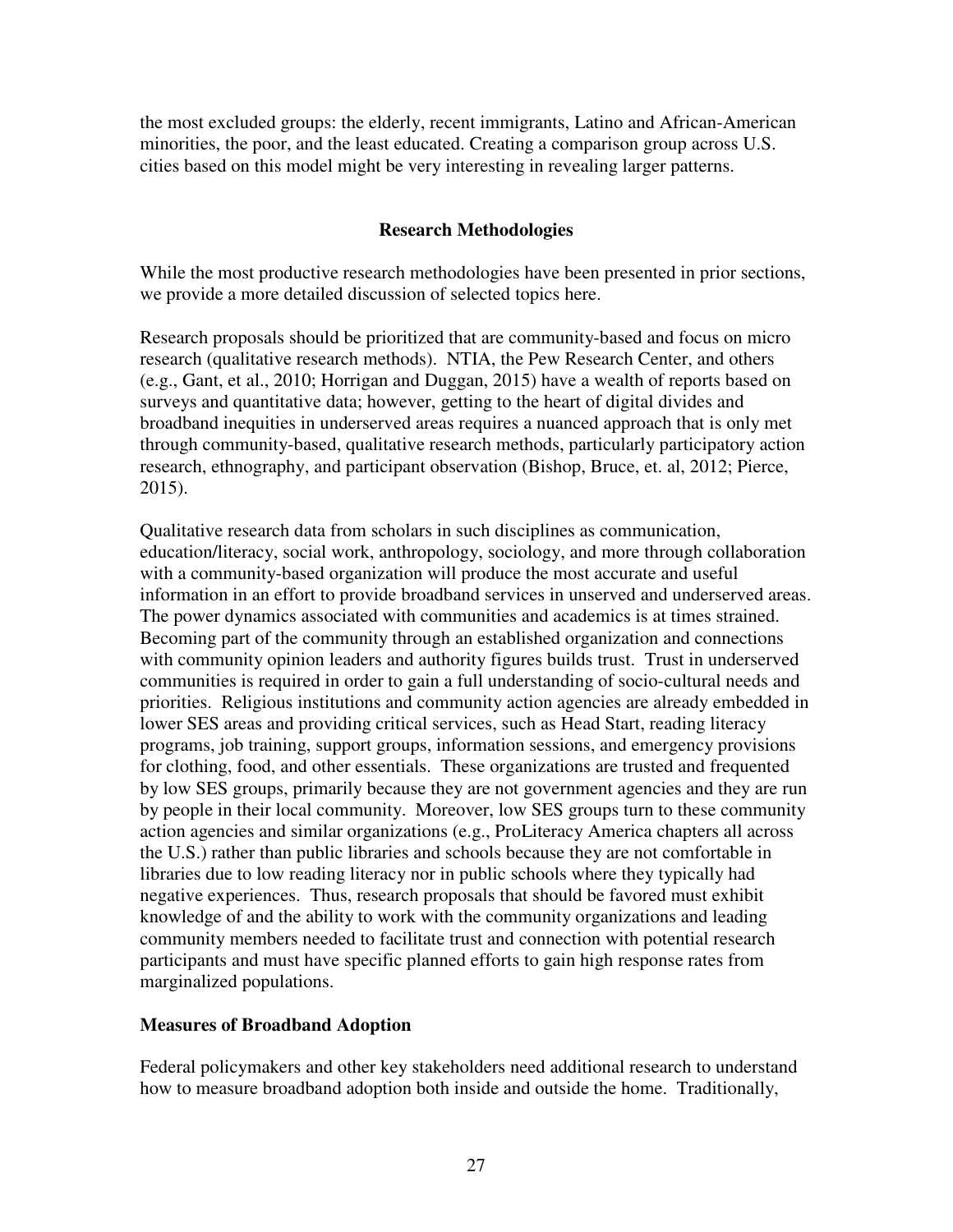the most excluded groups: the elderly, recent immigrants, Latino and African-American minorities, the poor, and the least educated. Creating a comparison group across U.S. cities based on this model might be very interesting in revealing larger patterns.

## Research Methodologies

While the most productive research methodologies have been presented in prior sections, we provide a more detailed discussion of selected topics here.

Research proposals should be prioritized that are community-based and focus on micro research (qualitative research methods). NTIA, the Pew Research Center, and others (e.g., Gant, et al., 2010; Horrigan and Duggan, 2015) have a wealth of reports based on surveys and quantitative data; however, getting to the heart of digital divides and broadband inequities in underserved areas requires a nuanced approach that is only met through community-based, qualitative research methods, particularly participatory action research, ethnography, and participant observation (Bishop, Bruce, et. al, 2012; Pierce, 2015).

Qualitative research data from scholars in such disciplines as communication, education/literacy, social work, anthropology, sociology, and more through collaboration with a community-based organization will produce the most accurate and useful information in an effort to provide broadband services in unserved and underserved areas. The power dynamics associated with communities and academics is at times strained. Becoming part of the community through an established organization and connections with community opinion leaders and authority figures builds trust. Trust in underserved communities is required in order to gain a full understanding of socio-cultural needs and priorities. Religious institutions and community action agencies are already embedded in lower SES areas and providing critical services, such as Head Start, reading literacy programs, job training, support groups, information sessions, and emergency provisions for clothing, food, and other essentials. These organizations are trusted and frequented by low SES groups, primarily because they are not government agencies and they are run by people in their local community. Moreover, low SES groups turn to these community action agencies and similar organizations (e.g., ProLiteracy America chapters all across the U.S.) rather than public libraries and schools because they are not comfortable in libraries due to low reading literacy nor in public schools where they typically had negative experiences. Thus, research proposals that should be favored must exhibit knowledge of and the ability to work with the community organizations and leading community members needed to facilitate trust and connection with potential research participants and must have specific planned efforts to gain high response rates from marginalized populations.

### Measures of Broadband Adoption

Federal policymakers and other key stakeholders need additional research to understand how to measure broadband adoption both inside and outside the home. Traditionally,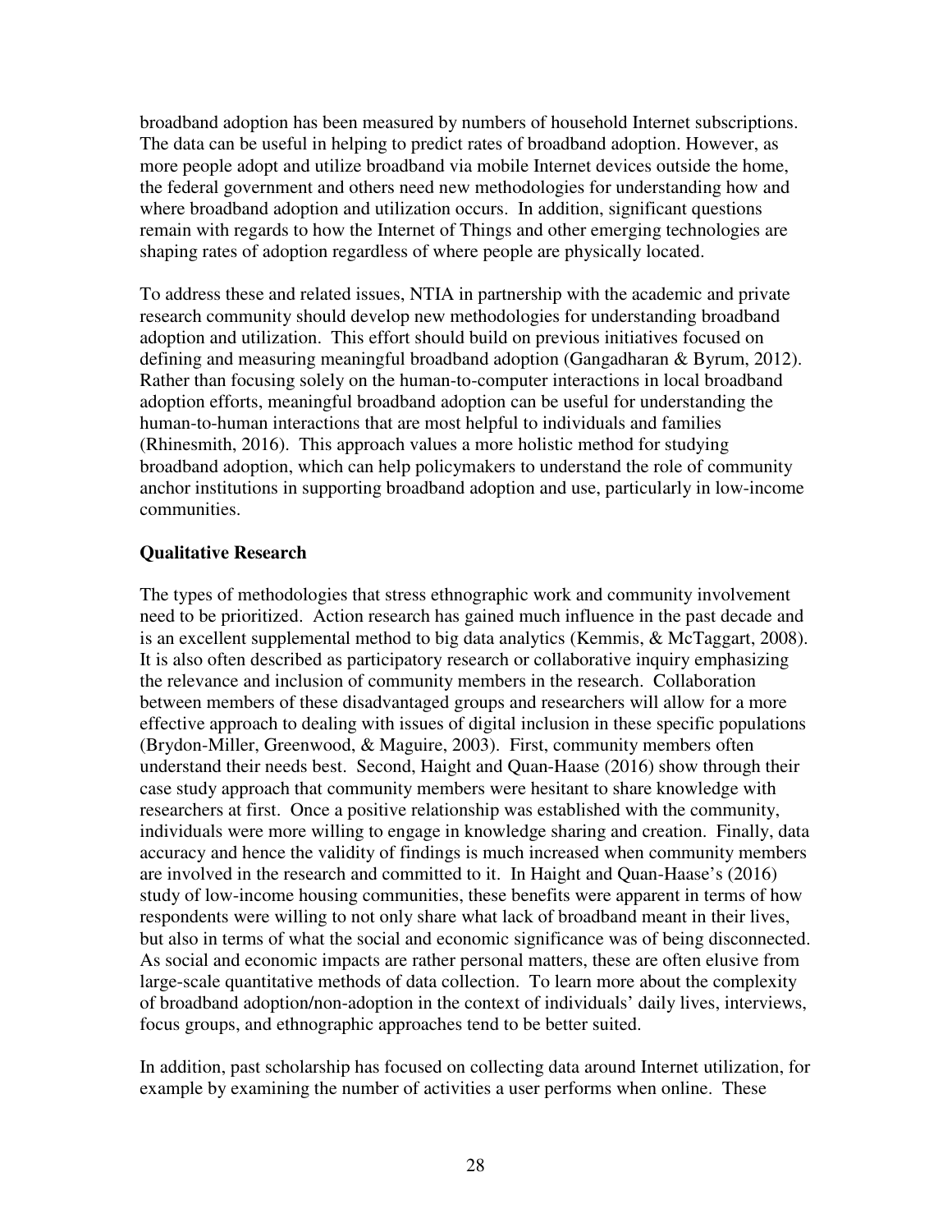broadband adoption has been measured by numbers of household Internet subscriptions. The data can be useful in helping to predict rates of broadband adoption. However, as more people adopt and utilize broadband via mobile Internet devices outside the home, the federal government and others need new methodologies for understanding how and where broadband adoption and utilization occurs. In addition, significant questions remain with regards to how the Internet of Things and other emerging technologies are shaping rates of adoption regardless of where people are physically located.

To address these and related issues, NTIA in partnership with the academic and private research community should develop new methodologies for understanding broadband adoption and utilization. This effort should build on previous initiatives focused on defining and measuring meaningful broadband adoption (Gangadharan & Byrum, 2012). Rather than focusing solely on the human-to-computer interactions in local broadband adoption efforts, meaningful broadband adoption can be useful for understanding the human-to-human interactions that are most helpful to individuals and families (Rhinesmith, 2016). This approach values a more holistic method for studying broadband adoption, which can help policymakers to understand the role of community anchor institutions in supporting broadband adoption and use, particularly in low-income communities.

**Qualitative Research**

The types of methodologies that stress ethnographic work and community involvement need to be prioritized. Action research has gained much influence in the past decade and is an excellent supplemental method to big data analytics (Kemmis, & McTaggart, 2008). It is also often described as participatory research or collaborative inquiry emphasizing the relevance and inclusion of community members in the research. Collaboration between members of these disadvantaged groups and researchers will allow for a more effective approach to dealing with issues of digital inclusion in these specific populations (Brydon-Miller, Greenwood, & Maguire, 2003). First, community members often understand their needs best. Second, Haight and Quan-Haase (2016) show through their case study approach that community members were hesitant to share knowledge with researchers at first. Once a positive relationship was established with the community, individuals were more willing to engage in knowledge sharing and creation. Finally, data accuracy and hence the validity of findings is much increased when community members are involved in the research and committed to it. In Haight and Quan-Haase's (2016) study of low-income housing communities, these benefits were apparent in terms of how respondents were willing to not only share what lack of broadband meant in their lives, but also in terms of what the social and economic significance was of being disconnected. As social and economic impacts are rather personal matters, these are often elusive from large-scale quantitative methods of data collection. To learn more about the complexity of broadband adoption/non-adoption in the context of individuals' daily lives, interviews, focus groups, and ethnographic approaches tend to be better suited.

In addition, past scholarship has focused on collecting data around Internet utilization, for example by examining the number of activities a user performs when online. These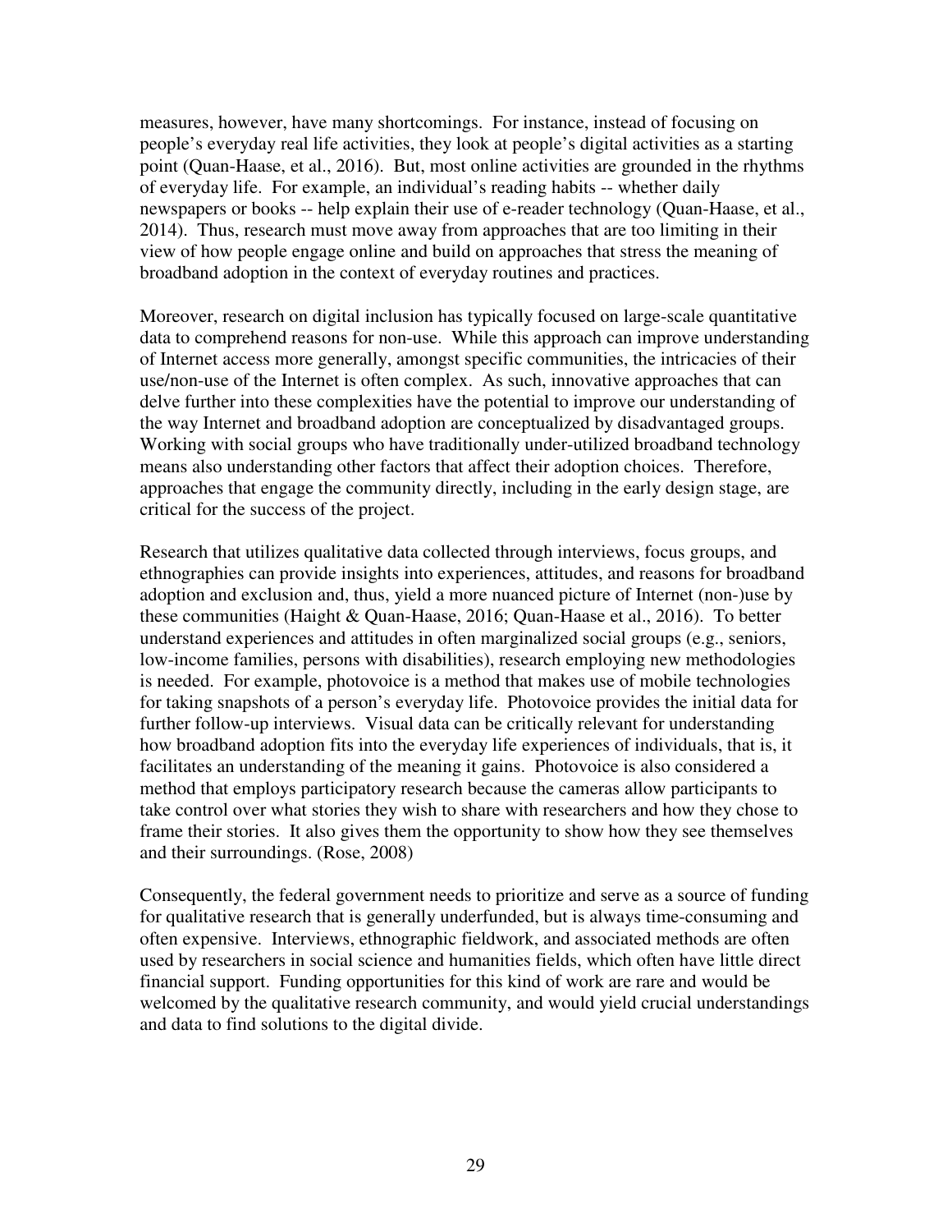measures, however, have many shortcomings. For instance, instead of focusing on people's everyday real life activities, they look at people's digital activities as a starting point (Quan-Haase, et al., 2016). But, most online activities are grounded in the rhythms of everyday life. For example, an individual's reading habits -- whether daily newspapers or books -- help explain their use of e-reader technology (Quan-Haase, et al., 2014). Thus, research must move away from approaches that are too limiting in their view of how people engage online and build on approaches that stress the meaning of broadband adoption in the context of everyday routines and practices.

Moreover, research on digital inclusion has typically focused on large-scale quantitative data to comprehend reasons for non-use. While this approach can improve understanding of Internet access more generally, amongst specific communities, the intricacies of their use/non-use of the Internet is often complex. As such, innovative approaches that can delve further into these complexities have the potential to improve our understanding of the way Internet and broadband adoption are conceptualized by disadvantaged groups. Working with social groups who have traditionally under-utilized broadband technology means also understanding other factors that affect their adoption choices. Therefore, approaches that engage the community directly, including in the early design stage, are critical for the success of the project.

Research that utilizes qualitative data collected through interviews, focus groups, and ethnographies can provide insights into experiences, attitudes, and reasons for broadband adoption and exclusion and, thus, yield a more nuanced picture of Internet (non-)use by these communities (Haight & Quan-Haase, 2016; Quan-Haase et al., 2016). To better understand experiences and attitudes in often marginalized social groups (e.g., seniors, low-income families, persons with disabilities), research employing new methodologies is needed. For example, photovoice is a method that makes use of mobile technologies for taking snapshots of a person's everyday life. Photovoice provides the initial data for further follow-up interviews. Visual data can be critically relevant for understanding how broadband adoption fits into the everyday life experiences of individuals, that is, it facilitates an understanding of the meaning it gains. Photovoice is also considered a method that employs participatory research because the cameras allow participants to take control over what stories they wish to share with researchers and how they chose to frame their stories. It also gives them the opportunity to show how they see themselves and their surroundings. (Rose, 2008)

Consequently, the federal government needs to prioritize and serve as a source of funding for qualitative research that is generally underfunded, but is always time-consuming and often expensive. Interviews, ethnographic fieldwork, and associated methods are often used by researchers in social science and humanities fields, which often have little direct financial support. Funding opportunities for this kind of work are rare and would be welcomed by the qualitative research community, and would yield crucial understandings and data to find solutions to the digital divide.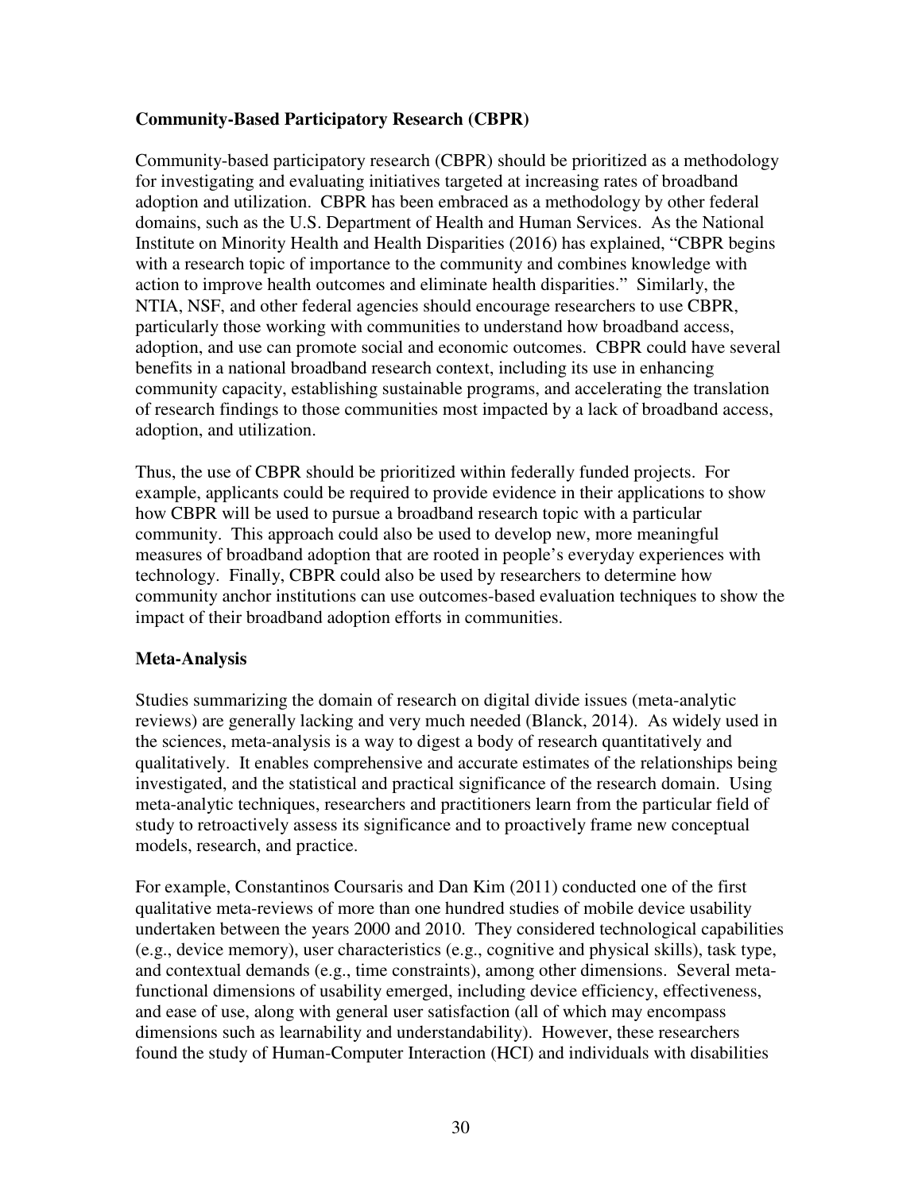**Community-Based Participatory Research (CBPR)**

Community-based participatory research (CBPR) should be prioritized as a methodology for investigating and evaluating initiatives targeted at increasing rates of broadband adoption and utilization. CBPR has been embraced as a methodology by other federal domains, such as the U.S. Department of Health and Human Services. As the National Institute on Minority Health and Health Disparities (2016) has explained, "CBPR begins with a research topic of importance to the community and combines knowledge with action to improve health outcomes and eliminate health disparities." Similarly, the NTIA, NSF, and other federal agencies should encourage researchers to use CBPR, particularly those working with communities to understand how broadband access, adoption, and use can promote social and economic outcomes. CBPR could have several benefits in a national broadband research context, including its use in enhancing community capacity, establishing sustainable programs, and accelerating the translation of research findings to those communities most impacted by a lack of broadband access, adoption, and utilization.

Thus, the use of CBPR should be prioritized within federally funded projects. For example, applicants could be required to provide evidence in their applications to show how CBPR will be used to pursue a broadband research topic with a particular community. This approach could also be used to develop new, more meaningful measures of broadband adoption that are rooted in people's everyday experiences with technology. Finally, CBPR could also be used by researchers to determine how community anchor institutions can use outcomes-based evaluation techniques to show the impact of their broadband adoption efforts in communities.

**Meta-Analysis**

Studies summarizing the domain of research on digital divide issues (meta-analytic reviews) are generally lacking and very much needed (Blanck, 2014). As widely used in the sciences, meta-analysis is a way to digest a body of research quantitatively and qualitatively. It enables comprehensive and accurate estimates of the relationships being investigated, and the statistical and practical significance of the research domain. Using meta-analytic techniques, researchers and practitioners learn from the particular field of study to retroactively assess its significance and to proactively frame new conceptual models, research, and practice.

For example, Constantinos Coursaris and Dan Kim (2011) conducted one of the first qualitative meta-reviews of more than one hundred studies of mobile device usability undertaken between the years 2000 and 2010. They considered technological capabilities (e.g., device memory), user characteristics (e.g., cognitive and physical skills), task type, and contextual demands (e.g., time constraints), among other dimensions. Several meta-functional dimensions of usability emerged, including device efficiency, effectiveness, and ease of use, along with general user satisfaction (all of which may encompass dimensions such as learnability and understandability). However, these researchers found the study of Human-Computer Interaction (HCI) and individuals with disabilities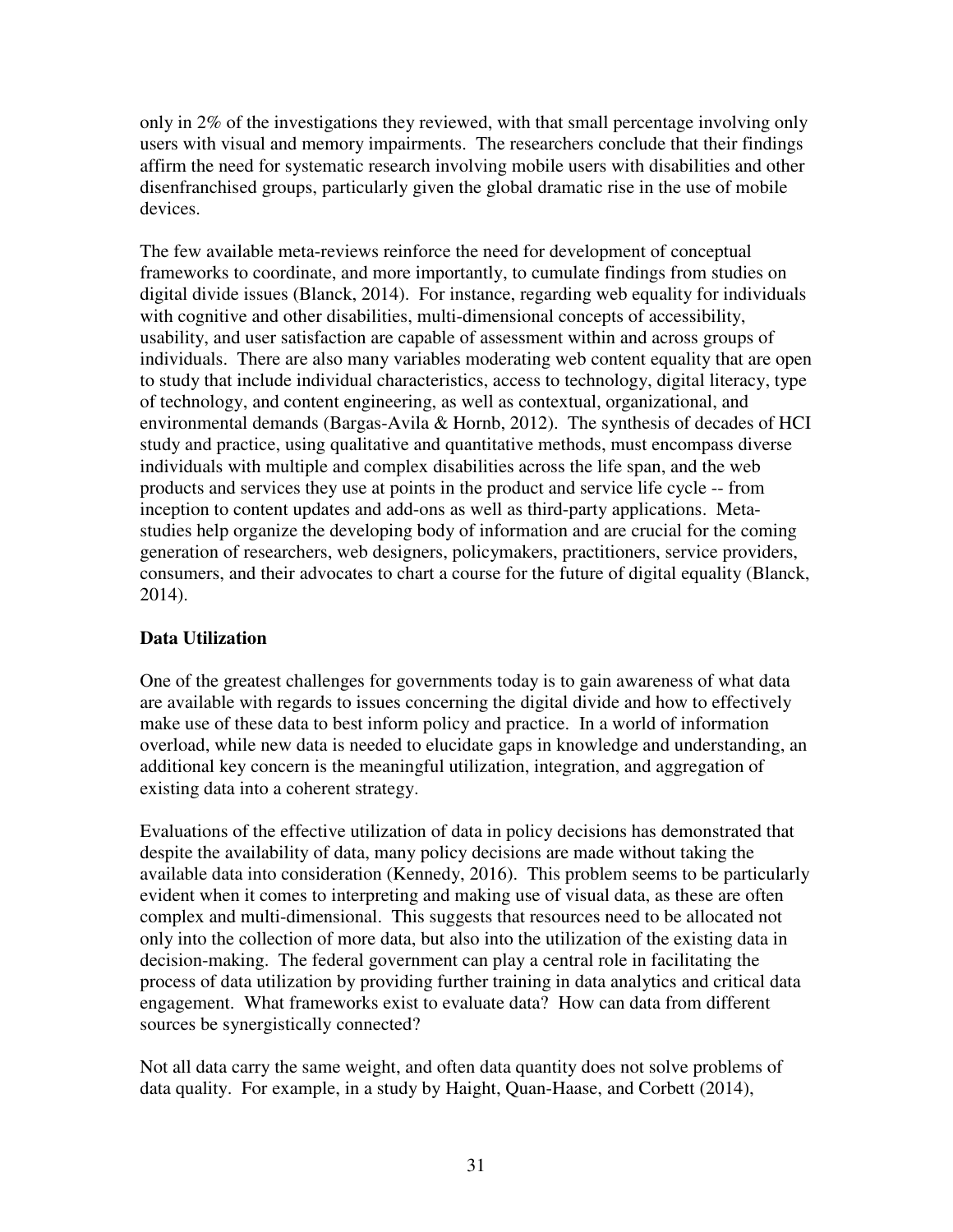only in 2% of the investigations they reviewed, with that small percentage involving only users with visual and memory impairments. The researchers conclude that their findings affirm the need for systematic research involving mobile users with disabilities and other disenfranchised groups, particularly given the global dramatic rise in the use of mobile devices.

The few available meta-reviews reinforce the need for development of conceptual frameworks to coordinate, and more importantly, to cumulate findings from studies on digital divide issues (Blanck, 2014). For instance, regarding web equality for individuals with cognitive and other disabilities, multi-dimensional concepts of accessibility, usability, and user satisfaction are capable of assessment within and across groups of individuals. There are also many variables moderating web content equality that are open to study that include individual characteristics, access to technology, digital literacy, type of technology, and content engineering, as well as contextual, organizational, and environmental demands (Bargas-Avila & Hornb, 2012). The synthesis of decades of HCI study and practice, using qualitative and quantitative methods, must encompass diverse individuals with multiple and complex disabilities across the life span, and the web products and services they use at points in the product and service life cycle -- from inception to content updates and add-ons as well as third-party applications. Meta-studies help organize the developing body of information and are crucial for the coming generation of researchers, web designers, policymakers, practitioners, service providers, consumers, and their advocates to chart a course for the future of digital equality (Blanck, 2014).

**Data Utilization**

One of the greatest challenges for governments today is to gain awareness of what data are available with regards to issues concerning the digital divide and how to effectively make use of these data to best inform policy and practice. In a world of information overload, while new data is needed to elucidate gaps in knowledge and understanding, an additional key concern is the meaningful utilization, integration, and aggregation of existing data into a coherent strategy.

Evaluations of the effective utilization of data in policy decisions has demonstrated that despite the availability of data, many policy decisions are made without taking the available data into consideration (Kennedy, 2016). This problem seems to be particularly evident when it comes to interpreting and making use of visual data, as these are often complex and multi-dimensional. This suggests that resources need to be allocated not only into the collection of more data, but also into the utilization of the existing data in decision-making. The federal government can play a central role in facilitating the process of data utilization by providing further training in data analytics and critical data engagement. What frameworks exist to evaluate data? How can data from different sources be synergistically connected?

Not all data carry the same weight, and often data quantity does not solve problems of data quality. For example, in a study by Haight, Quan-Haase, and Corbett (2014),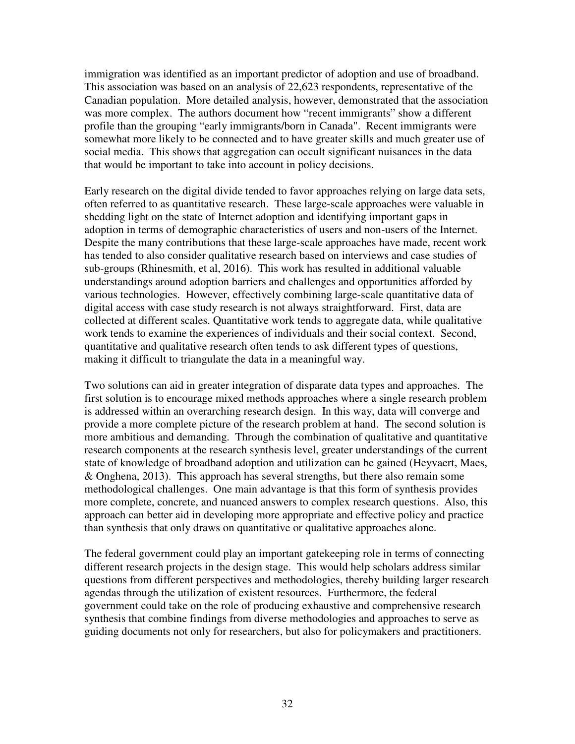immigration was identified as an important predictor of adoption and use of broadband. This association was based on an analysis of 22,623 respondents, representative of the Canadian population. More detailed analysis, however, demonstrated that the association was more complex. The authors document how "recent immigrants" show a different profile than the grouping "early immigrants/born in Canada". Recent immigrants were somewhat more likely to be connected and to have greater skills and much greater use of social media. This shows that aggregation can occult significant nuisances in the data that would be important to take into account in policy decisions.

Early research on the digital divide tended to favor approaches relying on large data sets, often referred to as quantitative research. These large-scale approaches were valuable in shedding light on the state of Internet adoption and identifying important gaps in adoption in terms of demographic characteristics of users and non-users of the Internet. Despite the many contributions that these large-scale approaches have made, recent work has tended to also consider qualitative research based on interviews and case studies of sub-groups (Rhinesmith, et al, 2016). This work has resulted in additional valuable understandings around adoption barriers and challenges and opportunities afforded by various technologies. However, effectively combining large-scale quantitative data of digital access with case study research is not always straightforward. First, data are collected at different scales. Quantitative work tends to aggregate data, while qualitative work tends to examine the experiences of individuals and their social context. Second, quantitative and qualitative research often tends to ask different types of questions, making it difficult to triangulate the data in a meaningful way.

Two solutions can aid in greater integration of disparate data types and approaches. The first solution is to encourage mixed methods approaches where a single research problem is addressed within an overarching research design. In this way, data will converge and provide a more complete picture of the research problem at hand. The second solution is more ambitious and demanding. Through the combination of qualitative and quantitative research components at the research synthesis level, greater understandings of the current state of knowledge of broadband adoption and utilization can be gained (Heyvaert, Maes, & Onghena, 2013). This approach has several strengths, but there also remain some methodological challenges. One main advantage is that this form of synthesis provides more complete, concrete, and nuanced answers to complex research questions. Also, this approach can better aid in developing more appropriate and effective policy and practice than synthesis that only draws on quantitative or qualitative approaches alone.

The federal government could play an important gatekeeping role in terms of connecting different research projects in the design stage. This would help scholars address similar questions from different perspectives and methodologies, thereby building larger research agendas through the utilization of existent resources. Furthermore, the federal government could take on the role of producing exhaustive and comprehensive research synthesis that combine findings from diverse methodologies and approaches to serve as guiding documents not only for researchers, but also for policymakers and practitioners.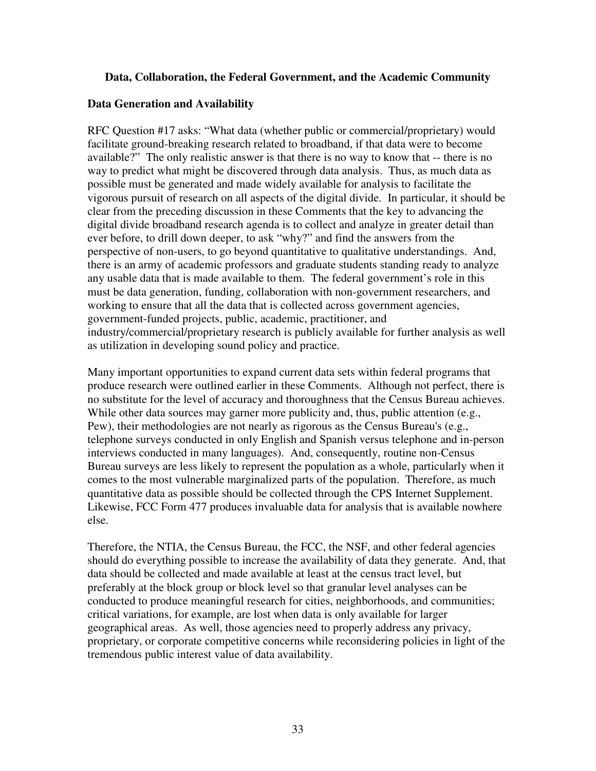**Data, Collaboration, the Federal Government, and the Academic Community**

**Data Generation and Availability**

RFC Question #17 asks: "What data (whether public or commercial/proprietary) would facilitate ground-breaking research related to broadband, if that data were to become available?" The only realistic answer is that there is no way to know that -- there is no way to predict what might be discovered through data analysis. Thus, as much data as possible must be generated and made widely available for analysis to facilitate the vigorous pursuit of research on all aspects of the digital divide. In particular, it should be clear from the preceding discussion in these Comments that the key to advancing the digital divide broadband research agenda is to collect and analyze in greater detail than ever before, to drill down deeper, to ask "why?" and find the answers from the perspective of non-users, to go beyond quantitative to qualitative understandings. And, there is an army of academic professors and graduate students standing ready to analyze any usable data that is made available to them. The federal government's role in this must be data generation, funding, collaboration with non-government researchers, and working to ensure that all the data that is collected across government agencies, government-funded projects, public, academic, practitioner, and industry/commercial/proprietary research is publicly available for further analysis as well as utilization in developing sound policy and practice.

Many important opportunities to expand current data sets within federal programs that produce research were outlined earlier in these Comments. Although not perfect, there is no substitute for the level of accuracy and thoroughness that the Census Bureau achieves. While other data sources may garner more publicity and, thus, public attention (e.g., Pew), their methodologies are not nearly as rigorous as the Census Bureau's (e.g., telephone surveys conducted in only English and Spanish versus telephone and in-person interviews conducted in many languages). And, consequently, routine non-Census Bureau surveys are less likely to represent the population as a whole, particularly when it comes to the most vulnerable marginalized parts of the population. Therefore, as much quantitative data as possible should be collected through the CPS Internet Supplement. Likewise, FCC Form 477 produces invaluable data for analysis that is available nowhere else.

Therefore, the NTIA, the Census Bureau, the FCC, the NSF, and other federal agencies should do everything possible to increase the availability of data they generate. And, that data should be collected and made available at least at the census tract level, but preferably at the block group or block level so that granular level analyses can be conducted to produce meaningful research for cities, neighborhoods, and communities; critical variations, for example, are lost when data is only available for larger geographical areas. As well, those agencies need to properly address any privacy, proprietary, or corporate competitive concerns while reconsidering policies in light of the tremendous public interest value of data availability.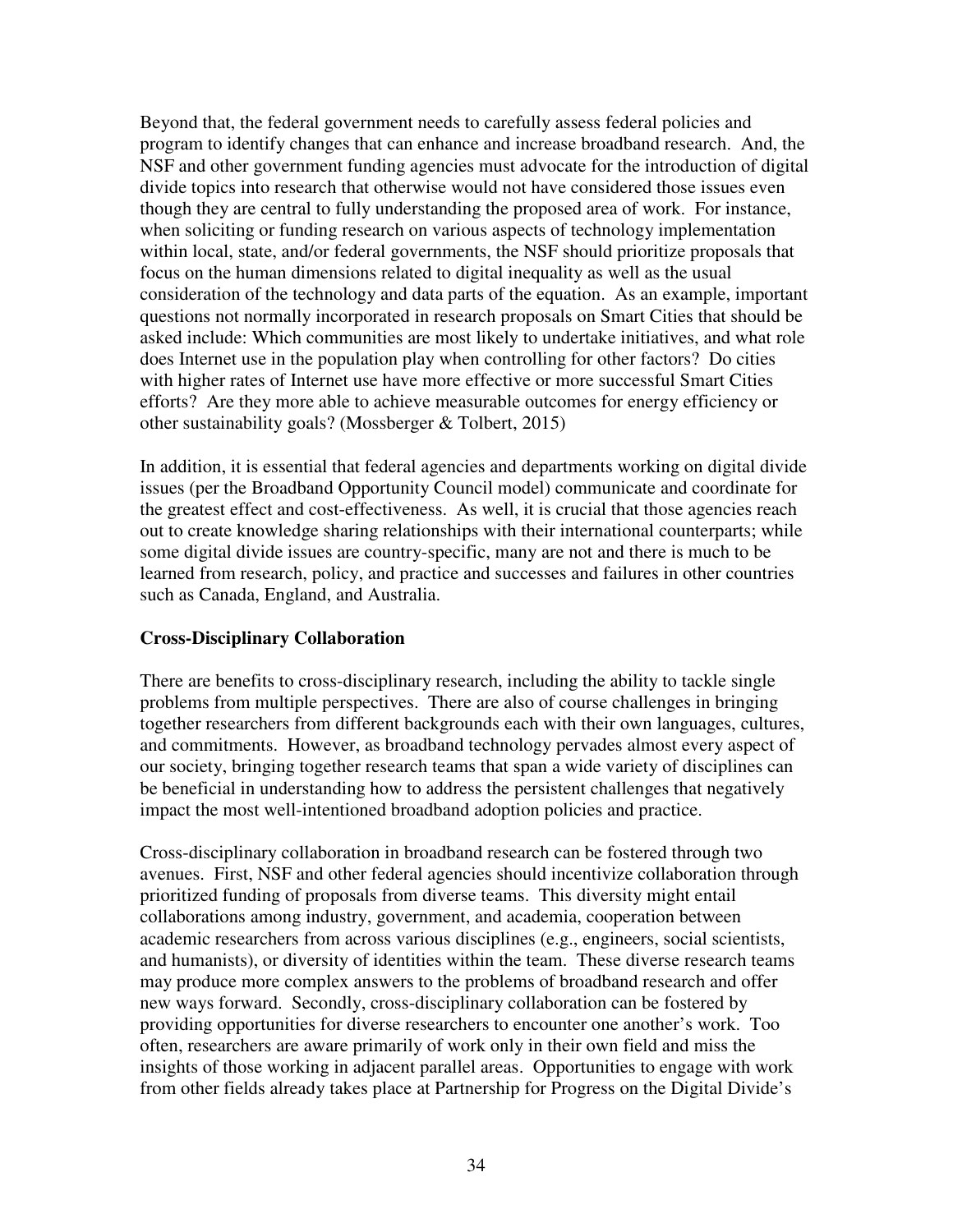Beyond that, the federal government needs to carefully assess federal policies and program to identify changes that can enhance and increase broadband research. And, the NSF and other government funding agencies must advocate for the introduction of digital divide topics into research that otherwise would not have considered those issues even though they are central to fully understanding the proposed area of work. For instance, when soliciting or funding research on various aspects of technology implementation within local, state, and/or federal governments, the NSF should prioritize proposals that focus on the human dimensions related to digital inequality as well as the usual consideration of the technology and data parts of the equation. As an example, important questions not normally incorporated in research proposals on Smart Cities that should be asked include: Which communities are most likely to undertake initiatives, and what role does Internet use in the population play when controlling for other factors? Do cities with higher rates of Internet use have more effective or more successful Smart Cities efforts? Are they more able to achieve measurable outcomes for energy efficiency or other sustainability goals? (Mossberger & Tolbert, 2015)

In addition, it is essential that federal agencies and departments working on digital divide issues (per the Broadband Opportunity Council model) communicate and coordinate for the greatest effect and cost-effectiveness. As well, it is crucial that those agencies reach out to create knowledge sharing relationships with their international counterparts; while some digital divide issues are country-specific, many are not and there is much to be learned from research, policy, and practice and successes and failures in other countries such as Canada, England, and Australia.

**Cross-Disciplinary Collaboration**

There are benefits to cross-disciplinary research, including the ability to tackle single problems from multiple perspectives. There are also of course challenges in bringing together researchers from different backgrounds each with their own languages, cultures, and commitments. However, as broadband technology pervades almost every aspect of our society, bringing together research teams that span a wide variety of disciplines can be beneficial in understanding how to address the persistent challenges that negatively impact the most well-intentioned broadband adoption policies and practice.

Cross-disciplinary collaboration in broadband research can be fostered through two avenues. First, NSF and other federal agencies should incentivize collaboration through prioritized funding of proposals from diverse teams. This diversity might entail collaborations among industry, government, and academia, cooperation between academic researchers from across various disciplines (e.g., engineers, social scientists, and humanists), or diversity of identities within the team. These diverse research teams may produce more complex answers to the problems of broadband research and offer new ways forward. Secondly, cross-disciplinary collaboration can be fostered by providing opportunities for diverse researchers to encounter one another's work. Too often, researchers are aware primarily of work only in their own field and miss the insights of those working in adjacent parallel areas. Opportunities to engage with work from other fields already takes place at Partnership for Progress on the Digital Divide's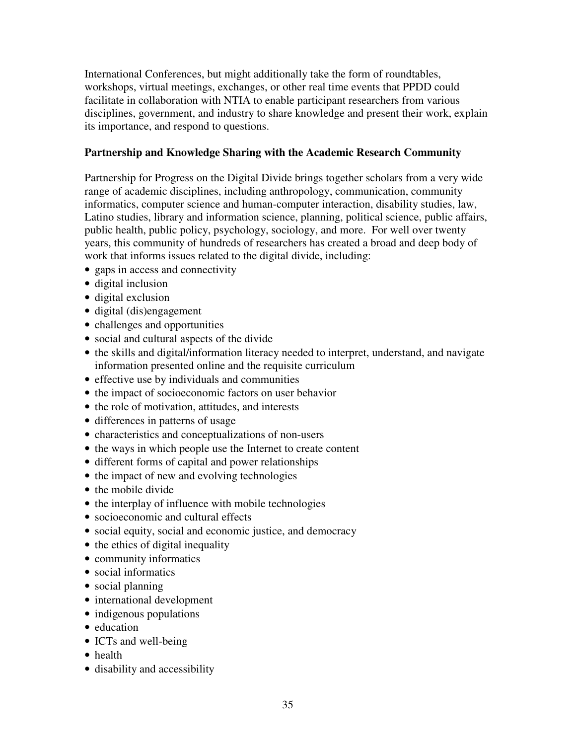International Conferences, but might additionally take the form of roundtables, workshops, virtual meetings, exchanges, or other real time events that PPDD could facilitate in collaboration with NTIA to enable participant researchers from various disciplines, government, and industry to share knowledge and present their work, explain its importance, and respond to questions.

**Partnership and Knowledge Sharing with the Academic Research Community**

Partnership for Progress on the Digital Divide brings together scholars from a very wide range of academic disciplines, including anthropology, communication, community informatics, computer science and human-computer interaction, disability studies, law, Latino studies, library and information science, planning, political science, public affairs, public health, public policy, psychology, sociology, and more. For well over twenty years, this community of hundreds of researchers has created a broad and deep body of work that informs issues related to the digital divide, including:

- gaps in access and connectivity
- digital inclusion
- digital exclusion
- digital (dis)engagement
- challenges and opportunities
- social and cultural aspects of the divide
- the skills and digital/information literacy needed to interpret, understand, and navigate information presented online and the requisite curriculum
- effective use by individuals and communities
- the impact of socioeconomic factors on user behavior
- the role of motivation, attitudes, and interests
- differences in patterns of usage
- characteristics and conceptualizations of non-users
- the ways in which people use the Internet to create content
- different forms of capital and power relationships
- the impact of new and evolving technologies
- the mobile divide
- the interplay of influence with mobile technologies
- socioeconomic and cultural effects
- social equity, social and economic justice, and democracy
- the ethics of digital inequality
- community informatics
- social informatics
- social planning
- international development
- indigenous populations
- education
- ICTs and well-being
- health
- disability and accessibility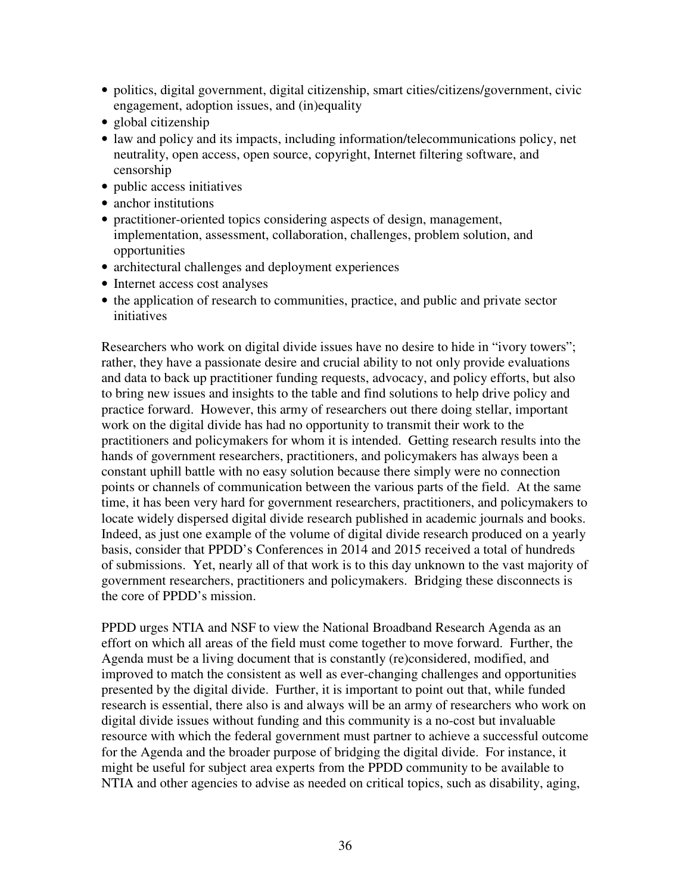- politics, digital government, digital citizenship, smart cities/citizens/government, civic engagement, adoption issues, and (in)equality
- global citizenship
- law and policy and its impacts, including information/telecommunications policy, net neutrality, open access, open source, copyright, Internet filtering software, and censorship
- public access initiatives
- anchor institutions
- practitioner-oriented topics considering aspects of design, management, implementation, assessment, collaboration, challenges, problem solution, and opportunities
- architectural challenges and deployment experiences
- Internet access cost analyses
- the application of research to communities, practice, and public and private sector initiatives

Researchers who work on digital divide issues have no desire to hide in "ivory towers"; rather, they have a passionate desire and crucial ability to not only provide evaluations and data to back up practitioner funding requests, advocacy, and policy efforts, but also to bring new issues and insights to the table and find solutions to help drive policy and practice forward. However, this army of researchers out there doing stellar, important work on the digital divide has had no opportunity to transmit their work to the practitioners and policymakers for whom it is intended. Getting research results into the hands of government researchers, practitioners, and policymakers has always been a constant uphill battle with no easy solution because there simply were no connection points or channels of communication between the various parts of the field. At the same time, it has been very hard for government researchers, practitioners, and policymakers to locate widely dispersed digital divide research published in academic journals and books. Indeed, as just one example of the volume of digital divide research produced on a yearly basis, consider that PPDD's Conferences in 2014 and 2015 received a total of hundreds of submissions. Yet, nearly all of that work is to this day unknown to the vast majority of government researchers, practitioners and policymakers. Bridging these disconnects is the core of PPDD's mission.

PPDD urges NTIA and NSF to view the National Broadband Research Agenda as an effort on which all areas of the field must come together to move forward. Further, the Agenda must be a living document that is constantly (re)considered, modified, and improved to match the consistent as well as ever-changing challenges and opportunities presented by the digital divide. Further, it is important to point out that, while funded research is essential, there also is and always will be an army of researchers who work on digital divide issues without funding and this community is a no-cost but invaluable resource with which the federal government must partner to achieve a successful outcome for the Agenda and the broader purpose of bridging the digital divide. For instance, it might be useful for subject area experts from the PPDD community to be available to NTIA and other agencies to advise as needed on critical topics, such as disability, aging,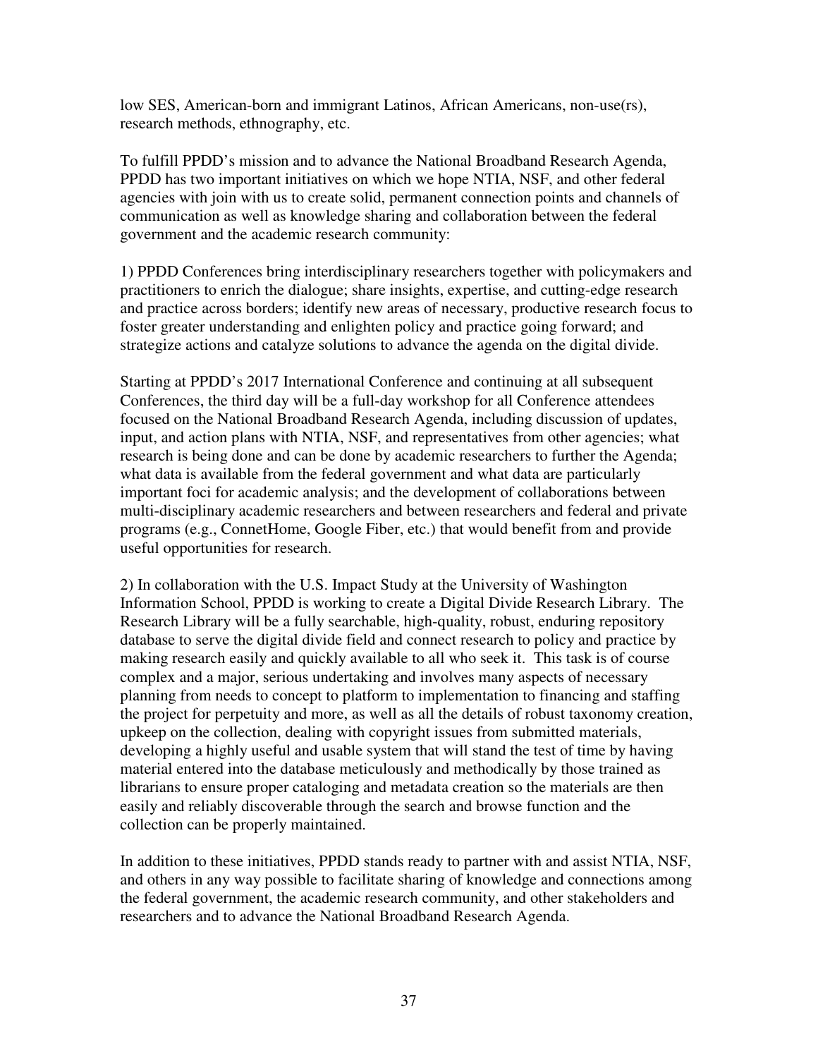low SES, American-born and immigrant Latinos, African Americans, non-use(rs), research methods, ethnography, etc.

To fulfill PPDD's mission and to advance the National Broadband Research Agenda, PPDD has two important initiatives on which we hope NTIA, NSF, and other federal agencies with join with us to create solid, permanent connection points and channels of communication as well as knowledge sharing and collaboration between the federal government and the academic research community:

1) PPDD Conferences bring interdisciplinary researchers together with policymakers and practitioners to enrich the dialogue; share insights, expertise, and cutting-edge research and practice across borders; identify new areas of necessary, productive research focus to foster greater understanding and enlighten policy and practice going forward; and strategize actions and catalyze solutions to advance the agenda on the digital divide.

Starting at PPDD's 2017 International Conference and continuing at all subsequent Conferences, the third day will be a full-day workshop for all Conference attendees focused on the National Broadband Research Agenda, including discussion of updates, input, and action plans with NTIA, NSF, and representatives from other agencies; what research is being done and can be done by academic researchers to further the Agenda; what data is available from the federal government and what data are particularly important foci for academic analysis; and the development of collaborations between multi-disciplinary academic researchers and between researchers and federal and private programs (e.g., ConnetHome, Google Fiber, etc.) that would benefit from and provide useful opportunities for research.

2) In collaboration with the U.S. Impact Study at the University of Washington Information School, PPDD is working to create a Digital Divide Research Library. The Research Library will be a fully searchable, high-quality, robust, enduring repository database to serve the digital divide field and connect research to policy and practice by making research easily and quickly available to all who seek it. This task is of course complex and a major, serious undertaking and involves many aspects of necessary planning from needs to concept to platform to implementation to financing and staffing the project for perpetuity and more, as well as all the details of robust taxonomy creation, upkeep on the collection, dealing with copyright issues from submitted materials, developing a highly useful and usable system that will stand the test of time by having material entered into the database meticulously and methodically by those trained as librarians to ensure proper cataloging and metadata creation so the materials are then easily and reliably discoverable through the search and browse function and the collection can be properly maintained.

In addition to these initiatives, PPDD stands ready to partner with and assist NTIA, NSF, and others in any way possible to facilitate sharing of knowledge and connections among the federal government, the academic research community, and other stakeholders and researchers and to advance the National Broadband Research Agenda.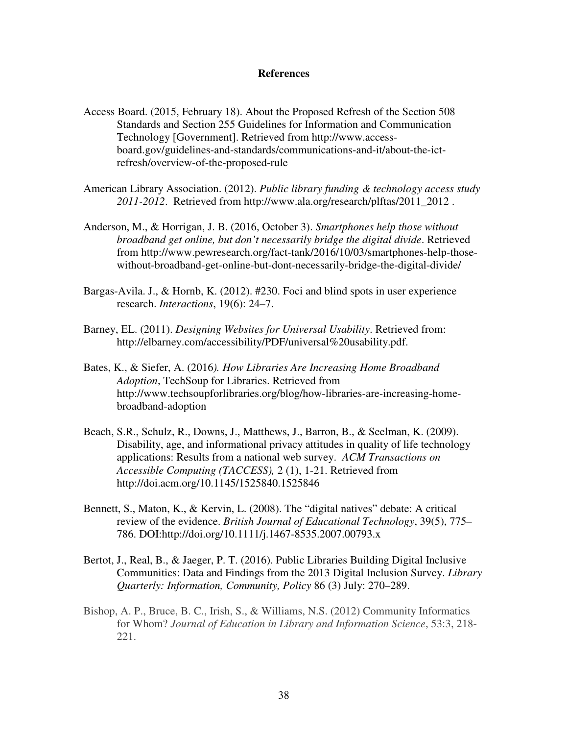**References**

Access Board. (2015, February 18). About the Proposed Refresh of the Section 508 Standards and Section 255 Guidelines for Information and Communication Technology [Government]. Retrieved from http://www.access-board.gov/guidelines-and-standards/communications-and-it/about-the-ict-refresh/overview-of-the-proposed-rule

American Library Association. (2012). *Public library funding & technology access study 2011-2012*. Retrieved from http://www.ala.org/research/plftas/2011_2012 .

Anderson, M., & Horrigan, J. B. (2016, October 3). *Smartphones help those without broadband get online, but don't necessarily bridge the digital divide*. Retrieved from http://www.pewresearch.org/fact-tank/2016/10/03/smartphones-help-those-without-broadband-get-online-but-dont-necessarily-bridge-the-digital-divide/

Bargas-Avila. J., & Hornb, K. (2012). #230. Foci and blind spots in user experience research. *Interactions*, 19(6): 24–7.

Barney, EL. (2011). *Designing Websites for Universal Usability*. Retrieved from: http://elbarney.com/accessibility/PDF/universal%20usability.pdf.

Bates, K., & Siefer, A. (2016*). How Libraries Are Increasing Home Broadband Adoption*, TechSoup for Libraries. Retrieved from http://www.techsoupforlibraries.org/blog/how-libraries-are-increasing-home-broadband-adoption

Beach, S.R., Schulz, R., Downs, J., Matthews, J., Barron, B., & Seelman, K. (2009). Disability, age, and informational privacy attitudes in quality of life technology applications: Results from a national web survey. *ACM Transactions on Accessible Computing (TACCESS),* 2 (1), 1-21. Retrieved from http://doi.acm.org/10.1145/1525840.1525846

Bennett, S., Maton, K., & Kervin, L. (2008). The "digital natives" debate: A critical review of the evidence. *British Journal of Educational Technology*, 39(5), 775–786. DOI:http://doi.org/10.1111/j.1467-8535.2007.00793.x

Bertot, J., Real, B., & Jaeger, P. T. (2016). Public Libraries Building Digital Inclusive Communities: Data and Findings from the 2013 Digital Inclusion Survey. *Library Quarterly: Information, Community, Policy* 86 (3) July: 270–289.

Bishop, A. P., Bruce, B. C., Irish, S., & Williams, N.S. (2012) Community Informatics for Whom? *Journal of Education in Library and Information Science*, 53:3, 218-221.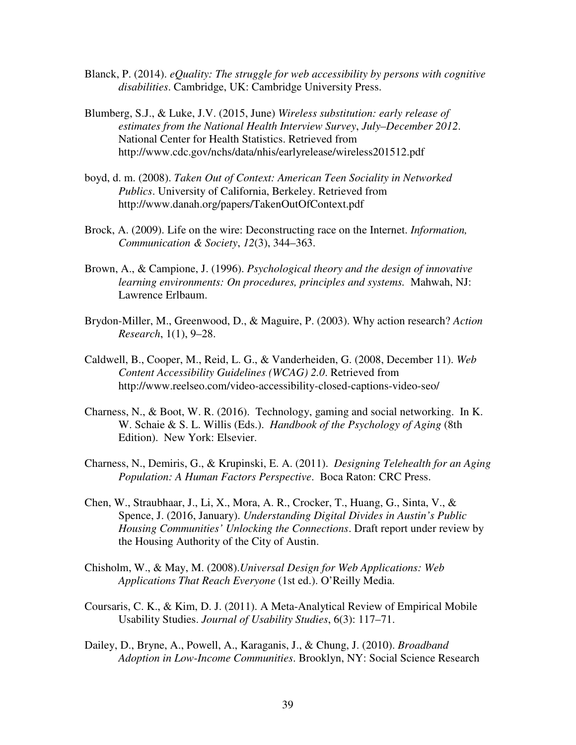Blanck, P. (2014). *eQuality: The struggle for web accessibility by persons with cognitive disabilities*. Cambridge, UK: Cambridge University Press.

Blumberg, S.J., & Luke, J.V. (2015, June) *Wireless substitution: early release of estimates from the National Health Interview Survey, July–December 2012*. National Center for Health Statistics. Retrieved from http://www.cdc.gov/nchs/data/nhis/earlyrelease/wireless201512.pdf

boyd, d. m. (2008). *Taken Out of Context: American Teen Sociality in Networked Publics*. University of California, Berkeley. Retrieved from http://www.danah.org/papers/TakenOutOfContext.pdf

Brock, A. (2009). Life on the wire: Deconstructing race on the Internet. *Information, Communication & Society*, *12*(3), 344–363.

Brown, A., & Campione, J. (1996). *Psychological theory and the design of innovative learning environments: On procedures, principles and systems.* Mahwah, NJ: Lawrence Erlbaum.

Brydon-Miller, M., Greenwood, D., & Maguire, P. (2003). Why action research? *Action Research*, 1(1), 9–28.

Caldwell, B., Cooper, M., Reid, L. G., & Vanderheiden, G. (2008, December 11). *Web Content Accessibility Guidelines (WCAG) 2.0*. Retrieved from http://www.reelseo.com/video-accessibility-closed-captions-video-seo/

Charness, N., & Boot, W. R. (2016). Technology, gaming and social networking. In K. W. Schaie & S. L. Willis (Eds.). *Handbook of the Psychology of Aging* (8th Edition). New York: Elsevier.

Charness, N., Demiris, G., & Krupinski, E. A. (2011). *Designing Telehealth for an Aging Population: A Human Factors Perspective*. Boca Raton: CRC Press.

Chen, W., Straubhaar, J., Li, X., Mora, A. R., Crocker, T., Huang, G., Sinta, V., & Spence, J. (2016, January). *Understanding Digital Divides in Austin's Public Housing Communities' Unlocking the Connections*. Draft report under review by the Housing Authority of the City of Austin.

Chisholm, W., & May, M. (2008).*Universal Design for Web Applications: Web Applications That Reach Everyone* (1st ed.). O'Reilly Media.

Coursaris, C. K., & Kim, D. J. (2011). A Meta-Analytical Review of Empirical Mobile Usability Studies. *Journal of Usability Studies*, 6(3): 117–71.

Dailey, D., Bryne, A., Powell, A., Karaganis, J., & Chung, J. (2010). *Broadband Adoption in Low-Income Communities*. Brooklyn, NY: Social Science Research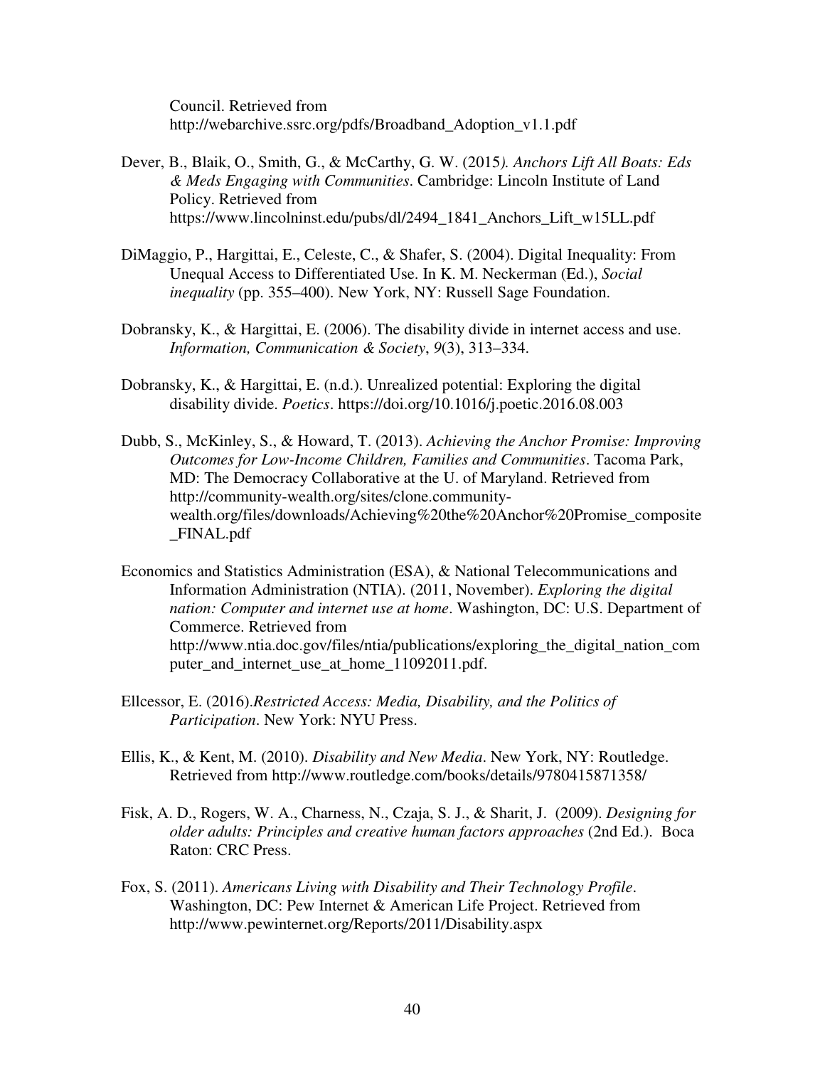Council. Retrieved from http://webarchive.ssrc.org/pdfs/Broadband_Adoption_v1.1.pdf

Dever, B., Blaik, O., Smith, G., & McCarthy, G. W. (2015*). Anchors Lift All Boats: Eds & Meds Engaging with Communities*. Cambridge: Lincoln Institute of Land Policy. Retrieved from https://www.lincolninst.edu/pubs/dl/2494_1841_Anchors_Lift_w15LL.pdf

DiMaggio, P., Hargittai, E., Celeste, C., & Shafer, S. (2004). Digital Inequality: From Unequal Access to Differentiated Use. In K. M. Neckerman (Ed.), *Social inequality* (pp. 355–400). New York, NY: Russell Sage Foundation.

Dobransky, K., & Hargittai, E. (2006). The disability divide in internet access and use. *Information, Communication & Society*, *9*(3), 313–334.

Dobransky, K., & Hargittai, E. (n.d.). Unrealized potential: Exploring the digital disability divide. *Poetics*. https://doi.org/10.1016/j.poetic.2016.08.003

Dubb, S., McKinley, S., & Howard, T. (2013). *Achieving the Anchor Promise: Improving Outcomes for Low-Income Children, Families and Communities*. Tacoma Park, MD: The Democracy Collaborative at the U. of Maryland. Retrieved from http://community-wealth.org/sites/clone.community-wealth.org/files/downloads/Achieving%20the%20Anchor%20Promise_composite_FINAL.pdf

Economics and Statistics Administration (ESA), & National Telecommunications and Information Administration (NTIA). (2011, November). *Exploring the digital nation: Computer and internet use at home*. Washington, DC: U.S. Department of Commerce. Retrieved from http://www.ntia.doc.gov/files/ntia/publications/exploring_the_digital_nation_computer_and_internet_use_at_home_11092011.pdf.

Ellcessor, E. (2016).*Restricted Access: Media, Disability, and the Politics of Participation*. New York: NYU Press.

Ellis, K., & Kent, M. (2010). *Disability and New Media*. New York, NY: Routledge. Retrieved from http://www.routledge.com/books/details/9780415871358/

Fisk, A. D., Rogers, W. A., Charness, N., Czaja, S. J., & Sharit, J. (2009). *Designing for older adults: Principles and creative human factors approaches* (2nd Ed.). Boca Raton: CRC Press.

Fox, S. (2011). *Americans Living with Disability and Their Technology Profile*. Washington, DC: Pew Internet & American Life Project. Retrieved from http://www.pewinternet.org/Reports/2011/Disability.aspx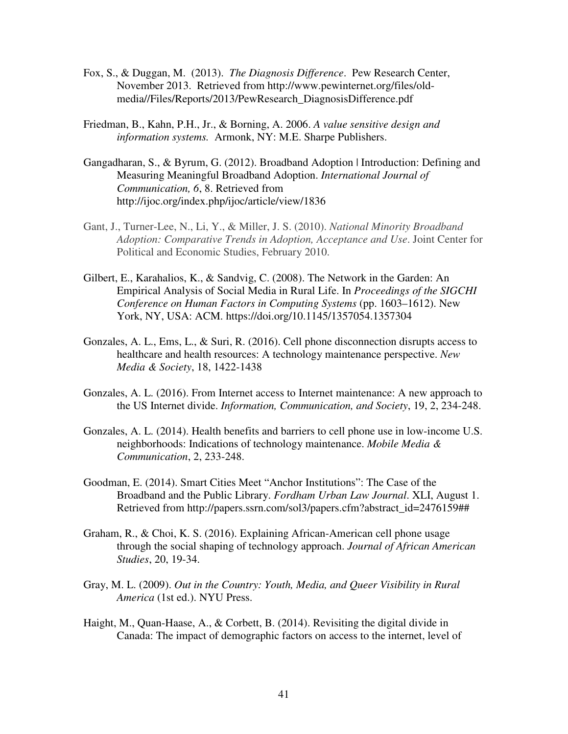Fox, S., & Duggan, M. (2013). *The Diagnosis Difference*. Pew Research Center, November 2013. Retrieved from http://www.pewinternet.org/files/old-media//Files/Reports/2013/PewResearch_DiagnosisDifference.pdf

Friedman, B., Kahn, P.H., Jr., & Borning, A. 2006. *A value sensitive design and information systems.* Armonk, NY: M.E. Sharpe Publishers.

Gangadharan, S., & Byrum, G. (2012). Broadband Adoption | Introduction: Defining and Measuring Meaningful Broadband Adoption. *International Journal of Communication, 6*, 8. Retrieved from http://ijoc.org/index.php/ijoc/article/view/1836

Gant, J., Turner-Lee, N., Li, Y., & Miller, J. S. (2010). *National Minority Broadband Adoption: Comparative Trends in Adoption, Acceptance and Use*. Joint Center for Political and Economic Studies, February 2010.

Gilbert, E., Karahalios, K., & Sandvig, C. (2008). The Network in the Garden: An Empirical Analysis of Social Media in Rural Life. In *Proceedings of the SIGCHI Conference on Human Factors in Computing Systems* (pp. 1603–1612). New York, NY, USA: ACM. https://doi.org/10.1145/1357054.1357304

Gonzales, A. L., Ems, L., & Suri, R. (2016). Cell phone disconnection disrupts access to healthcare and health resources: A technology maintenance perspective. *New Media & Society*, 18, 1422-1438

Gonzales, A. L. (2016). From Internet access to Internet maintenance: A new approach to the US Internet divide. *Information, Communication, and Society*, 19, 2, 234-248.

Gonzales, A. L. (2014). Health benefits and barriers to cell phone use in low-income U.S. neighborhoods: Indications of technology maintenance. *Mobile Media & Communication*, 2, 233-248.

Goodman, E. (2014). Smart Cities Meet "Anchor Institutions": The Case of the Broadband and the Public Library. *Fordham Urban Law Journal*. XLI, August 1. Retrieved from http://papers.ssrn.com/sol3/papers.cfm?abstract_id=2476159##

Graham, R., & Choi, K. S. (2016). Explaining African-American cell phone usage through the social shaping of technology approach. *Journal of African American Studies*, 20, 19-34.

Gray, M. L. (2009). *Out in the Country: Youth, Media, and Queer Visibility in Rural America* (1st ed.). NYU Press.

Haight, M., Quan-Haase, A., & Corbett, B. (2014). Revisiting the digital divide in Canada: The impact of demographic factors on access to the internet, level of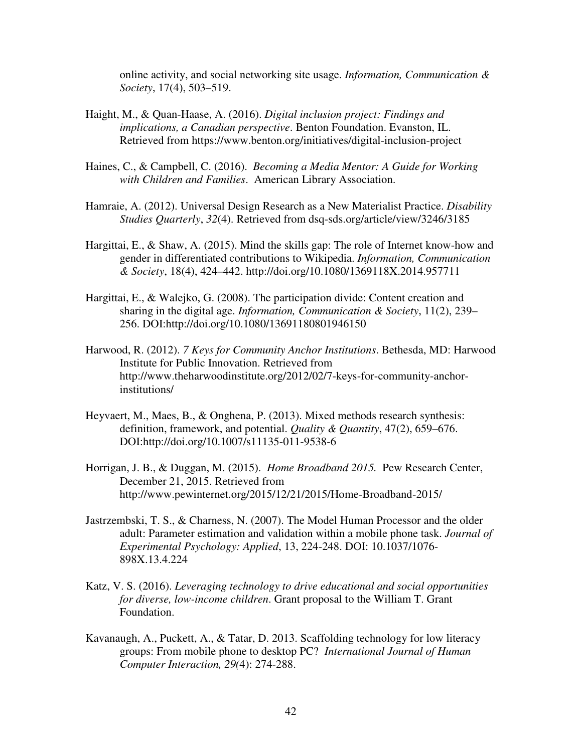online activity, and social networking site usage. *Information, Communication & Society*, 17(4), 503–519.

Haight, M., & Quan-Haase, A. (2016). *Digital inclusion project: Findings and implications, a Canadian perspective*. Benton Foundation. Evanston, IL. Retrieved from https://www.benton.org/initiatives/digital-inclusion-project

Haines, C., & Campbell, C. (2016). *Becoming a Media Mentor: A Guide for Working with Children and Families*. American Library Association.

Hamraie, A. (2012). Universal Design Research as a New Materialist Practice. *Disability Studies Quarterly*, *32*(4). Retrieved from dsq-sds.org/article/view/3246/3185

Hargittai, E., & Shaw, A. (2015). Mind the skills gap: The role of Internet know-how and gender in differentiated contributions to Wikipedia. *Information, Communication & Society*, 18(4), 424–442. http://doi.org/10.1080/1369118X.2014.957711

Hargittai, E., & Walejko, G. (2008). The participation divide: Content creation and sharing in the digital age. *Information, Communication & Society*, 11(2), 239–256. DOI:http://doi.org/10.1080/13691180801946150

Harwood, R. (2012). *7 Keys for Community Anchor Institutions*. Bethesda, MD: Harwood Institute for Public Innovation. Retrieved from http://www.theharwoodinstitute.org/2012/02/7-keys-for-community-anchor-institutions/

Heyvaert, M., Maes, B., & Onghena, P. (2013). Mixed methods research synthesis: definition, framework, and potential. *Quality & Quantity*, 47(2), 659–676. DOI:http://doi.org/10.1007/s11135-011-9538-6

Horrigan, J. B., & Duggan, M. (2015). *Home Broadband 2015.* Pew Research Center, December 21, 2015. Retrieved from http://www.pewinternet.org/2015/12/21/2015/Home-Broadband-2015/

Jastrzembski, T. S., & Charness, N. (2007). The Model Human Processor and the older adult: Parameter estimation and validation within a mobile phone task. *Journal of Experimental Psychology: Applied*, 13, 224-248. DOI: 10.1037/1076-898X.13.4.224

Katz, V. S. (2016). *Leveraging technology to drive educational and social opportunities for diverse, low-income children*. Grant proposal to the William T. Grant Foundation.

Kavanaugh, A., Puckett, A., & Tatar, D. 2013. Scaffolding technology for low literacy groups: From mobile phone to desktop PC? *International Journal of Human Computer Interaction, 29(*4): 274-288.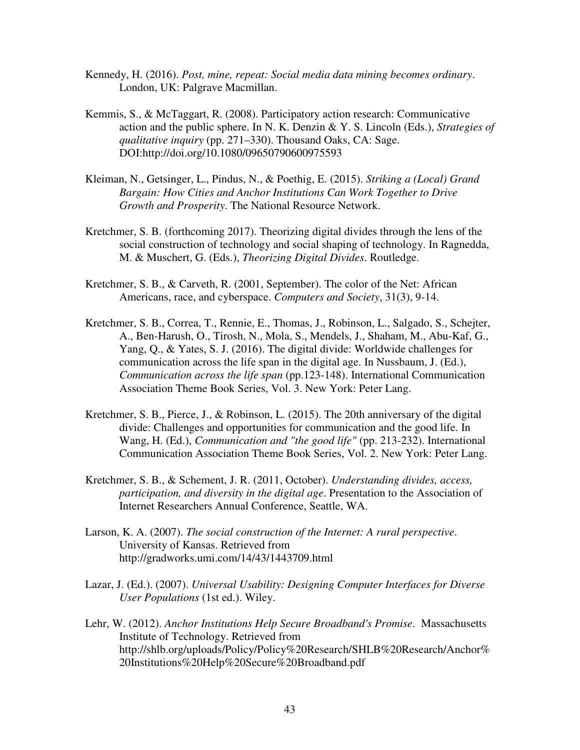Kennedy, H. (2016). *Post, mine, repeat: Social media data mining becomes ordinary*. London, UK: Palgrave Macmillan.

Kemmis, S., & McTaggart, R. (2008). Participatory action research: Communicative action and the public sphere. In N. K. Denzin & Y. S. Lincoln (Eds.), *Strategies of qualitative inquiry* (pp. 271–330). Thousand Oaks, CA: Sage. DOI:http://doi.org/10.1080/09650790600975593

Kleiman, N., Getsinger, L., Pindus, N., & Poethig, E. (2015). *Striking a (Local) Grand Bargain: How Cities and Anchor Institutions Can Work Together to Drive Growth and Prosperity*. The National Resource Network.

Kretchmer, S. B. (forthcoming 2017). Theorizing digital divides through the lens of the social construction of technology and social shaping of technology. In Ragnedda, M. & Muschert, G. (Eds.), *Theorizing Digital Divides*. Routledge.

Kretchmer, S. B., & Carveth, R. (2001, September). The color of the Net: African Americans, race, and cyberspace. *Computers and Society*, 31(3), 9-14.

Kretchmer, S. B., Correa, T., Rennie, E., Thomas, J., Robinson, L., Salgado, S., Schejter, A., Ben-Harush, O., Tirosh, N., Mola, S., Mendels, J., Shaham, M., Abu-Kaf, G., Yang, Q., & Yates, S. J. (2016). The digital divide: Worldwide challenges for communication across the life span in the digital age. In Nussbaum, J. (Ed.), *Communication across the life span* (pp.123-148). International Communication Association Theme Book Series, Vol. 3. New York: Peter Lang.

Kretchmer, S. B., Pierce, J., & Robinson, L. (2015). The 20th anniversary of the digital divide: Challenges and opportunities for communication and the good life. In Wang, H. (Ed.), *Communication and "the good life"* (pp. 213-232). International Communication Association Theme Book Series, Vol. 2. New York: Peter Lang.

Kretchmer, S. B., & Schement, J. R. (2011, October). *Understanding divides, access, participation, and diversity in the digital age*. Presentation to the Association of Internet Researchers Annual Conference, Seattle, WA.

Larson, K. A. (2007). *The social construction of the Internet: A rural perspective*. University of Kansas. Retrieved from http://gradworks.umi.com/14/43/1443709.html

Lazar, J. (Ed.). (2007). *Universal Usability: Designing Computer Interfaces for Diverse User Populations* (1st ed.). Wiley.

Lehr, W. (2012). *Anchor Institutions Help Secure Broadband's Promise*. Massachusetts Institute of Technology. Retrieved from http://shlb.org/uploads/Policy/Policy%20Research/SHLB%20Research/Anchor%20Institutions%20Help%20Secure%20Broadband.pdf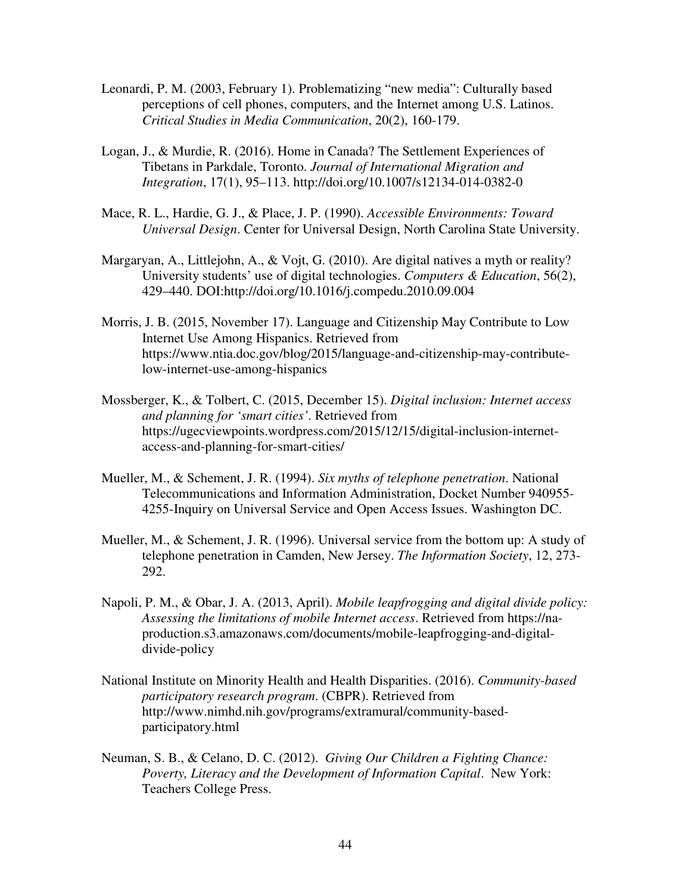Leonardi, P. M. (2003, February 1). Problematizing "new media": Culturally based perceptions of cell phones, computers, and the Internet among U.S. Latinos. *Critical Studies in Media Communication*, 20(2), 160-179.

Logan, J., & Murdie, R. (2016). Home in Canada? The Settlement Experiences of Tibetans in Parkdale, Toronto. *Journal of International Migration and Integration*, 17(1), 95–113. http://doi.org/10.1007/s12134-014-0382-0

Mace, R. L., Hardie, G. J., & Place, J. P. (1990). *Accessible Environments: Toward Universal Design*. Center for Universal Design, North Carolina State University.

Margaryan, A., Littlejohn, A., & Vojt, G. (2010). Are digital natives a myth or reality? University students' use of digital technologies. *Computers & Education*, 56(2), 429–440. DOI:http://doi.org/10.1016/j.compedu.2010.09.004

Morris, J. B. (2015, November 17). Language and Citizenship May Contribute to Low Internet Use Among Hispanics. Retrieved from https://www.ntia.doc.gov/blog/2015/language-and-citizenship-may-contribute-low-internet-use-among-hispanics

Mossberger, K., & Tolbert, C. (2015, December 15). *Digital inclusion: Internet access and planning for 'smart cities'*. Retrieved from https://ugecviewpoints.wordpress.com/2015/12/15/digital-inclusion-internet-access-and-planning-for-smart-cities/

Mueller, M., & Schement, J. R. (1994). *Six myths of telephone penetration*. National Telecommunications and Information Administration, Docket Number 940955-4255-Inquiry on Universal Service and Open Access Issues. Washington DC.

Mueller, M., & Schement, J. R. (1996). Universal service from the bottom up: A study of telephone penetration in Camden, New Jersey. *The Information Society*, 12, 273-292.

Napoli, P. M., & Obar, J. A. (2013, April). *Mobile leapfrogging and digital divide policy: Assessing the limitations of mobile Internet access*. Retrieved from https://na-production.s3.amazonaws.com/documents/mobile-leapfrogging-and-digital-divide-policy

National Institute on Minority Health and Health Disparities. (2016). *Community-based participatory research program*. (CBPR). Retrieved from http://www.nimhd.nih.gov/programs/extramural/community-based-participatory.html

Neuman, S. B., & Celano, D. C. (2012). *Giving Our Children a Fighting Chance: Poverty, Literacy and the Development of Information Capital*. New York: Teachers College Press.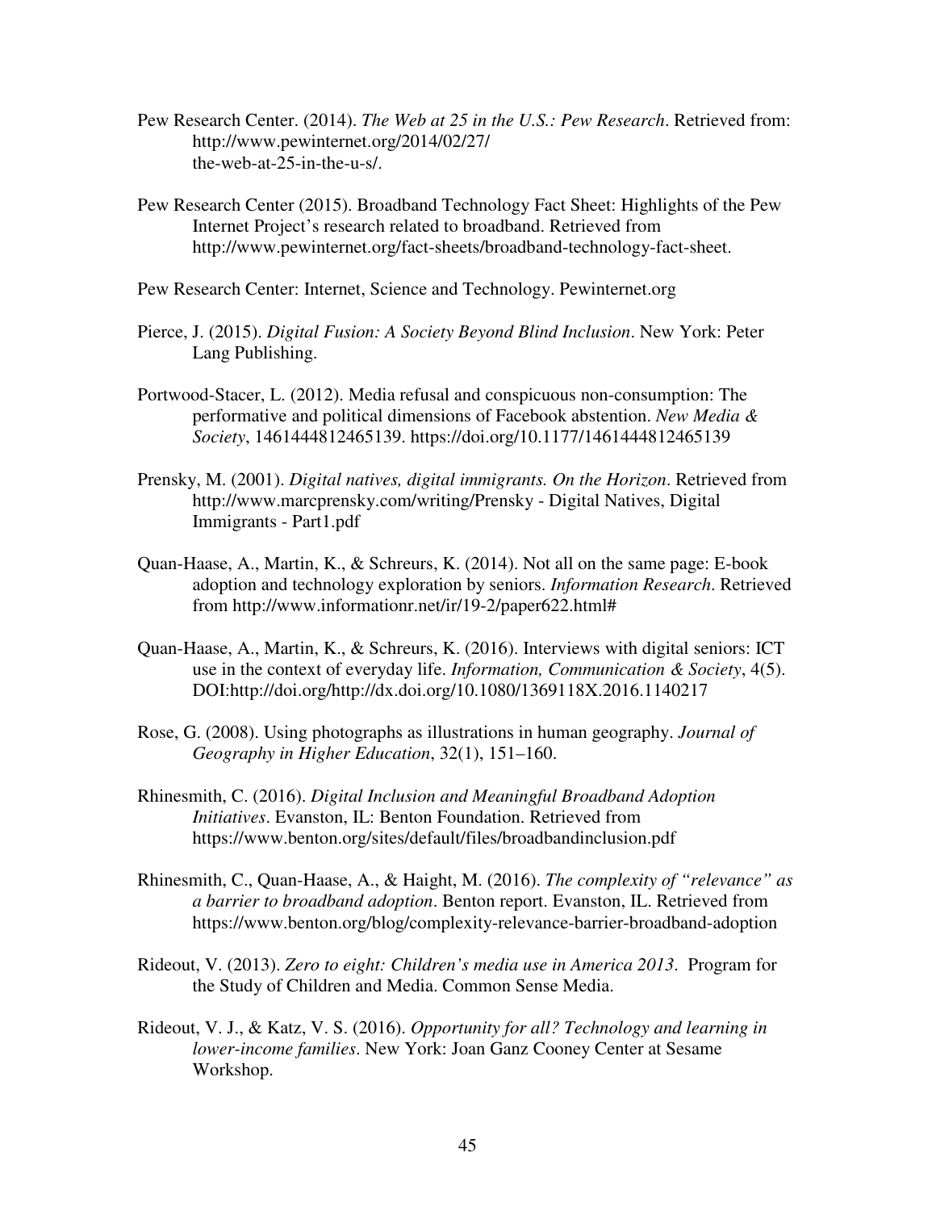Pew Research Center. (2014). *The Web at 25 in the U.S.: Pew Research*. Retrieved from: http://www.pewinternet.org/2014/02/27/the-web-at-25-in-the-u-s/.

Pew Research Center (2015). Broadband Technology Fact Sheet: Highlights of the Pew Internet Project's research related to broadband. Retrieved from http://www.pewinternet.org/fact-sheets/broadband-technology-fact-sheet.

Pew Research Center: Internet, Science and Technology. Pewinternet.org

Pierce, J. (2015). *Digital Fusion: A Society Beyond Blind Inclusion*. New York: Peter Lang Publishing.

Portwood-Stacer, L. (2012). Media refusal and conspicuous non-consumption: The performative and political dimensions of Facebook abstention. *New Media & Society*, 1461444812465139. https://doi.org/10.1177/1461444812465139

Prensky, M. (2001). *Digital natives, digital immigrants. On the Horizon*. Retrieved from http://www.marcprensky.com/writing/Prensky - Digital Natives, Digital Immigrants - Part1.pdf

Quan-Haase, A., Martin, K., & Schreurs, K. (2014). Not all on the same page: E-book adoption and technology exploration by seniors. *Information Research*. Retrieved from http://www.informationr.net/ir/19-2/paper622.html#

Quan-Haase, A., Martin, K., & Schreurs, K. (2016). Interviews with digital seniors: ICT use in the context of everyday life. *Information, Communication & Society*, 4(5). DOI:http://doi.org/http://dx.doi.org/10.1080/1369118X.2016.1140217

Rose, G. (2008). Using photographs as illustrations in human geography. *Journal of Geography in Higher Education*, 32(1), 151–160.

Rhinesmith, C. (2016). *Digital Inclusion and Meaningful Broadband Adoption Initiatives*. Evanston, IL: Benton Foundation. Retrieved from https://www.benton.org/sites/default/files/broadbandinclusion.pdf

Rhinesmith, C., Quan-Haase, A., & Haight, M. (2016). *The complexity of "relevance" as a barrier to broadband adoption*. Benton report. Evanston, IL. Retrieved from https://www.benton.org/blog/complexity-relevance-barrier-broadband-adoption

Rideout, V. (2013). *Zero to eight: Children's media use in America 2013*. Program for the Study of Children and Media. Common Sense Media.

Rideout, V. J., & Katz, V. S. (2016). *Opportunity for all? Technology and learning in lower-income families*. New York: Joan Ganz Cooney Center at Sesame Workshop.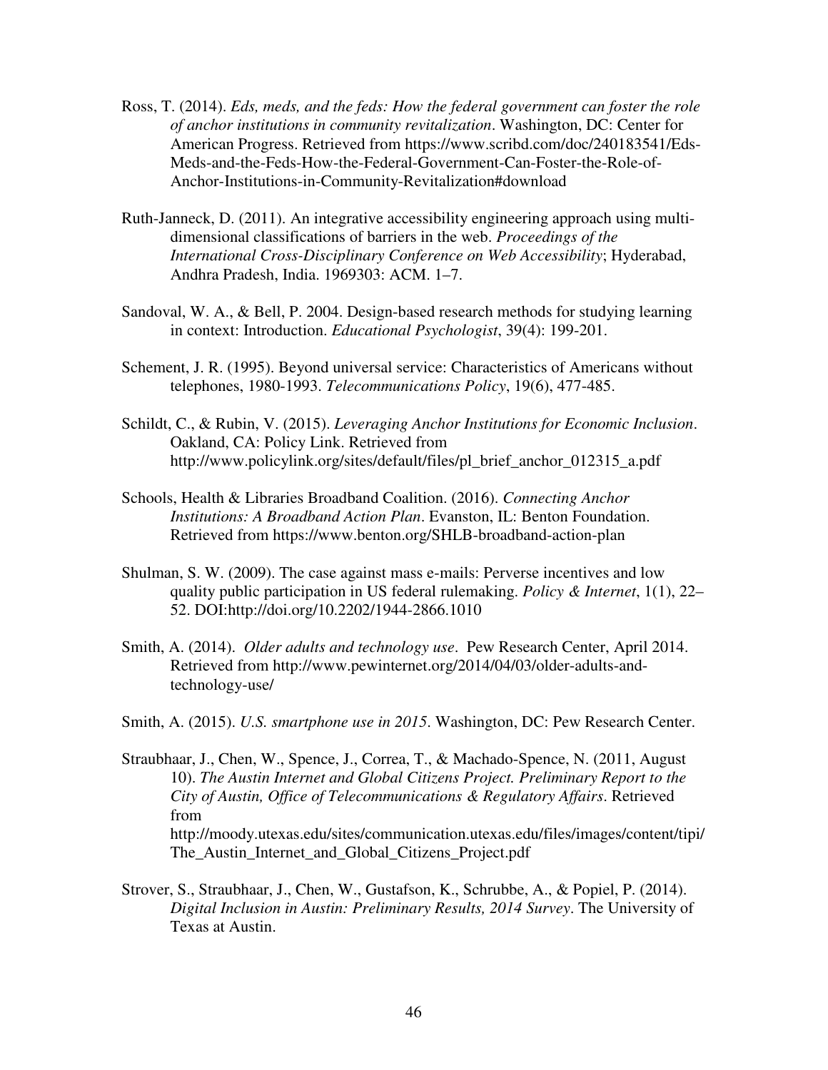Ross, T. (2014). *Eds, meds, and the feds: How the federal government can foster the role of anchor institutions in community revitalization*. Washington, DC: Center for American Progress. Retrieved from https://www.scribd.com/doc/240183541/Eds-Meds-and-the-Feds-How-the-Federal-Government-Can-Foster-the-Role-of-Anchor-Institutions-in-Community-Revitalization#download

Ruth-Janneck, D. (2011). An integrative accessibility engineering approach using multi-dimensional classifications of barriers in the web. *Proceedings of the International Cross-Disciplinary Conference on Web Accessibility*; Hyderabad, Andhra Pradesh, India. 1969303: ACM. 1–7.

Sandoval, W. A., & Bell, P. 2004. Design-based research methods for studying learning in context: Introduction. *Educational Psychologist*, 39(4): 199-201.

Schement, J. R. (1995). Beyond universal service: Characteristics of Americans without telephones, 1980-1993. *Telecommunications Policy*, 19(6), 477-485.

Schildt, C., & Rubin, V. (2015). *Leveraging Anchor Institutions for Economic Inclusion*. Oakland, CA: Policy Link. Retrieved from http://www.policylink.org/sites/default/files/pl_brief_anchor_012315_a.pdf

Schools, Health & Libraries Broadband Coalition. (2016). *Connecting Anchor Institutions: A Broadband Action Plan*. Evanston, IL: Benton Foundation. Retrieved from https://www.benton.org/SHLB-broadband-action-plan

Shulman, S. W. (2009). The case against mass e-mails: Perverse incentives and low quality public participation in US federal rulemaking. *Policy & Internet*, 1(1), 22–52. DOI:http://doi.org/10.2202/1944-2866.1010

Smith, A. (2014). *Older adults and technology use*. Pew Research Center, April 2014. Retrieved from http://www.pewinternet.org/2014/04/03/older-adults-and-technology-use/

Smith, A. (2015). *U.S. smartphone use in 2015*. Washington, DC: Pew Research Center.

Straubhaar, J., Chen, W., Spence, J., Correa, T., & Machado-Spence, N. (2011, August 10). *The Austin Internet and Global Citizens Project. Preliminary Report to the City of Austin, Office of Telecommunications & Regulatory Affairs*. Retrieved from http://moody.utexas.edu/sites/communication.utexas.edu/files/images/content/tipi/The_Austin_Internet_and_Global_Citizens_Project.pdf

Strover, S., Straubhaar, J., Chen, W., Gustafson, K., Schrubbe, A., & Popiel, P. (2014). *Digital Inclusion in Austin: Preliminary Results, 2014 Survey*. The University of Texas at Austin.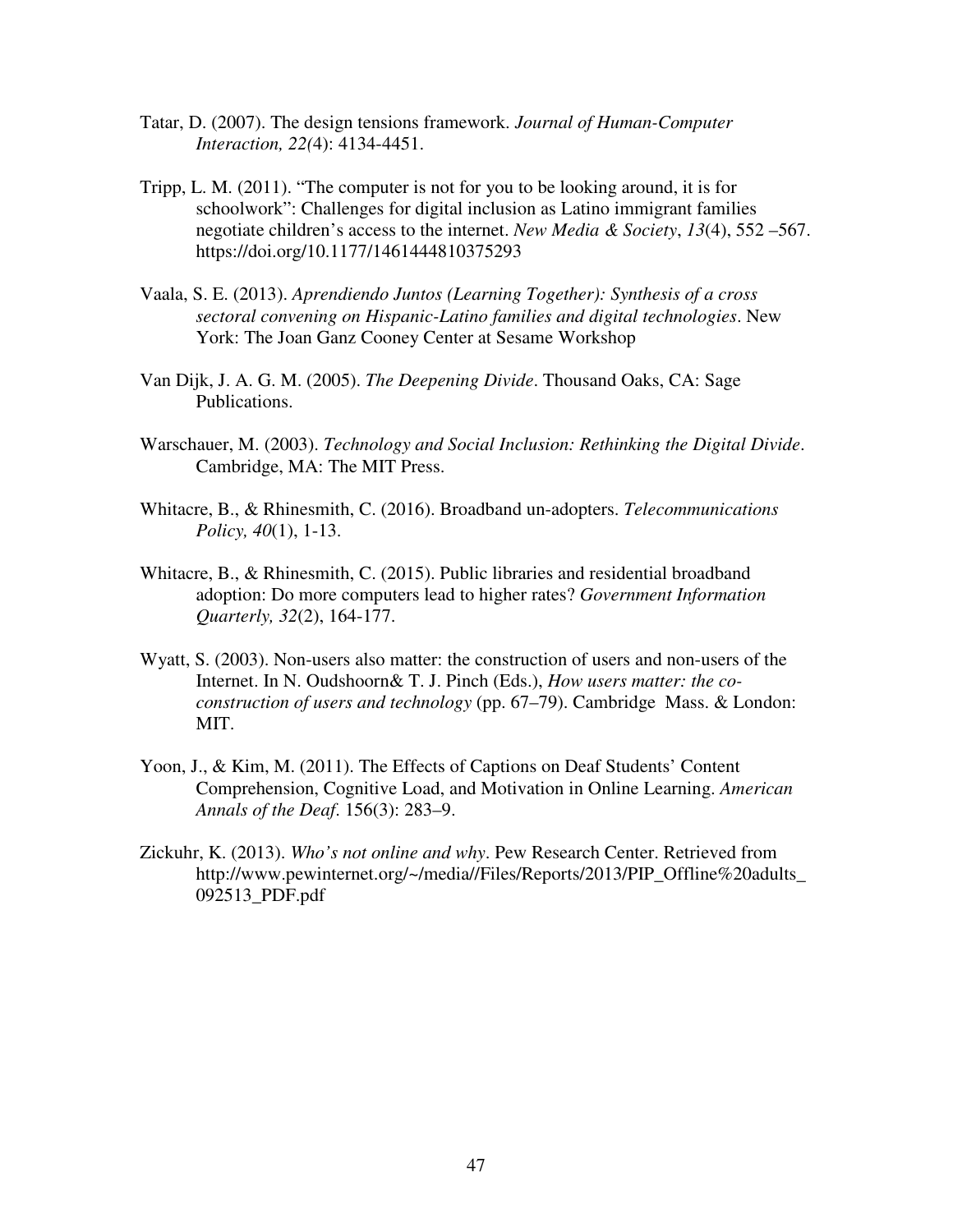Tatar, D. (2007). The design tensions framework. *Journal of Human-Computer Interaction, 22(*4): 4134-4451.

Tripp, L. M. (2011). "The computer is not for you to be looking around, it is for schoolwork": Challenges for digital inclusion as Latino immigrant families negotiate children's access to the internet. *New Media & Society*, *13*(4), 552 –567. https://doi.org/10.1177/1461444810375293

Vaala, S. E. (2013). *Aprendiendo Juntos (Learning Together): Synthesis of a cross sectoral convening on Hispanic-Latino families and digital technologies*. New York: The Joan Ganz Cooney Center at Sesame Workshop

Van Dijk, J. A. G. M. (2005). *The Deepening Divide*. Thousand Oaks, CA: Sage Publications.

Warschauer, M. (2003). *Technology and Social Inclusion: Rethinking the Digital Divide*. Cambridge, MA: The MIT Press.

Whitacre, B., & Rhinesmith, C. (2016). Broadband un-adopters. *Telecommunications Policy, 40*(1), 1-13.

Whitacre, B., & Rhinesmith, C. (2015). Public libraries and residential broadband adoption: Do more computers lead to higher rates? *Government Information Quarterly, 32*(2), 164-177.

Wyatt, S. (2003). Non-users also matter: the construction of users and non-users of the Internet. In N. Oudshoorn& T. J. Pinch (Eds.), *How users matter: the co-construction of users and technology* (pp. 67–79). Cambridge Mass. & London: MIT.

Yoon, J., & Kim, M. (2011). The Effects of Captions on Deaf Students' Content Comprehension, Cognitive Load, and Motivation in Online Learning. *American Annals of the Deaf*. 156(3): 283–9.

Zickuhr, K. (2013). *Who's not online and why*. Pew Research Center. Retrieved from http://www.pewinternet.org/~/media//Files/Reports/2013/PIP_Offline%20adults_092513_PDF.pdf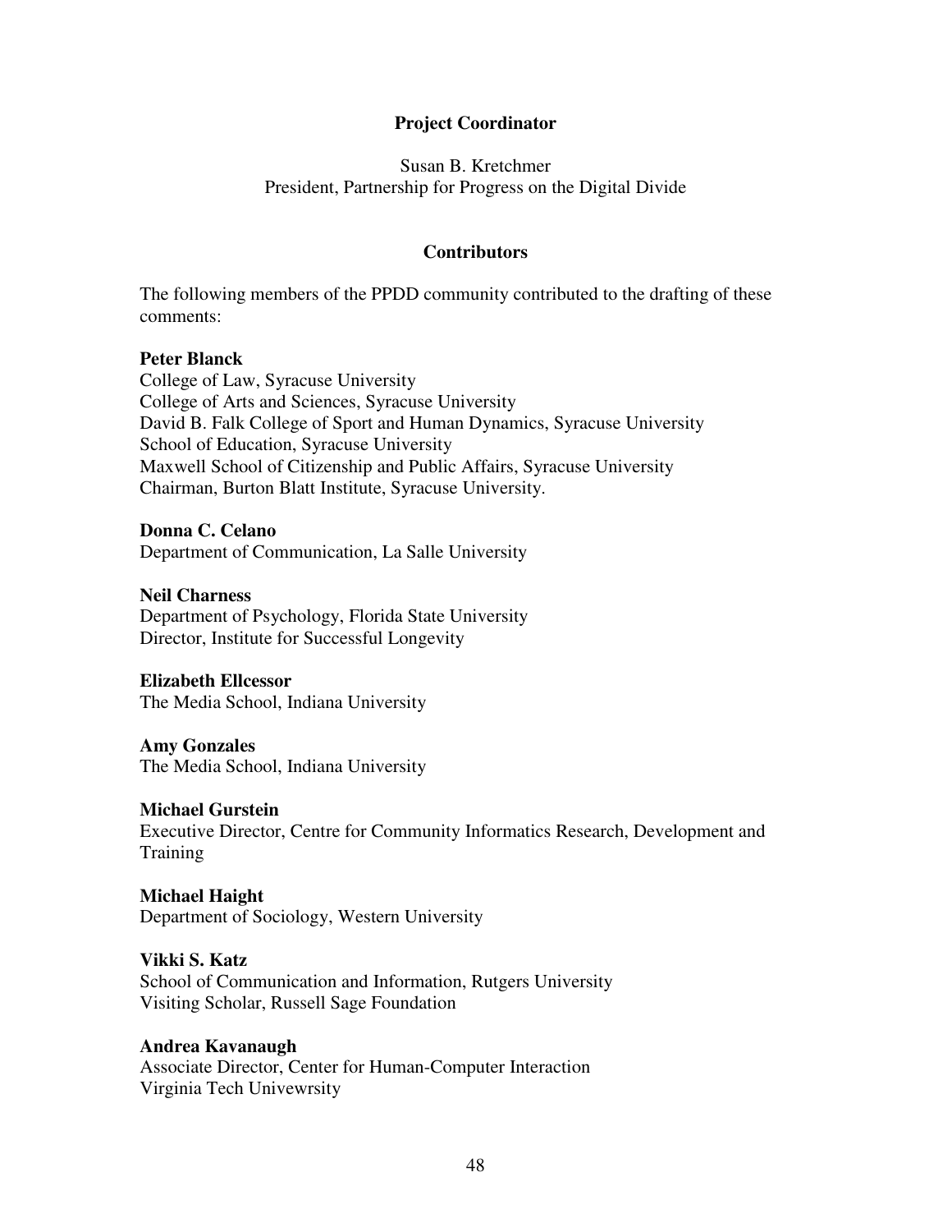**Project Coordinator**

Susan B. Kretchmer
President, Partnership for Progress on the Digital Divide

**Contributors**

The following members of the PPDD community contributed to the drafting of these comments:

**Peter Blanck**
College of Law, Syracuse University
College of Arts and Sciences, Syracuse University
David B. Falk College of Sport and Human Dynamics, Syracuse University
School of Education, Syracuse University
Maxwell School of Citizenship and Public Affairs, Syracuse University
Chairman, Burton Blatt Institute, Syracuse University.

**Donna C. Celano**
Department of Communication, La Salle University

**Neil Charness**
Department of Psychology, Florida State University
Director, Institute for Successful Longevity

**Elizabeth Ellcessor**
The Media School, Indiana University

**Amy Gonzales**
The Media School, Indiana University

**Michael Gurstein**
Executive Director, Centre for Community Informatics Research, Development and Training

**Michael Haight**
Department of Sociology, Western University

**Vikki S. Katz**
School of Communication and Information, Rutgers University
Visiting Scholar, Russell Sage Foundation

**Andrea Kavanaugh**
Associate Director, Center for Human-Computer Interaction
Virginia Tech Univewrsity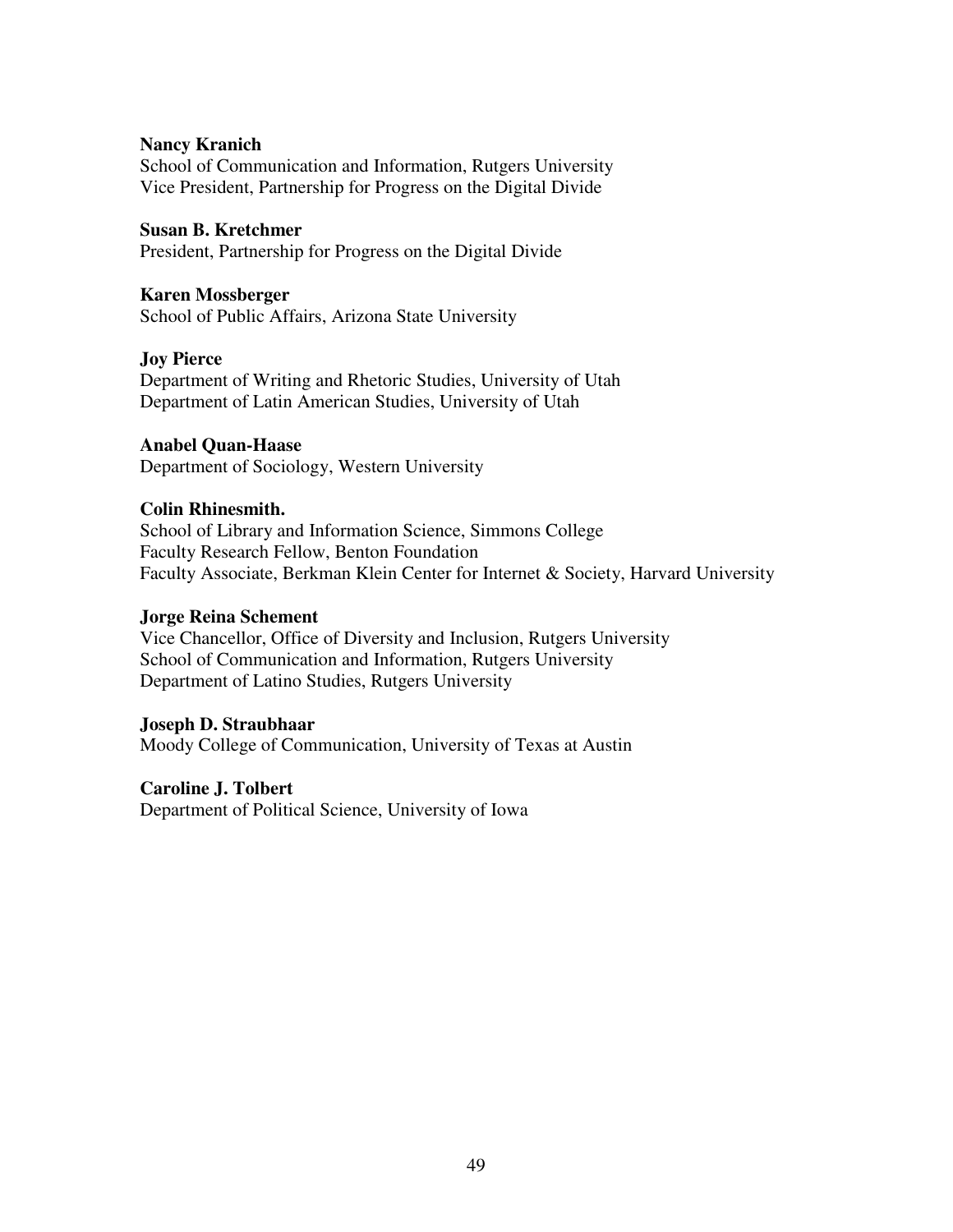**Nancy Kranich**
School of Communication and Information, Rutgers University
Vice President, Partnership for Progress on the Digital Divide

**Susan B. Kretchmer**
President, Partnership for Progress on the Digital Divide

**Karen Mossberger**
School of Public Affairs, Arizona State University

**Joy Pierce**
Department of Writing and Rhetoric Studies, University of Utah
Department of Latin American Studies, University of Utah

**Anabel Quan-Haase**
Department of Sociology, Western University

**Colin Rhinesmith.**
School of Library and Information Science, Simmons College
Faculty Research Fellow, Benton Foundation
Faculty Associate, Berkman Klein Center for Internet & Society, Harvard University

**Jorge Reina Schement**
Vice Chancellor, Office of Diversity and Inclusion, Rutgers University
School of Communication and Information, Rutgers University
Department of Latino Studies, Rutgers University

**Joseph D. Straubhaar**
Moody College of Communication, University of Texas at Austin

**Caroline J. Tolbert**
Department of Political Science, University of Iowa